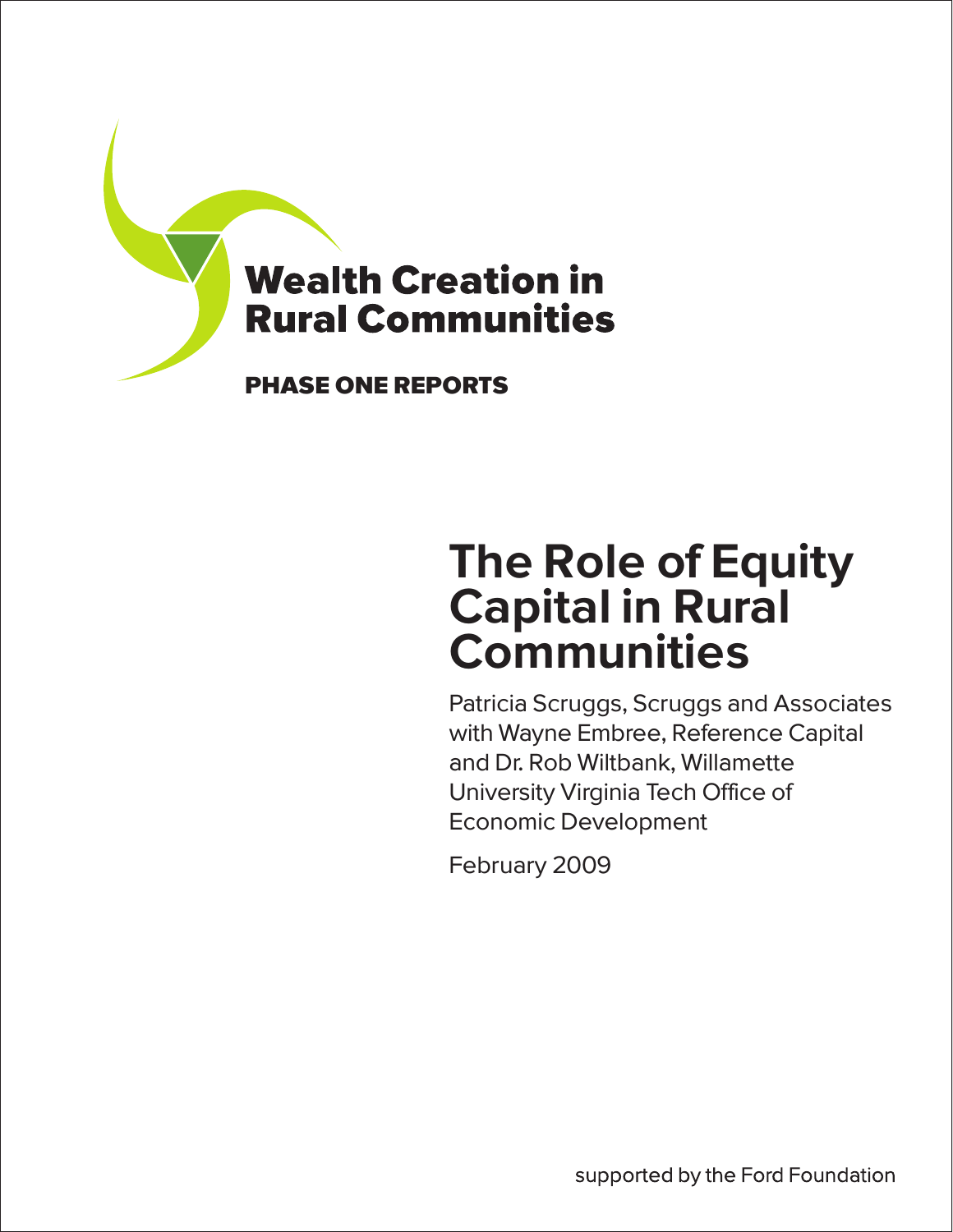**Wealth Creation in Rural Communities**

**PHASE ONE REPORTS**

# The Role of Equity Capital in Rural Communities

Patricia Scruggs, Scruggs and Associates
with Wayne Embree, Reference Capital
and Dr. Rob Wiltbank, Willamette
University Virginia Tech Office of
Economic Development

February 2009

supported by the Ford Foundation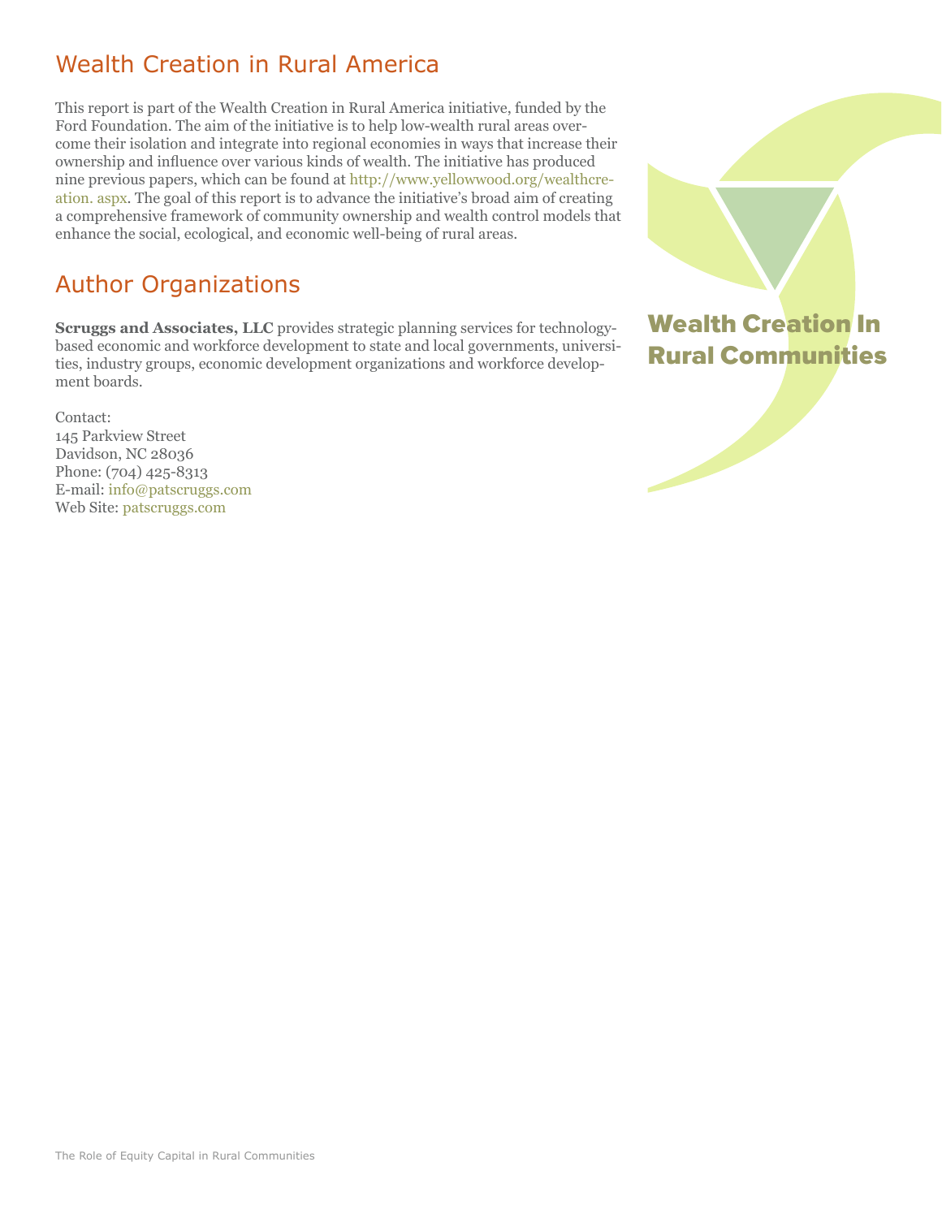## Wealth Creation in Rural America

This report is part of the Wealth Creation in Rural America initiative, funded by the Ford Foundation. The aim of the initiative is to help low-wealth rural areas overcome their isolation and integrate into regional economies in ways that increase their ownership and influence over various kinds of wealth. The initiative has produced nine previous papers, which can be found at http://www.yellowwood.org/wealthcreation.aspx. The goal of this report is to advance the initiative's broad aim of creating a comprehensive framework of community ownership and wealth control models that enhance the social, ecological, and economic well-being of rural areas.

## Author Organizations

**Scruggs and Associates, LLC** provides strategic planning services for technology-based economic and workforce development to state and local governments, universities, industry groups, economic development organizations and workforce development boards.

Contact:
145 Parkview Street
Davidson, NC 28036
Phone: (704) 425-8313
E-mail: info@patscruggs.com
Web Site: patscruggs.com

**Wealth Creation In Rural Communities**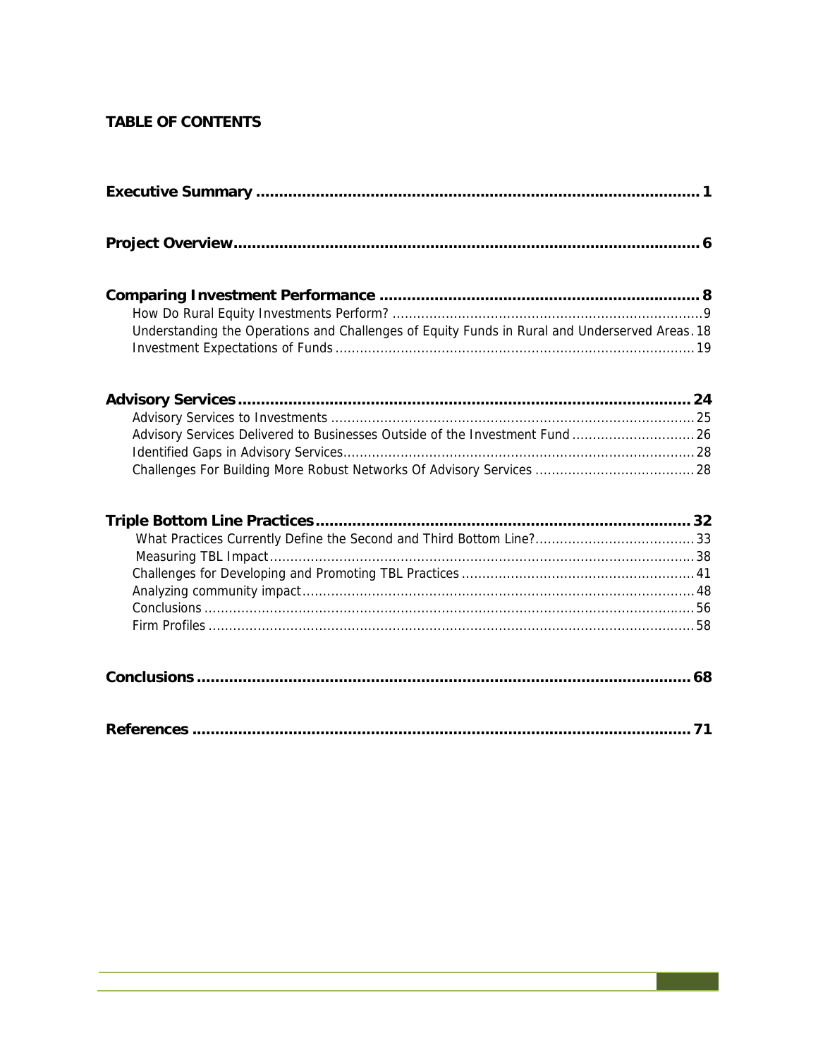**TABLE OF CONTENTS**

**Executive Summary** ..... **1**

**Project Overview** ..... **6**

**Comparing Investment Performance** ..... **8**

- How Do Rural Equity Investments Perform? ..... 9
- Understanding the Operations and Challenges of Equity Funds in Rural and Underserved Areas ..... 18
- Investment Expectations of Funds ..... 19

**Advisory Services** ..... **24**

- Advisory Services to Investments ..... 25
- Advisory Services Delivered to Businesses Outside of the Investment Fund ..... 26
- Identified Gaps in Advisory Services ..... 28
- Challenges For Building More Robust Networks Of Advisory Services ..... 28

**Triple Bottom Line Practices** ..... **32**

- What Practices Currently Define the Second and Third Bottom Line? ..... 33
- Measuring TBL Impact ..... 38
- Challenges for Developing and Promoting TBL Practices ..... 41
- Analyzing community impact ..... 48
- Conclusions ..... 56
- Firm Profiles ..... 58

**Conclusions** ..... **68**

**References** ..... **71**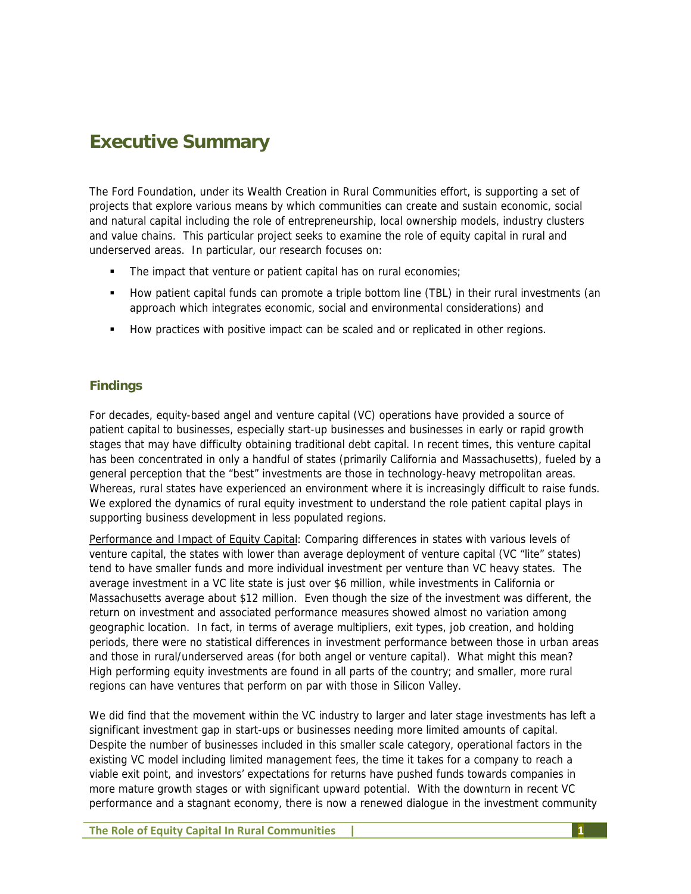# Executive Summary

The Ford Foundation, under its Wealth Creation in Rural Communities effort, is supporting a set of projects that explore various means by which communities can create and sustain economic, social and natural capital including the role of entrepreneurship, local ownership models, industry clusters and value chains. This particular project seeks to examine the role of equity capital in rural and underserved areas. In particular, our research focuses on:

- The impact that venture or patient capital has on rural economies;
- How patient capital funds can promote a triple bottom line (TBL) in their rural investments (an approach which integrates economic, social and environmental considerations) and
- How practices with positive impact can be scaled and or replicated in other regions.

## Findings

For decades, equity-based angel and venture capital (VC) operations have provided a source of patient capital to businesses, especially start-up businesses and businesses in early or rapid growth stages that may have difficulty obtaining traditional debt capital. In recent times, this venture capital has been concentrated in only a handful of states (primarily California and Massachusetts), fueled by a general perception that the "best" investments are those in technology-heavy metropolitan areas. Whereas, rural states have experienced an environment where it is increasingly difficult to raise funds. We explored the dynamics of rural equity investment to understand the role patient capital plays in supporting business development in less populated regions.

Performance and Impact of Equity Capital: Comparing differences in states with various levels of venture capital, the states with lower than average deployment of venture capital (VC "lite" states) tend to have smaller funds and more individual investment per venture than VC heavy states. The average investment in a VC lite state is just over $6 million, while investments in California or Massachusetts average about $12 million. Even though the size of the investment was different, the return on investment and associated performance measures showed almost no variation among geographic location. In fact, in terms of average multipliers, exit types, job creation, and holding periods, there were no statistical differences in investment performance between those in urban areas and those in rural/underserved areas (for both angel or venture capital). What might this mean? High performing equity investments are found in all parts of the country; and smaller, more rural regions can have ventures that perform on par with those in Silicon Valley.

We did find that the movement within the VC industry to larger and later stage investments has left a significant investment gap in start-ups or businesses needing more limited amounts of capital. Despite the number of businesses included in this smaller scale category, operational factors in the existing VC model including limited management fees, the time it takes for a company to reach a viable exit point, and investors' expectations for returns have pushed funds towards companies in more mature growth stages or with significant upward potential. With the downturn in recent VC performance and a stagnant economy, there is now a renewed dialogue in the investment community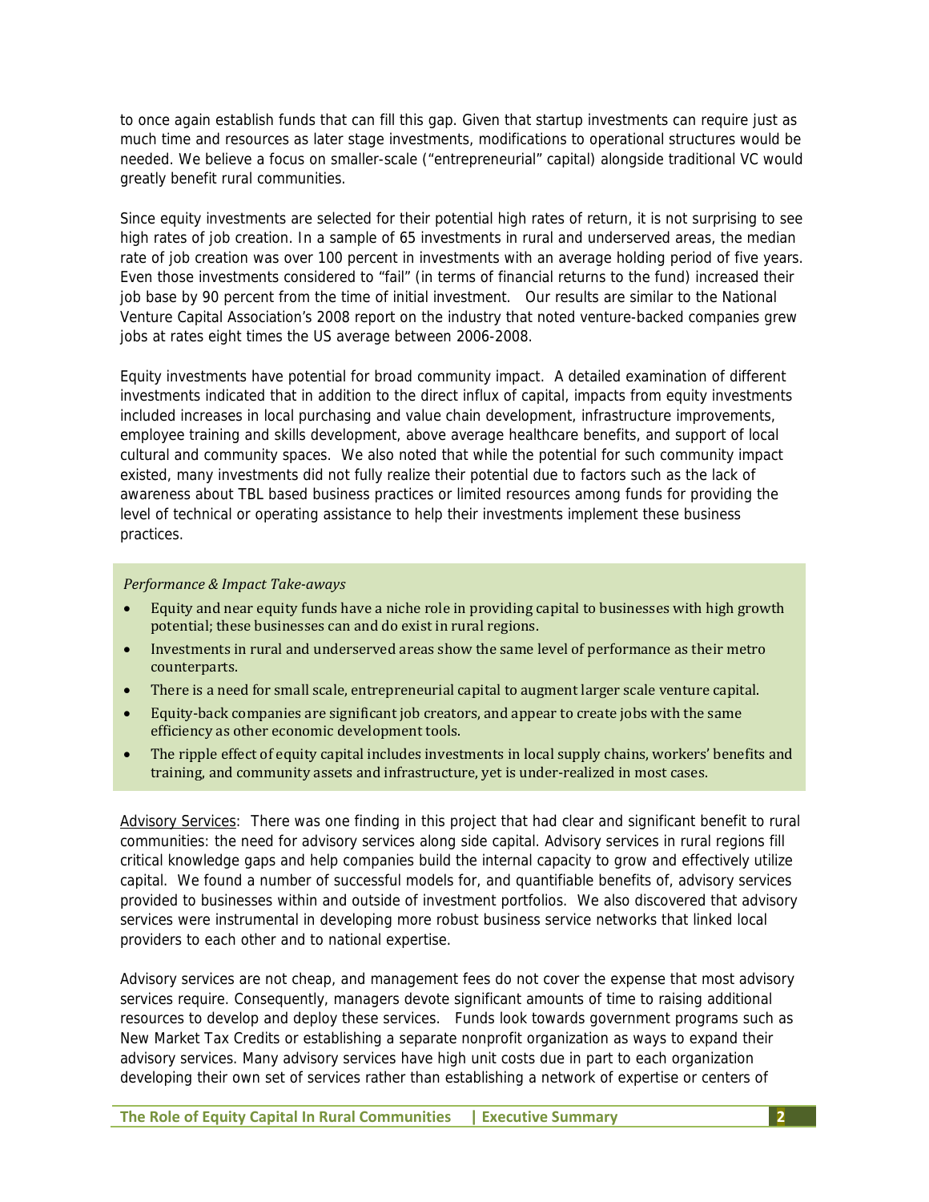to once again establish funds that can fill this gap. Given that startup investments can require just as much time and resources as later stage investments, modifications to operational structures would be needed. We believe a focus on smaller-scale ("entrepreneurial" capital) alongside traditional VC would greatly benefit rural communities.

Since equity investments are selected for their potential high rates of return, it is not surprising to see high rates of job creation. In a sample of 65 investments in rural and underserved areas, the median rate of job creation was over 100 percent in investments with an average holding period of five years. Even those investments considered to "fail" (in terms of financial returns to the fund) increased their job base by 90 percent from the time of initial investment. Our results are similar to the National Venture Capital Association's 2008 report on the industry that noted venture-backed companies grew jobs at rates eight times the US average between 2006-2008.

Equity investments have potential for broad community impact. A detailed examination of different investments indicated that in addition to the direct influx of capital, impacts from equity investments included increases in local purchasing and value chain development, infrastructure improvements, employee training and skills development, above average healthcare benefits, and support of local cultural and community spaces. We also noted that while the potential for such community impact existed, many investments did not fully realize their potential due to factors such as the lack of awareness about TBL based business practices or limited resources among funds for providing the level of technical or operating assistance to help their investments implement these business practices.

*Performance & Impact Take-aways*

- Equity and near equity funds have a niche role in providing capital to businesses with high growth potential; these businesses can and do exist in rural regions.
- Investments in rural and underserved areas show the same level of performance as their metro counterparts.
- There is a need for small scale, entrepreneurial capital to augment larger scale venture capital.
- Equity-back companies are significant job creators, and appear to create jobs with the same efficiency as other economic development tools.
- The ripple effect of equity capital includes investments in local supply chains, workers' benefits and training, and community assets and infrastructure, yet is under-realized in most cases.

<u>Advisory Services</u>: There was one finding in this project that had clear and significant benefit to rural communities: the need for advisory services along side capital. Advisory services in rural regions fill critical knowledge gaps and help companies build the internal capacity to grow and effectively utilize capital. We found a number of successful models for, and quantifiable benefits of, advisory services provided to businesses within and outside of investment portfolios. We also discovered that advisory services were instrumental in developing more robust business service networks that linked local providers to each other and to national expertise.

Advisory services are not cheap, and management fees do not cover the expense that most advisory services require. Consequently, managers devote significant amounts of time to raising additional resources to develop and deploy these services. Funds look towards government programs such as New Market Tax Credits or establishing a separate nonprofit organization as ways to expand their advisory services. Many advisory services have high unit costs due in part to each organization developing their own set of services rather than establishing a network of expertise or centers of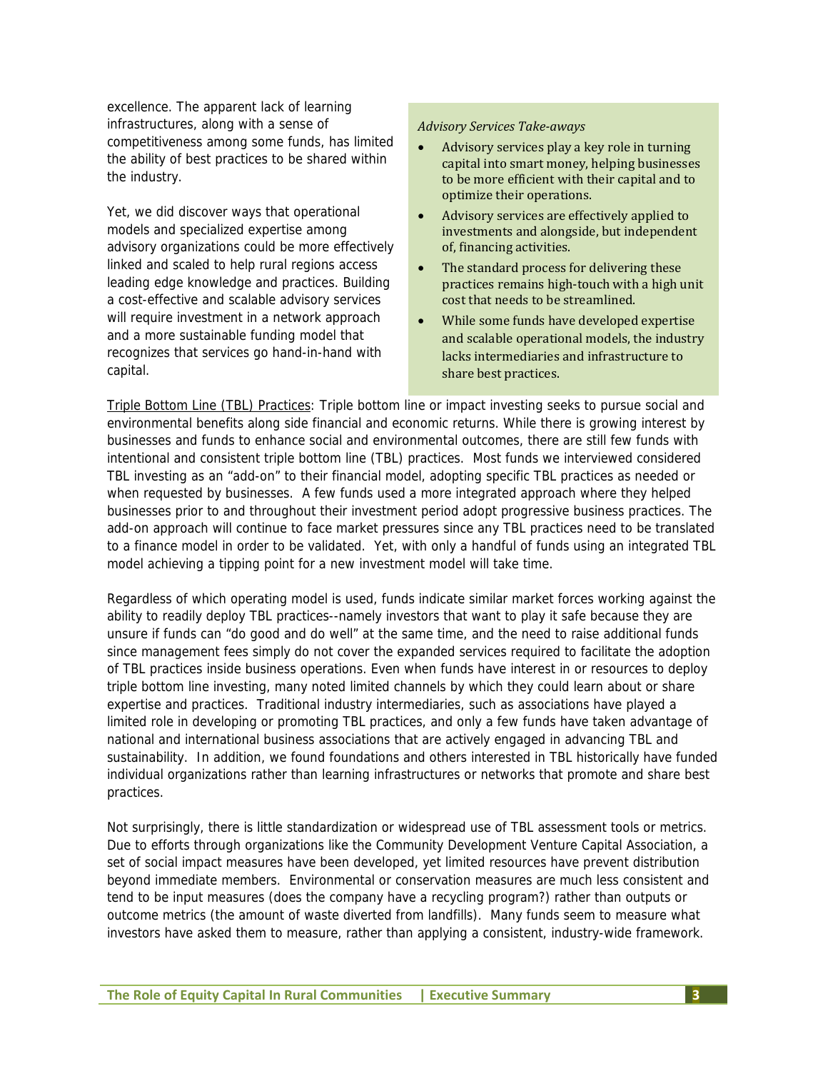excellence. The apparent lack of learning infrastructures, along with a sense of competitiveness among some funds, has limited the ability of best practices to be shared within the industry.

Yet, we did discover ways that operational models and specialized expertise among advisory organizations could be more effectively linked and scaled to help rural regions access leading edge knowledge and practices. Building a cost-effective and scalable advisory services will require investment in a network approach and a more sustainable funding model that recognizes that services go hand-in-hand with capital.

*Advisory Services Take-aways*

- Advisory services play a key role in turning capital into smart money, helping businesses to be more efficient with their capital and to optimize their operations.
- Advisory services are effectively applied to investments and alongside, but independent of, financing activities.
- The standard process for delivering these practices remains high-touch with a high unit cost that needs to be streamlined.
- While some funds have developed expertise and scalable operational models, the industry lacks intermediaries and infrastructure to share best practices.

<u>Triple Bottom Line (TBL) Practices</u>: Triple bottom line or impact investing seeks to pursue social and environmental benefits along side financial and economic returns. While there is growing interest by businesses and funds to enhance social and environmental outcomes, there are still few funds with intentional and consistent triple bottom line (TBL) practices. Most funds we interviewed considered TBL investing as an "add-on" to their financial model, adopting specific TBL practices as needed or when requested by businesses. A few funds used a more integrated approach where they helped businesses prior to and throughout their investment period adopt progressive business practices. The add-on approach will continue to face market pressures since any TBL practices need to be translated to a finance model in order to be validated. Yet, with only a handful of funds using an integrated TBL model achieving a tipping point for a new investment model will take time.

Regardless of which operating model is used, funds indicate similar market forces working against the ability to readily deploy TBL practices--namely investors that want to play it safe because they are unsure if funds can "do good and do well" at the same time, and the need to raise additional funds since management fees simply do not cover the expanded services required to facilitate the adoption of TBL practices inside business operations. Even when funds have interest in or resources to deploy triple bottom line investing, many noted limited channels by which they could learn about or share expertise and practices. Traditional industry intermediaries, such as associations have played a limited role in developing or promoting TBL practices, and only a few funds have taken advantage of national and international business associations that are actively engaged in advancing TBL and sustainability. In addition, we found foundations and others interested in TBL historically have funded individual organizations rather than learning infrastructures or networks that promote and share best practices.

Not surprisingly, there is little standardization or widespread use of TBL assessment tools or metrics. Due to efforts through organizations like the Community Development Venture Capital Association, a set of social impact measures have been developed, yet limited resources have prevent distribution beyond immediate members. Environmental or conservation measures are much less consistent and tend to be input measures (does the company have a recycling program?) rather than outputs or outcome metrics (the amount of waste diverted from landfills). Many funds seem to measure what investors have asked them to measure, rather than applying a consistent, industry-wide framework.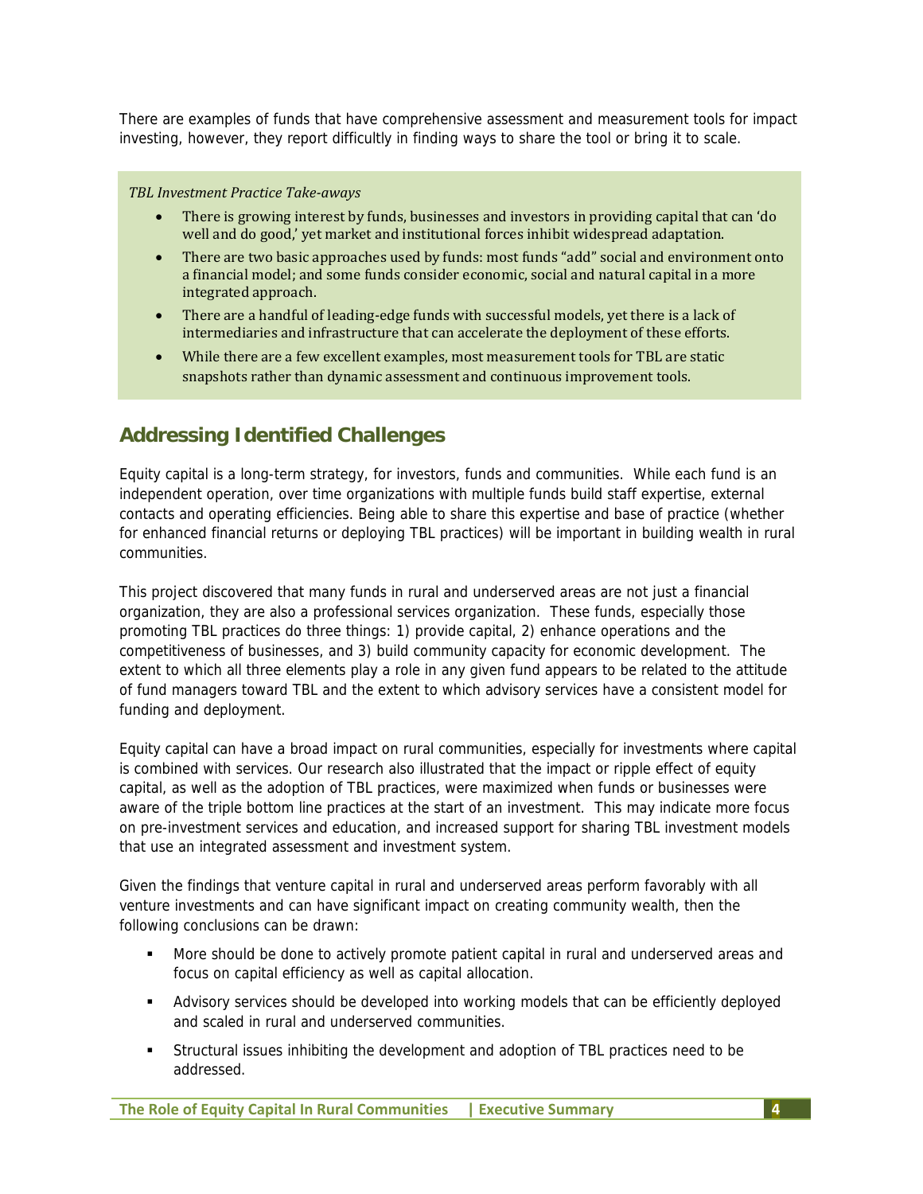There are examples of funds that have comprehensive assessment and measurement tools for impact investing, however, they report difficultly in finding ways to share the tool or bring it to scale.

*TBL Investment Practice Take-aways*

- There is growing interest by funds, businesses and investors in providing capital that can 'do well and do good,' yet market and institutional forces inhibit widespread adaptation.
- There are two basic approaches used by funds: most funds "add" social and environment onto a financial model; and some funds consider economic, social and natural capital in a more integrated approach.
- There are a handful of leading-edge funds with successful models, yet there is a lack of intermediaries and infrastructure that can accelerate the deployment of these efforts.
- While there are a few excellent examples, most measurement tools for TBL are static snapshots rather than dynamic assessment and continuous improvement tools.

## Addressing Identified Challenges

Equity capital is a long-term strategy, for investors, funds and communities. While each fund is an independent operation, over time organizations with multiple funds build staff expertise, external contacts and operating efficiencies. Being able to share this expertise and base of practice (whether for enhanced financial returns or deploying TBL practices) will be important in building wealth in rural communities.

This project discovered that many funds in rural and underserved areas are not just a financial organization, they are also a professional services organization. These funds, especially those promoting TBL practices do three things: 1) provide capital, 2) enhance operations and the competitiveness of businesses, and 3) build community capacity for economic development. The extent to which all three elements play a role in any given fund appears to be related to the attitude of fund managers toward TBL and the extent to which advisory services have a consistent model for funding and deployment.

Equity capital can have a broad impact on rural communities, especially for investments where capital is combined with services. Our research also illustrated that the impact or ripple effect of equity capital, as well as the adoption of TBL practices, were maximized when funds or businesses were aware of the triple bottom line practices at the start of an investment. This may indicate more focus on pre-investment services and education, and increased support for sharing TBL investment models that use an integrated assessment and investment system.

Given the findings that venture capital in rural and underserved areas perform favorably with all venture investments and can have significant impact on creating community wealth, then the following conclusions can be drawn:

- More should be done to actively promote patient capital in rural and underserved areas and focus on capital efficiency as well as capital allocation.
- Advisory services should be developed into working models that can be efficiently deployed and scaled in rural and underserved communities.
- Structural issues inhibiting the development and adoption of TBL practices need to be addressed.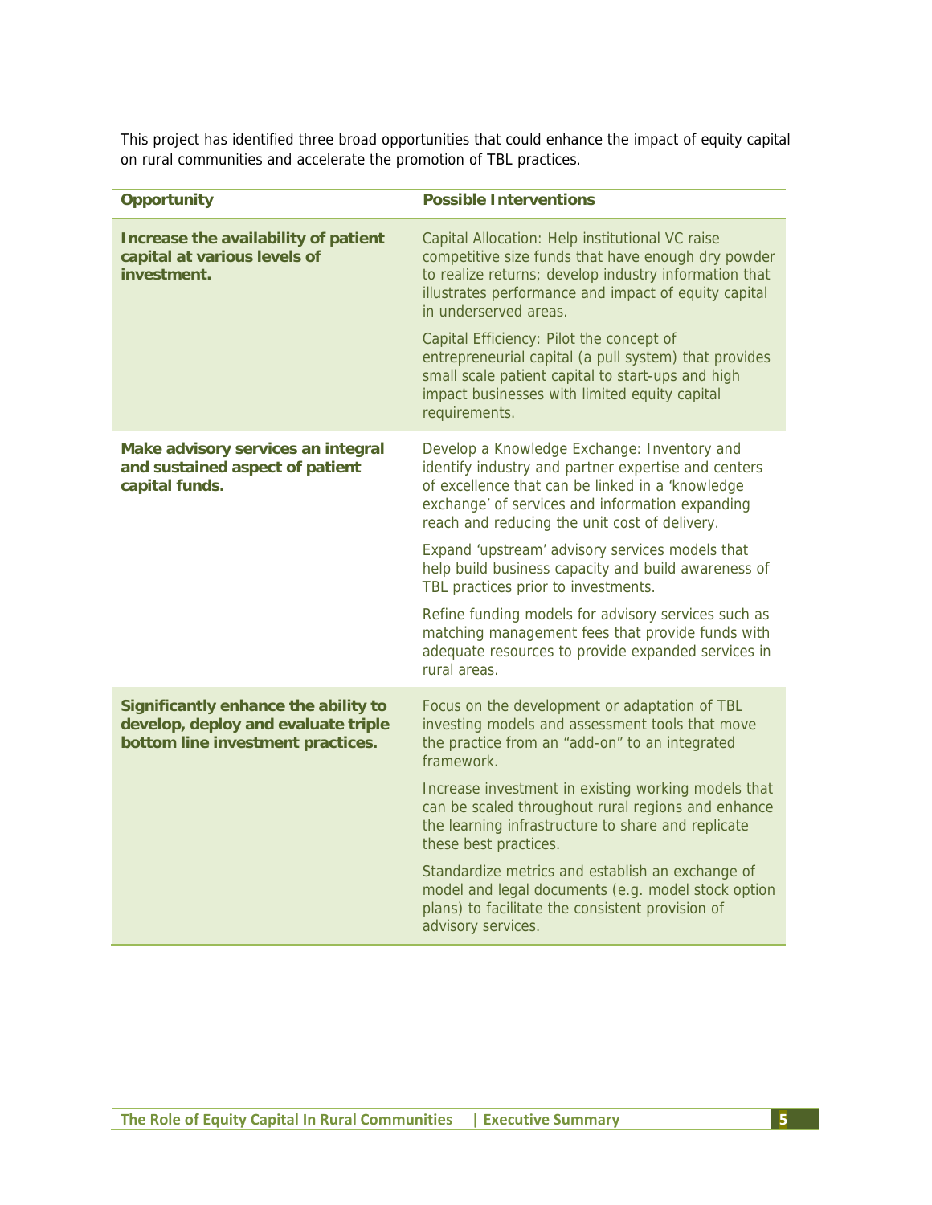This project has identified three broad opportunities that could enhance the impact of equity capital on rural communities and accelerate the promotion of TBL practices.

| Opportunity | Possible Interventions |
|---|---|
| **Increase the availability of patient capital at various levels of investment.** | Capital Allocation: Help institutional VC raise competitive size funds that have enough dry powder to realize returns; develop industry information that illustrates performance and impact of equity capital in underserved areas. |
| | Capital Efficiency: Pilot the concept of entrepreneurial capital (a pull system) that provides small scale patient capital to start-ups and high impact businesses with limited equity capital requirements. |
| **Make advisory services an integral and sustained aspect of patient capital funds.** | Develop a Knowledge Exchange: Inventory and identify industry and partner expertise and centers of excellence that can be linked in a 'knowledge exchange' of services and information expanding reach and reducing the unit cost of delivery. |
| | Expand 'upstream' advisory services models that help build business capacity and build awareness of TBL practices prior to investments. |
| | Refine funding models for advisory services such as matching management fees that provide funds with adequate resources to provide expanded services in rural areas. |
| **Significantly enhance the ability to develop, deploy and evaluate triple bottom line investment practices.** | Focus on the development or adaptation of TBL investing models and assessment tools that move the practice from an "add-on" to an integrated framework. |
| | Increase investment in existing working models that can be scaled throughout rural regions and enhance the learning infrastructure to share and replicate these best practices. |
| | Standardize metrics and establish an exchange of model and legal documents (e.g. model stock option plans) to facilitate the consistent provision of advisory services. |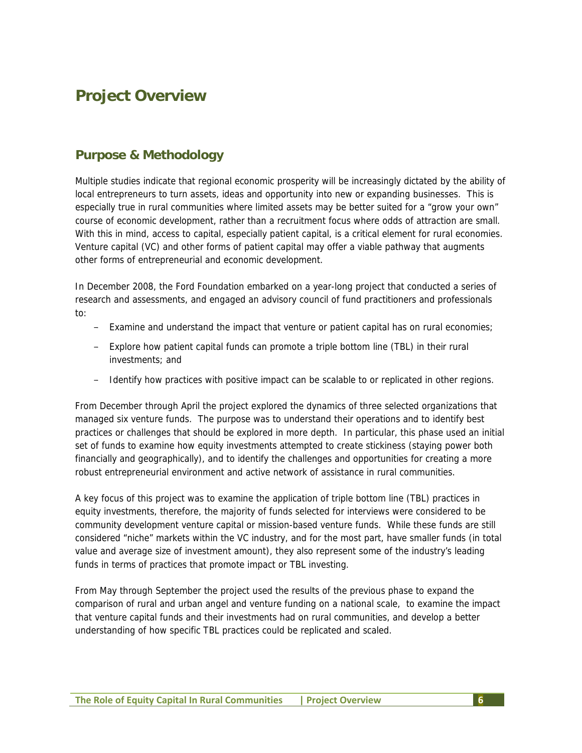# Project Overview

## Purpose & Methodology

Multiple studies indicate that regional economic prosperity will be increasingly dictated by the ability of local entrepreneurs to turn assets, ideas and opportunity into new or expanding businesses. This is especially true in rural communities where limited assets may be better suited for a "grow your own" course of economic development, rather than a recruitment focus where odds of attraction are small. With this in mind, access to capital, especially patient capital, is a critical element for rural economies. Venture capital (VC) and other forms of patient capital may offer a viable pathway that augments other forms of entrepreneurial and economic development.

In December 2008, the Ford Foundation embarked on a year-long project that conducted a series of research and assessments, and engaged an advisory council of fund practitioners and professionals to:

- Examine and understand the impact that venture or patient capital has on rural economies;
- Explore how patient capital funds can promote a triple bottom line (TBL) in their rural investments; and
- Identify how practices with positive impact can be scalable to or replicated in other regions.

From December through April the project explored the dynamics of three selected organizations that managed six venture funds. The purpose was to understand their operations and to identify best practices or challenges that should be explored in more depth. In particular, this phase used an initial set of funds to examine how equity investments attempted to create stickiness (staying power both financially and geographically), and to identify the challenges and opportunities for creating a more robust entrepreneurial environment and active network of assistance in rural communities.

A key focus of this project was to examine the application of triple bottom line (TBL) practices in equity investments, therefore, the majority of funds selected for interviews were considered to be community development venture capital or mission-based venture funds. While these funds are still considered "niche" markets within the VC industry, and for the most part, have smaller funds (in total value and average size of investment amount), they also represent some of the industry's leading funds in terms of practices that promote impact or TBL investing.

From May through September the project used the results of the previous phase to expand the comparison of rural and urban angel and venture funding on a national scale, to examine the impact that venture capital funds and their investments had on rural communities, and develop a better understanding of how specific TBL practices could be replicated and scaled.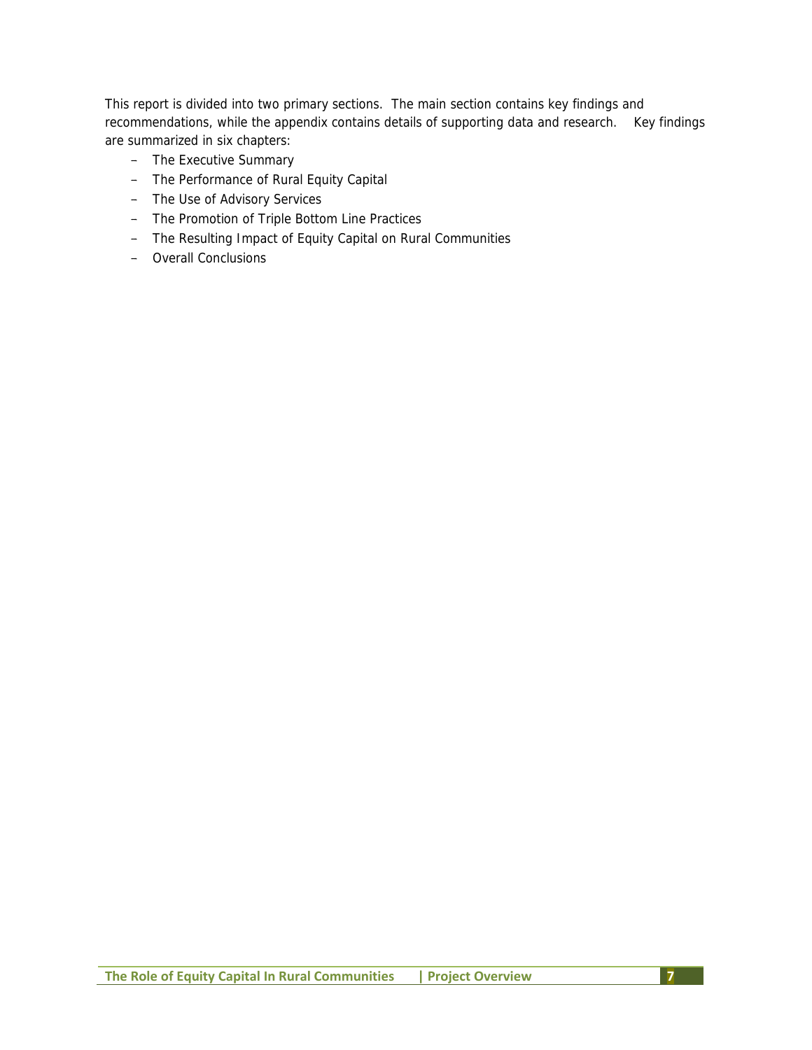This report is divided into two primary sections. The main section contains key findings and recommendations, while the appendix contains details of supporting data and research. Key findings are summarized in six chapters:

- The Executive Summary
- The Performance of Rural Equity Capital
- The Use of Advisory Services
- The Promotion of Triple Bottom Line Practices
- The Resulting Impact of Equity Capital on Rural Communities
- Overall Conclusions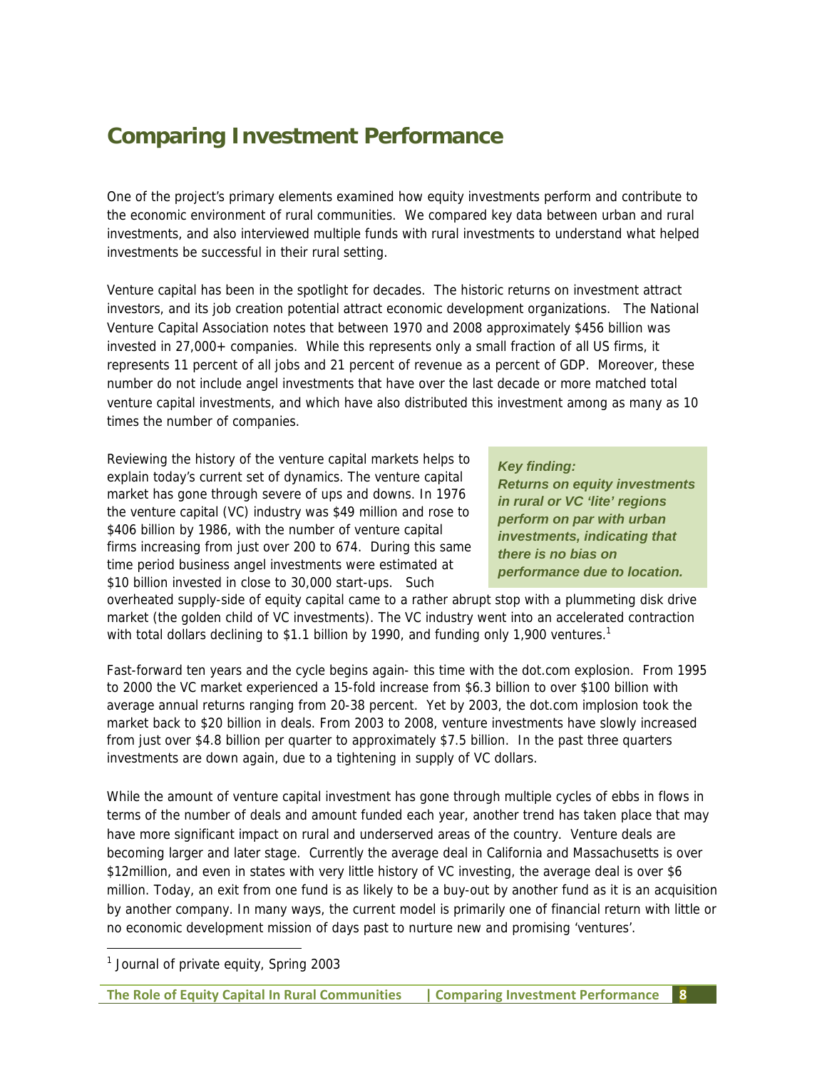# Comparing Investment Performance

One of the project's primary elements examined how equity investments perform and contribute to the economic environment of rural communities. We compared key data between urban and rural investments, and also interviewed multiple funds with rural investments to understand what helped investments be successful in their rural setting.

Venture capital has been in the spotlight for decades. The historic returns on investment attract investors, and its job creation potential attract economic development organizations. The National Venture Capital Association notes that between 1970 and 2008 approximately $456 billion was invested in 27,000+ companies. While this represents only a small fraction of all US firms, it represents 11 percent of all jobs and 21 percent of revenue as a percent of GDP. Moreover, these number do not include angel investments that have over the last decade or more matched total venture capital investments, and which have also distributed this investment among as many as 10 times the number of companies.

> ***Key finding:***
> ***Returns on equity investments in rural or VC 'lite' regions perform on par with urban investments, indicating that there is no bias on performance due to location.***

Reviewing the history of the venture capital markets helps to explain today's current set of dynamics. The venture capital market has gone through severe of ups and downs. In 1976 the venture capital (VC) industry was $49 million and rose to $406 billion by 1986, with the number of venture capital firms increasing from just over 200 to 674. During this same time period business angel investments were estimated at $10 billion invested in close to 30,000 start-ups. Such overheated supply-side of equity capital came to a rather abrupt stop with a plummeting disk drive market (the golden child of VC investments). The VC industry went into an accelerated contraction with total dollars declining to $1.1 billion by 1990, and funding only 1,900 ventures.[1]

Fast-forward ten years and the cycle begins again- this time with the dot.com explosion. From 1995 to 2000 the VC market experienced a 15-fold increase from $6.3 billion to over $100 billion with average annual returns ranging from 20-38 percent. Yet by 2003, the dot.com implosion took the market back to $20 billion in deals. From 2003 to 2008, venture investments have slowly increased from just over $4.8 billion per quarter to approximately $7.5 billion. In the past three quarters investments are down again, due to a tightening in supply of VC dollars.

While the amount of venture capital investment has gone through multiple cycles of ebbs in flows in terms of the number of deals and amount funded each year, another trend has taken place that may have more significant impact on rural and underserved areas of the country. Venture deals are becoming larger and later stage. Currently the average deal in California and Massachusetts is over $12million, and even in states with very little history of VC investing, the average deal is over $6 million. Today, an exit from one fund is as likely to be a buy-out by another fund as it is an acquisition by another company. In many ways, the current model is primarily one of financial return with little or no economic development mission of days past to nurture new and promising 'ventures'.

[1] Journal of private equity, Spring 2003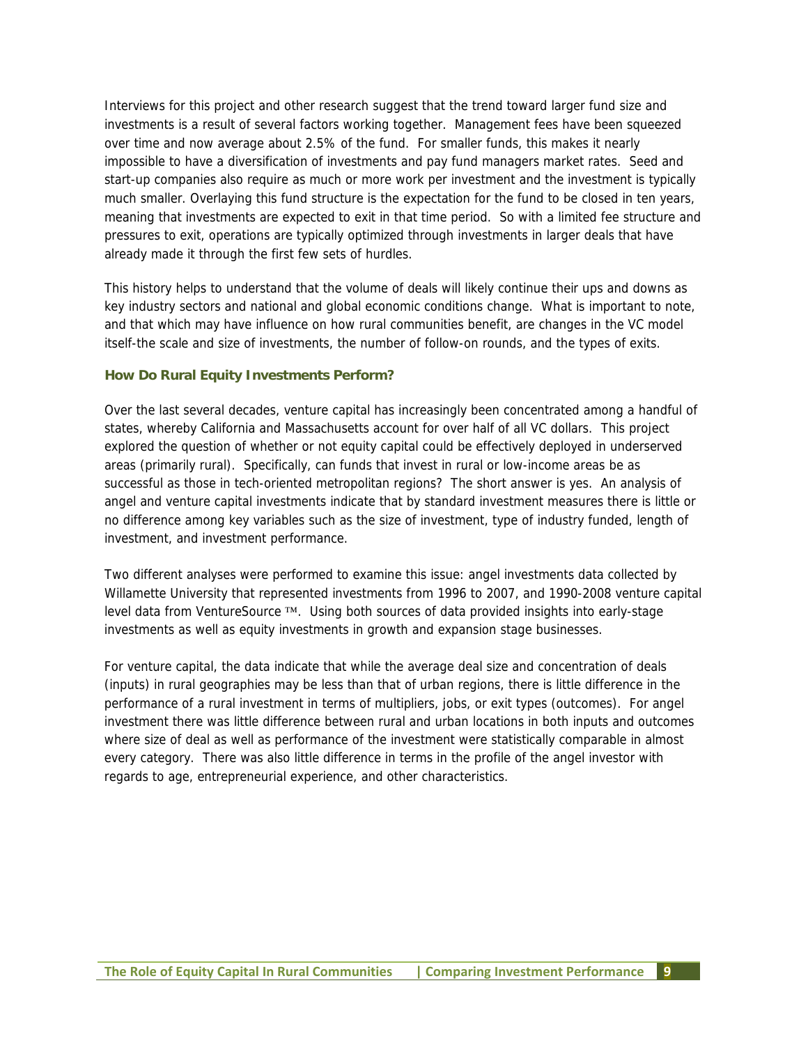Interviews for this project and other research suggest that the trend toward larger fund size and investments is a result of several factors working together. Management fees have been squeezed over time and now average about 2.5% of the fund. For smaller funds, this makes it nearly impossible to have a diversification of investments and pay fund managers market rates. Seed and start-up companies also require as much or more work per investment and the investment is typically much smaller. Overlaying this fund structure is the expectation for the fund to be closed in ten years, meaning that investments are expected to exit in that time period. So with a limited fee structure and pressures to exit, operations are typically optimized through investments in larger deals that have already made it through the first few sets of hurdles.

This history helps to understand that the volume of deals will likely continue their ups and downs as key industry sectors and national and global economic conditions change. What is important to note, and that which may have influence on how rural communities benefit, are changes in the VC model itself-the scale and size of investments, the number of follow-on rounds, and the types of exits.

### How Do Rural Equity Investments Perform?

Over the last several decades, venture capital has increasingly been concentrated among a handful of states, whereby California and Massachusetts account for over half of all VC dollars. This project explored the question of whether or not equity capital could be effectively deployed in underserved areas (primarily rural). Specifically, can funds that invest in rural or low-income areas be as successful as those in tech-oriented metropolitan regions? The short answer is yes. An analysis of angel and venture capital investments indicate that by standard investment measures there is little or no difference among key variables such as the size of investment, type of industry funded, length of investment, and investment performance.

Two different analyses were performed to examine this issue: angel investments data collected by Willamette University that represented investments from 1996 to 2007, and 1990-2008 venture capital level data from VentureSource ™. Using both sources of data provided insights into early-stage investments as well as equity investments in growth and expansion stage businesses.

For venture capital, the data indicate that while the average deal size and concentration of deals (inputs) in rural geographies may be less than that of urban regions, there is little difference in the performance of a rural investment in terms of multipliers, jobs, or exit types (outcomes). For angel investment there was little difference between rural and urban locations in both inputs and outcomes where size of deal as well as performance of the investment were statistically comparable in almost every category. There was also little difference in terms in the profile of the angel investor with regards to age, entrepreneurial experience, and other characteristics.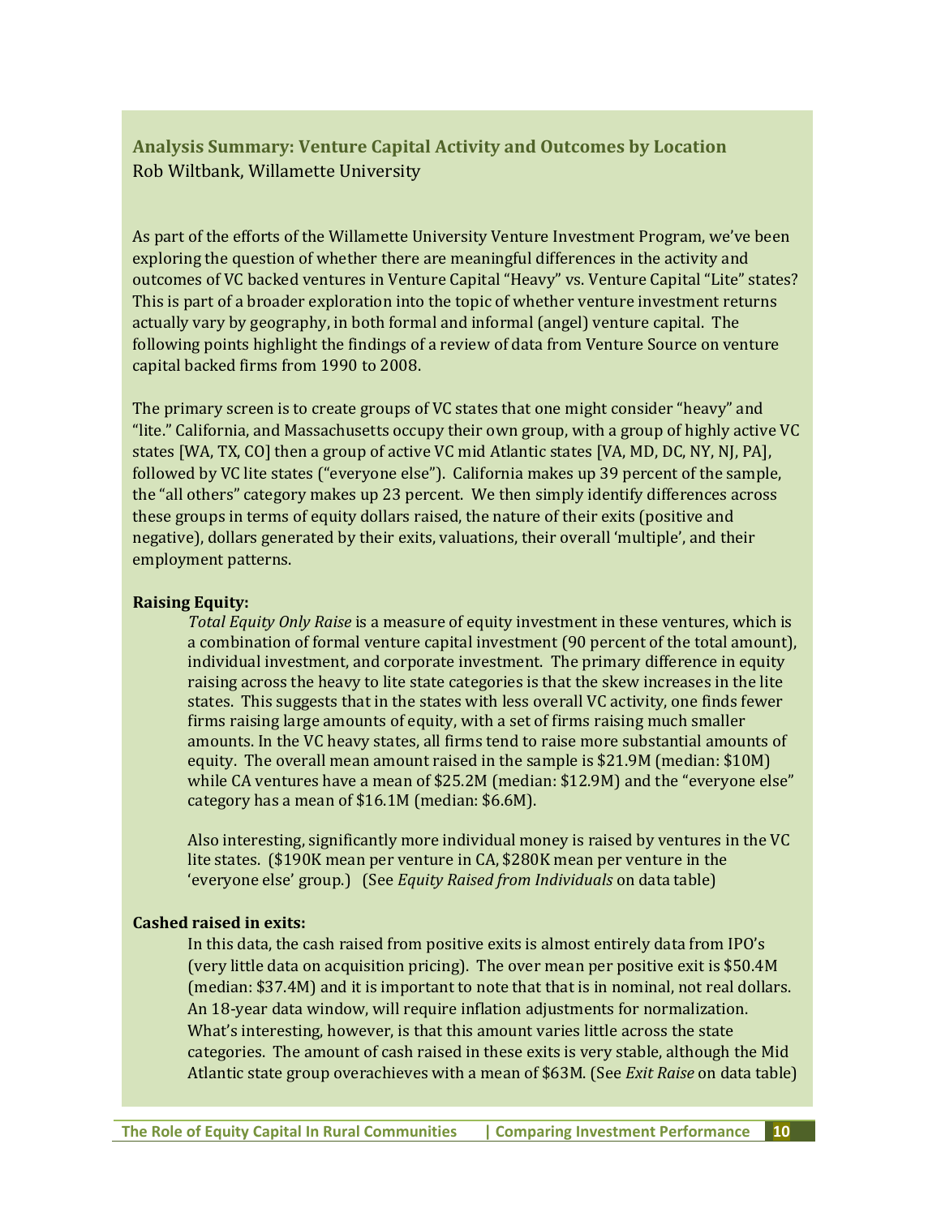## Analysis Summary: Venture Capital Activity and Outcomes by Location

Rob Wiltbank, Willamette University

As part of the efforts of the Willamette University Venture Investment Program, we've been exploring the question of whether there are meaningful differences in the activity and outcomes of VC backed ventures in Venture Capital "Heavy" vs. Venture Capital "Lite" states? This is part of a broader exploration into the topic of whether venture investment returns actually vary by geography, in both formal and informal (angel) venture capital. The following points highlight the findings of a review of data from Venture Source on venture capital backed firms from 1990 to 2008.

The primary screen is to create groups of VC states that one might consider "heavy" and "lite." California, and Massachusetts occupy their own group, with a group of highly active VC states [WA, TX, CO] then a group of active VC mid Atlantic states [VA, MD, DC, NY, NJ, PA], followed by VC lite states ("everyone else"). California makes up 39 percent of the sample, the "all others" category makes up 23 percent. We then simply identify differences across these groups in terms of equity dollars raised, the nature of their exits (positive and negative), dollars generated by their exits, valuations, their overall 'multiple', and their employment patterns.

**Raising Equity:**

*Total Equity Only Raise* is a measure of equity investment in these ventures, which is a combination of formal venture capital investment (90 percent of the total amount), individual investment, and corporate investment. The primary difference in equity raising across the heavy to lite state categories is that the skew increases in the lite states. This suggests that in the states with less overall VC activity, one finds fewer firms raising large amounts of equity, with a set of firms raising much smaller amounts. In the VC heavy states, all firms tend to raise more substantial amounts of equity. The overall mean amount raised in the sample is $21.9M (median: $10M) while CA ventures have a mean of $25.2M (median: $12.9M) and the "everyone else" category has a mean of $16.1M (median: $6.6M).

Also interesting, significantly more individual money is raised by ventures in the VC lite states. ($190K mean per venture in CA, $280K mean per venture in the 'everyone else' group.) (See *Equity Raised from Individuals* on data table)

**Cashed raised in exits:**

In this data, the cash raised from positive exits is almost entirely data from IPO's (very little data on acquisition pricing). The over mean per positive exit is $50.4M (median: $37.4M) and it is important to note that that is in nominal, not real dollars. An 18-year data window, will require inflation adjustments for normalization. What's interesting, however, is that this amount varies little across the state categories. The amount of cash raised in these exits is very stable, although the Mid Atlantic state group overachieves with a mean of $63M. (See *Exit Raise* on data table)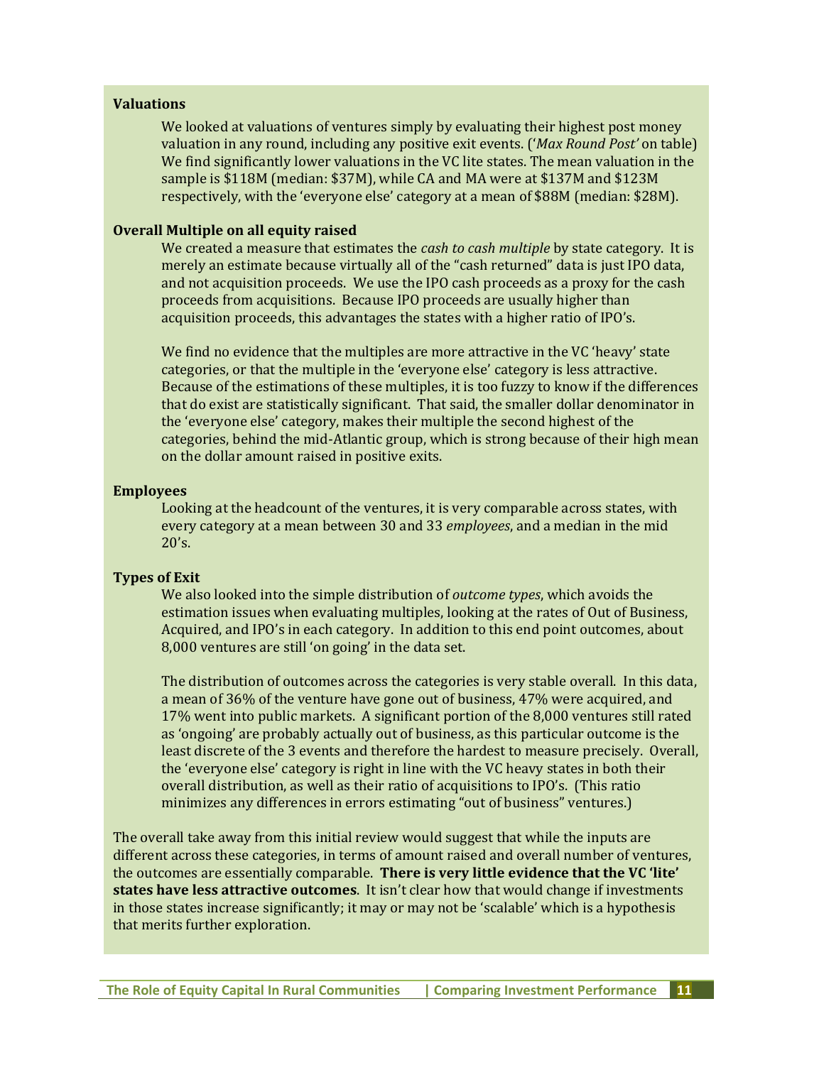**Valuations**

We looked at valuations of ventures simply by evaluating their highest post money valuation in any round, including any positive exit events. ('*Max Round Post'* on table) We find significantly lower valuations in the VC lite states. The mean valuation in the sample is $118M (median: $37M), while CA and MA were at $137M and $123M respectively, with the 'everyone else' category at a mean of $88M (median: $28M).

**Overall Multiple on all equity raised**

We created a measure that estimates the *cash to cash multiple* by state category. It is merely an estimate because virtually all of the "cash returned" data is just IPO data, and not acquisition proceeds. We use the IPO cash proceeds as a proxy for the cash proceeds from acquisitions. Because IPO proceeds are usually higher than acquisition proceeds, this advantages the states with a higher ratio of IPO's.

We find no evidence that the multiples are more attractive in the VC 'heavy' state categories, or that the multiple in the 'everyone else' category is less attractive. Because of the estimations of these multiples, it is too fuzzy to know if the differences that do exist are statistically significant. That said, the smaller dollar denominator in the 'everyone else' category, makes their multiple the second highest of the categories, behind the mid-Atlantic group, which is strong because of their high mean on the dollar amount raised in positive exits.

**Employees**

Looking at the headcount of the ventures, it is very comparable across states, with every category at a mean between 30 and 33 *employees*, and a median in the mid 20's.

**Types of Exit**

We also looked into the simple distribution of *outcome types*, which avoids the estimation issues when evaluating multiples, looking at the rates of Out of Business, Acquired, and IPO's in each category. In addition to this end point outcomes, about 8,000 ventures are still 'on going' in the data set.

The distribution of outcomes across the categories is very stable overall. In this data, a mean of 36% of the venture have gone out of business, 47% were acquired, and 17% went into public markets. A significant portion of the 8,000 ventures still rated as 'ongoing' are probably actually out of business, as this particular outcome is the least discrete of the 3 events and therefore the hardest to measure precisely. Overall, the 'everyone else' category is right in line with the VC heavy states in both their overall distribution, as well as their ratio of acquisitions to IPO's. (This ratio minimizes any differences in errors estimating "out of business" ventures.)

The overall take away from this initial review would suggest that while the inputs are different across these categories, in terms of amount raised and overall number of ventures, the outcomes are essentially comparable. **There is very little evidence that the VC 'lite' states have less attractive outcomes**. It isn't clear how that would change if investments in those states increase significantly; it may or may not be 'scalable' which is a hypothesis that merits further exploration.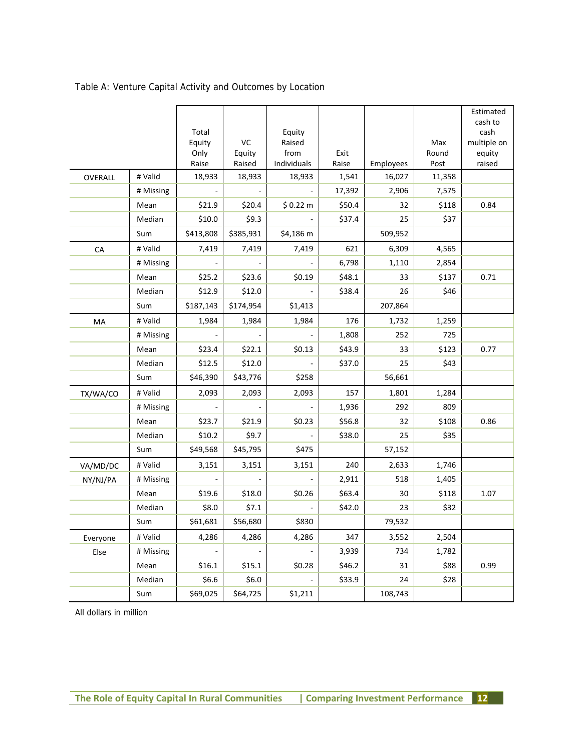Table A: Venture Capital Activity and Outcomes by Location

| | | Total Equity Only Raise | VC Equity Raised | Equity Raised from Individuals | Exit Raise | Employees | Max Round Post | Estimated cash to cash multiple on equity raised |
|---|---|---|---|---|---|---|---|---|
| OVERALL | # Valid | 18,933 | 18,933 | 18,933 | 1,541 | 16,027 | 11,358 | |
| | # Missing | - | - | - | 17,392 | 2,906 | 7,575 | |
| | Mean | $21.9 | $20.4 | $ 0.22 m | $50.4 | 32 | $118 | 0.84 |
| | Median | $10.0 | $9.3 | - | $37.4 | 25 | $37 | |
| | Sum | $413,808 | $385,931 | $4,186 m | | 509,952 | | |
| CA | # Valid | 7,419 | 7,419 | 7,419 | 621 | 6,309 | 4,565 | |
| | # Missing | - | - | - | 6,798 | 1,110 | 2,854 | |
| | Mean | $25.2 | $23.6 | $0.19 | $48.1 | 33 | $137 | 0.71 |
| | Median | $12.9 | $12.0 | - | $38.4 | 26 | $46 | |
| | Sum | $187,143 | $174,954 | $1,413 | | 207,864 | | |
| MA | # Valid | 1,984 | 1,984 | 1,984 | 176 | 1,732 | 1,259 | |
| | # Missing | - | - | - | 1,808 | 252 | 725 | |
| | Mean | $23.4 | $22.1 | $0.13 | $43.9 | 33 | $123 | 0.77 |
| | Median | $12.5 | $12.0 | - | $37.0 | 25 | $43 | |
| | Sum | $46,390 | $43,776 | $258 | | 56,661 | | |
| TX/WA/CO | # Valid | 2,093 | 2,093 | 2,093 | 157 | 1,801 | 1,284 | |
| | # Missing | - | - | - | 1,936 | 292 | 809 | |
| | Mean | $23.7 | $21.9 | $0.23 | $56.8 | 32 | $108 | 0.86 |
| | Median | $10.2 | $9.7 | - | $38.0 | 25 | $35 | |
| | Sum | $49,568 | $45,795 | $475 | | 57,152 | | |
| VA/MD/DC NY/NJ/PA | # Valid | 3,151 | 3,151 | 3,151 | 240 | 2,633 | 1,746 | |
| | # Missing | - | - | - | 2,911 | 518 | 1,405 | |
| | Mean | $19.6 | $18.0 | $0.26 | $63.4 | 30 | $118 | 1.07 |
| | Median | $8.0 | $7.1 | - | $42.0 | 23 | $32 | |
| | Sum | $61,681 | $56,680 | $830 | | 79,532 | | |
| Everyone Else | # Valid | 4,286 | 4,286 | 4,286 | 347 | 3,552 | 2,504 | |
| | # Missing | - | - | - | 3,939 | 734 | 1,782 | |
| | Mean | $16.1 | $15.1 | $0.28 | $46.2 | 31 | $88 | 0.99 |
| | Median | $6.6 | $6.0 | - | $33.9 | 24 | $28 | |
| | Sum | $69,025 | $64,725 | $1,211 | | 108,743 | | |

All dollars in million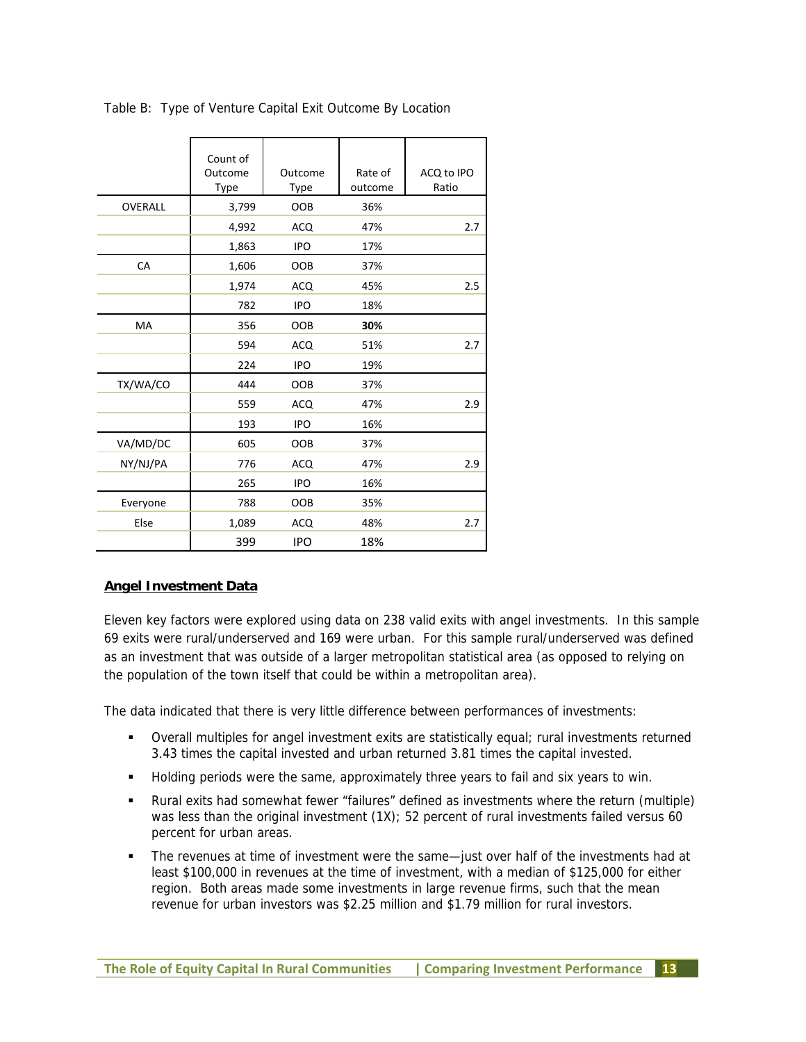Table B: Type of Venture Capital Exit Outcome By Location

| | Count of Outcome Type | Outcome Type | Rate of outcome | ACQ to IPO Ratio |
|---|---|---|---|---|
| OVERALL | 3,799 | OOB | 36% | |
| | 4,992 | ACQ | 47% | 2.7 |
| | 1,863 | IPO | 17% | |
| CA | 1,606 | OOB | 37% | |
| | 1,974 | ACQ | 45% | 2.5 |
| | 782 | IPO | 18% | |
| MA | 356 | OOB | **30%** | |
| | 594 | ACQ | 51% | 2.7 |
| | 224 | IPO | 19% | |
| TX/WA/CO | 444 | OOB | 37% | |
| | 559 | ACQ | 47% | 2.9 |
| | 193 | IPO | 16% | |
| VA/MD/DC | 605 | OOB | 37% | |
| NY/NJ/PA | 776 | ACQ | 47% | 2.9 |
| | 265 | IPO | 16% | |
| Everyone | 788 | OOB | 35% | |
| Else | 1,089 | ACQ | 48% | 2.7 |
| | 399 | IPO | 18% | |

## Angel Investment Data

Eleven key factors were explored using data on 238 valid exits with angel investments. In this sample 69 exits were rural/underserved and 169 were urban. For this sample rural/underserved was defined as an investment that was outside of a larger metropolitan statistical area (as opposed to relying on the population of the town itself that could be within a metropolitan area).

The data indicated that there is very little difference between performances of investments:

- Overall multiples for angel investment exits are statistically equal; rural investments returned 3.43 times the capital invested and urban returned 3.81 times the capital invested.
- Holding periods were the same, approximately three years to fail and six years to win.
- Rural exits had somewhat fewer "failures" defined as investments where the return (multiple) was less than the original investment (1X); 52 percent of rural investments failed versus 60 percent for urban areas.
- The revenues at time of investment were the same—just over half of the investments had at least $100,000 in revenues at the time of investment, with a median of $125,000 for either region. Both areas made some investments in large revenue firms, such that the mean revenue for urban investors was $2.25 million and $1.79 million for rural investors.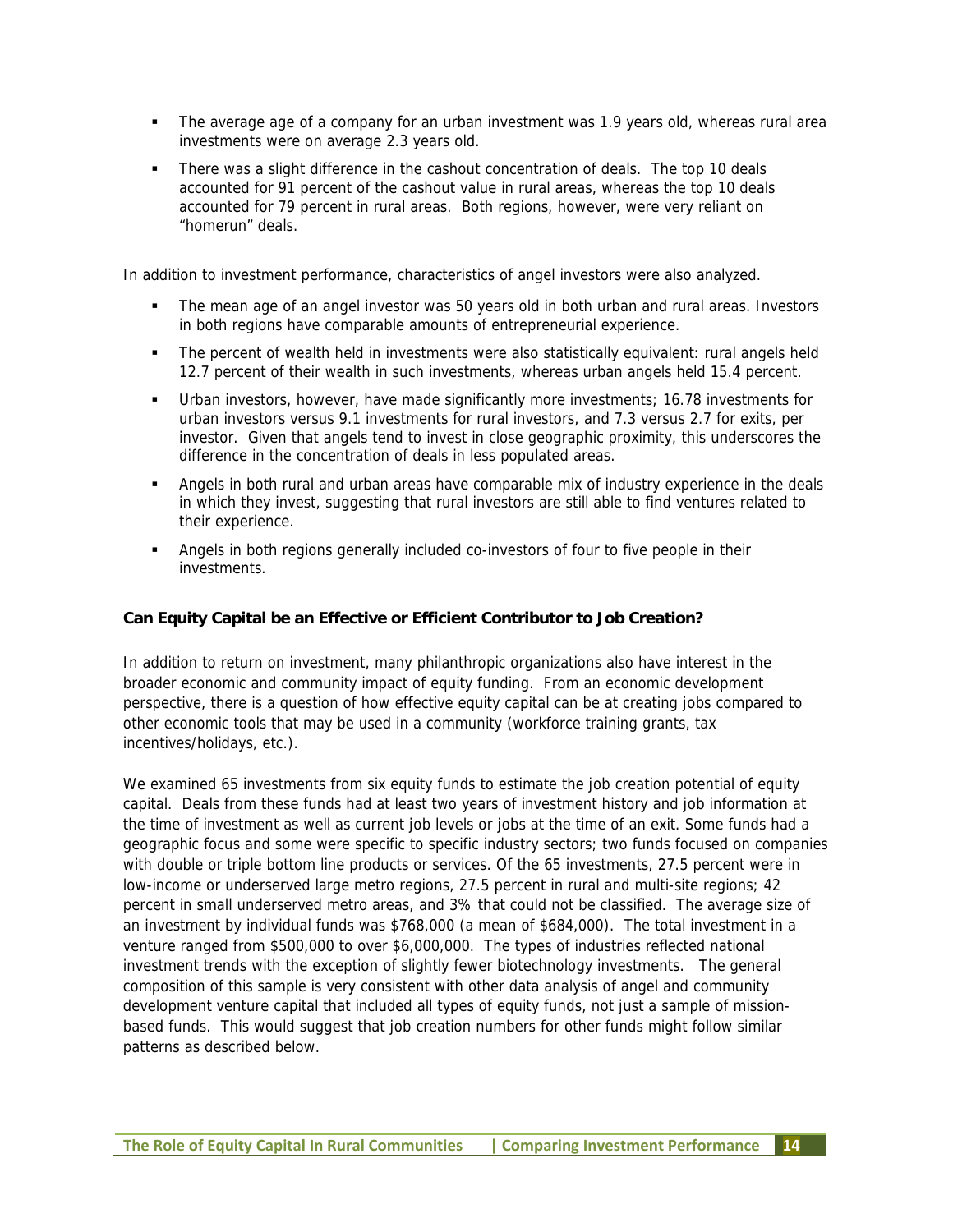- The average age of a company for an urban investment was 1.9 years old, whereas rural area investments were on average 2.3 years old.
- There was a slight difference in the cashout concentration of deals. The top 10 deals accounted for 91 percent of the cashout value in rural areas, whereas the top 10 deals accounted for 79 percent in rural areas. Both regions, however, were very reliant on "homerun" deals.

In addition to investment performance, characteristics of angel investors were also analyzed.

- The mean age of an angel investor was 50 years old in both urban and rural areas. Investors in both regions have comparable amounts of entrepreneurial experience.
- The percent of wealth held in investments were also statistically equivalent: rural angels held 12.7 percent of their wealth in such investments, whereas urban angels held 15.4 percent.
- Urban investors, however, have made significantly more investments; 16.78 investments for urban investors versus 9.1 investments for rural investors, and 7.3 versus 2.7 for exits, per investor. Given that angels tend to invest in close geographic proximity, this underscores the difference in the concentration of deals in less populated areas.
- Angels in both rural and urban areas have comparable mix of industry experience in the deals in which they invest, suggesting that rural investors are still able to find ventures related to their experience.
- Angels in both regions generally included co-investors of four to five people in their investments.

**Can Equity Capital be an Effective or Efficient Contributor to Job Creation?**

In addition to return on investment, many philanthropic organizations also have interest in the broader economic and community impact of equity funding. From an economic development perspective, there is a question of how effective equity capital can be at creating jobs compared to other economic tools that may be used in a community (workforce training grants, tax incentives/holidays, etc.).

We examined 65 investments from six equity funds to estimate the job creation potential of equity capital. Deals from these funds had at least two years of investment history and job information at the time of investment as well as current job levels or jobs at the time of an exit. Some funds had a geographic focus and some were specific to specific industry sectors; two funds focused on companies with double or triple bottom line products or services. Of the 65 investments, 27.5 percent were in low-income or underserved large metro regions, 27.5 percent in rural and multi-site regions; 42 percent in small underserved metro areas, and 3% that could not be classified. The average size of an investment by individual funds was $768,000 (a mean of $684,000). The total investment in a venture ranged from $500,000 to over $6,000,000. The types of industries reflected national investment trends with the exception of slightly fewer biotechnology investments. The general composition of this sample is very consistent with other data analysis of angel and community development venture capital that included all types of equity funds, not just a sample of mission-based funds. This would suggest that job creation numbers for other funds might follow similar patterns as described below.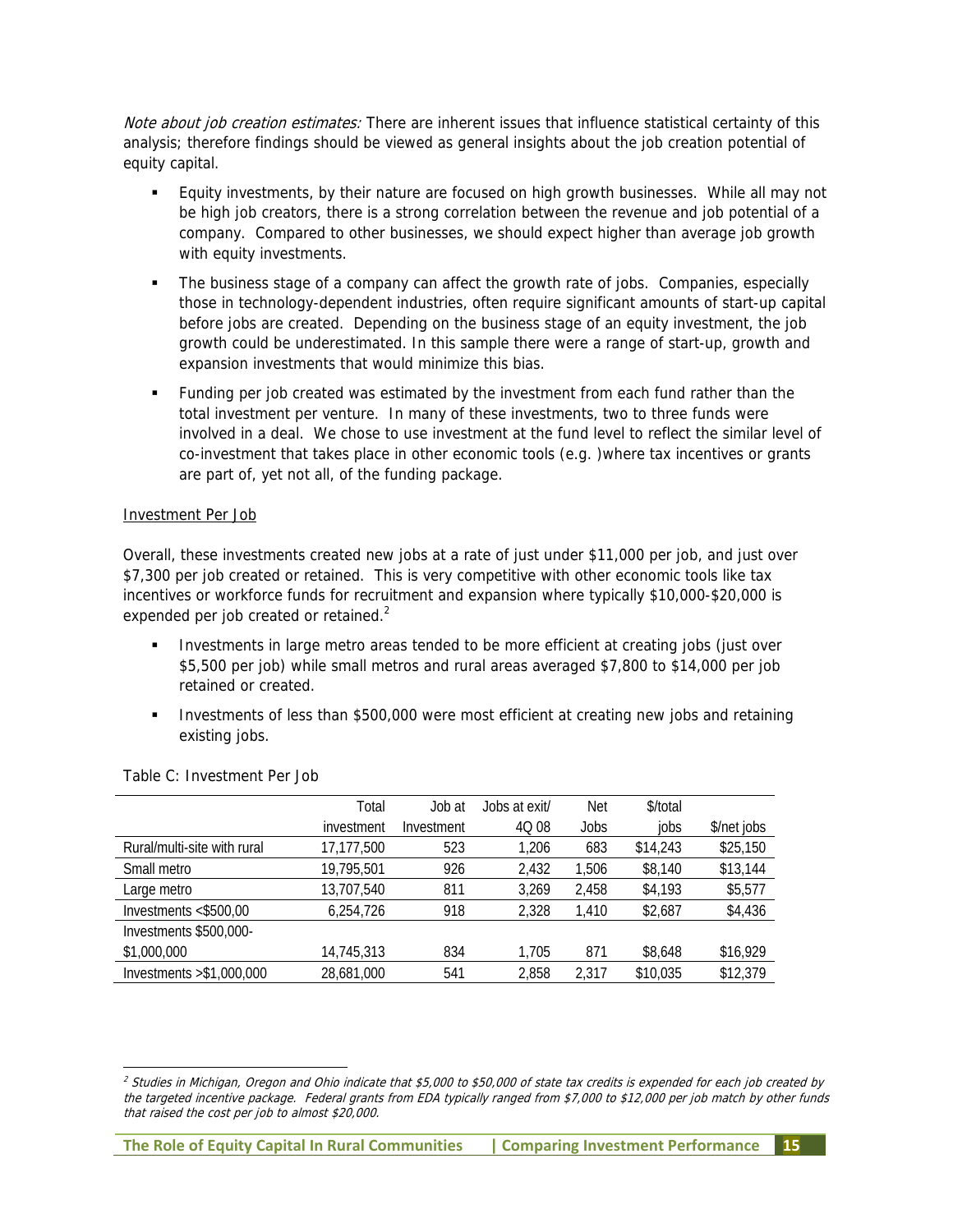*Note about job creation estimates:* There are inherent issues that influence statistical certainty of this analysis; therefore findings should be viewed as general insights about the job creation potential of equity capital.

- Equity investments, by their nature are focused on high growth businesses. While all may not be high job creators, there is a strong correlation between the revenue and job potential of a company. Compared to other businesses, we should expect higher than average job growth with equity investments.
- The business stage of a company can affect the growth rate of jobs. Companies, especially those in technology-dependent industries, often require significant amounts of start-up capital before jobs are created. Depending on the business stage of an equity investment, the job growth could be underestimated. In this sample there were a range of start-up, growth and expansion investments that would minimize this bias.
- Funding per job created was estimated by the investment from each fund rather than the total investment per venture. In many of these investments, two to three funds were involved in a deal. We chose to use investment at the fund level to reflect the similar level of co-investment that takes place in other economic tools (e.g. )where tax incentives or grants are part of, yet not all, of the funding package.

Investment Per Job

Overall, these investments created new jobs at a rate of just under $11,000 per job, and just over $7,300 per job created or retained. This is very competitive with other economic tools like tax incentives or workforce funds for recruitment and expansion where typically $10,000-$20,000 is expended per job created or retained.[2]

- Investments in large metro areas tended to be more efficient at creating jobs (just over $5,500 per job) while small metros and rural areas averaged $7,800 to $14,000 per job retained or created.
- Investments of less than $500,000 were most efficient at creating new jobs and retaining existing jobs.

Table C: Investment Per Job

| | Total investment | Job at Investment | Jobs at exit/ 4Q 08 | Net Jobs | $/total jobs | $/net jobs |
|---|---|---|---|---|---|---|
| Rural/multi-site with rural | 17,177,500 | 523 | 1,206 | 683 | $14,243 | $25,150 |
| Small metro | 19,795,501 | 926 | 2,432 | 1,506 | $8,140 | $13,144 |
| Large metro | 13,707,540 | 811 | 3,269 | 2,458 | $4,193 | $5,577 |
| Investments <$500,00 | 6,254,726 | 918 | 2,328 | 1,410 | $2,687 | $4,436 |
| Investments $500,000-$1,000,000 | 14,745,313 | 834 | 1,705 | 871 | $8,648 | $16,929 |
| Investments >$1,000,000 | 28,681,000 | 541 | 2,858 | 2,317 | $10,035 | $12,379 |

[2] *Studies in Michigan, Oregon and Ohio indicate that $5,000 to $50,000 of state tax credits is expended for each job created by the targeted incentive package. Federal grants from EDA typically ranged from $7,000 to $12,000 per job match by other funds that raised the cost per job to almost $20,000.*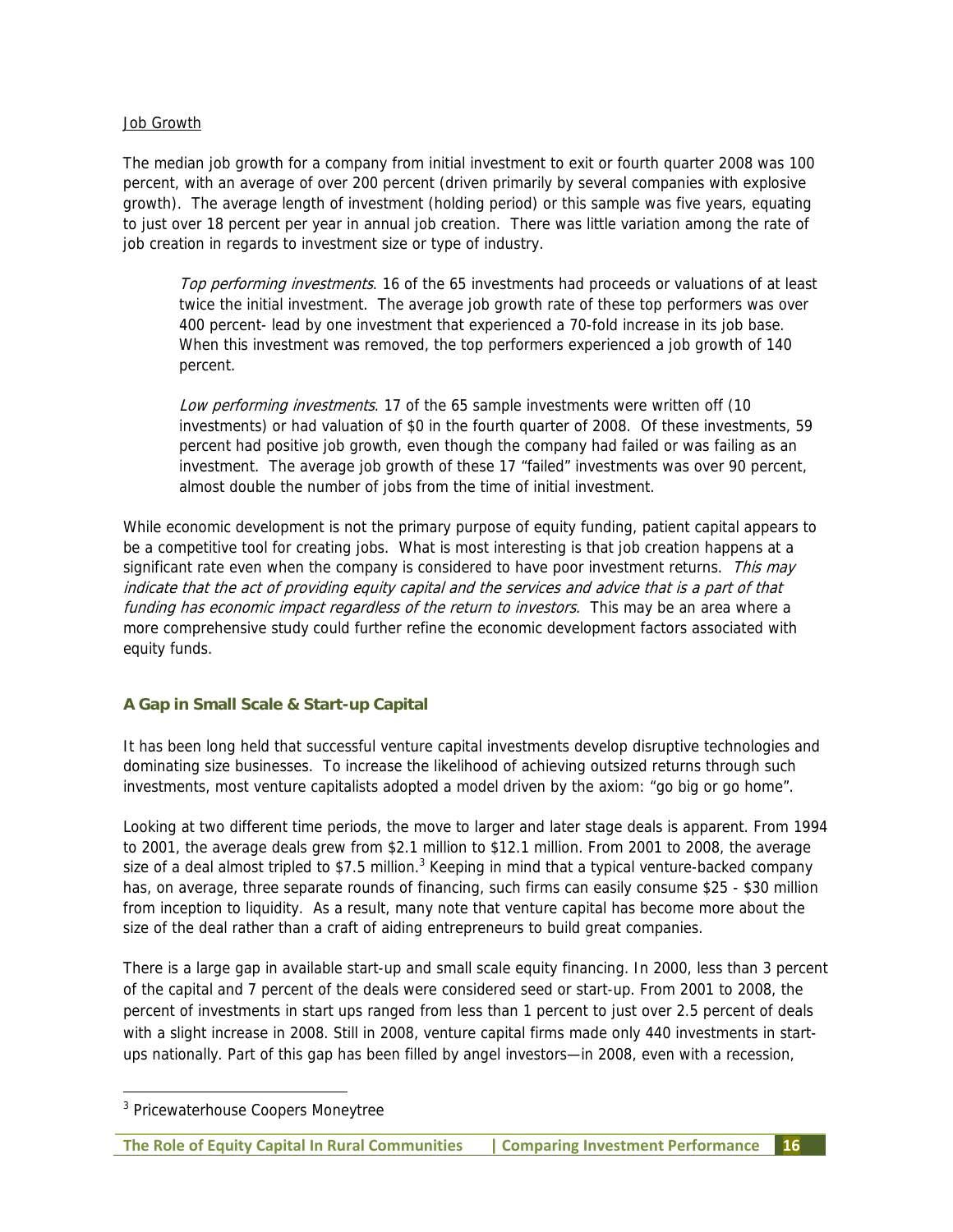Job Growth

The median job growth for a company from initial investment to exit or fourth quarter 2008 was 100 percent, with an average of over 200 percent (driven primarily by several companies with explosive growth). The average length of investment (holding period) or this sample was five years, equating to just over 18 percent per year in annual job creation. There was little variation among the rate of job creation in regards to investment size or type of industry.

> *Top performing investments*. 16 of the 65 investments had proceeds or valuations of at least twice the initial investment. The average job growth rate of these top performers was over 400 percent- lead by one investment that experienced a 70-fold increase in its job base. When this investment was removed, the top performers experienced a job growth of 140 percent.
>
> *Low performing investments*. 17 of the 65 sample investments were written off (10 investments) or had valuation of $0 in the fourth quarter of 2008. Of these investments, 59 percent had positive job growth, even though the company had failed or was failing as an investment. The average job growth of these 17 "failed" investments was over 90 percent, almost double the number of jobs from the time of initial investment.

While economic development is not the primary purpose of equity funding, patient capital appears to be a competitive tool for creating jobs. What is most interesting is that job creation happens at a significant rate even when the company is considered to have poor investment returns. *This may indicate that the act of providing equity capital and the services and advice that is a part of that funding has economic impact regardless of the return to investors*. This may be an area where a more comprehensive study could further refine the economic development factors associated with equity funds.

### A Gap in Small Scale & Start-up Capital

It has been long held that successful venture capital investments develop disruptive technologies and dominating size businesses. To increase the likelihood of achieving outsized returns through such investments, most venture capitalists adopted a model driven by the axiom: "go big or go home".

Looking at two different time periods, the move to larger and later stage deals is apparent. From 1994 to 2001, the average deals grew from $2.1 million to $12.1 million. From 2001 to 2008, the average size of a deal almost tripled to $7.5 million.[3] Keeping in mind that a typical venture-backed company has, on average, three separate rounds of financing, such firms can easily consume $25 - $30 million from inception to liquidity. As a result, many note that venture capital has become more about the size of the deal rather than a craft of aiding entrepreneurs to build great companies.

There is a large gap in available start-up and small scale equity financing. In 2000, less than 3 percent of the capital and 7 percent of the deals were considered seed or start-up. From 2001 to 2008, the percent of investments in start ups ranged from less than 1 percent to just over 2.5 percent of deals with a slight increase in 2008. Still in 2008, venture capital firms made only 440 investments in start-ups nationally. Part of this gap has been filled by angel investors—in 2008, even with a recession,

[3] Pricewaterhouse Coopers Moneytree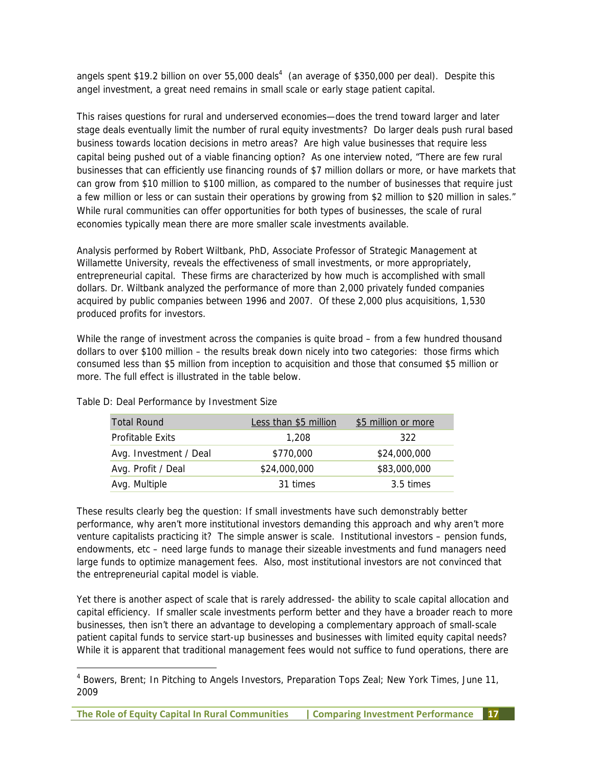angels spent $19.2 billion on over 55,000 deals[4] (an average of $350,000 per deal). Despite this angel investment, a great need remains in small scale or early stage patient capital.

This raises questions for rural and underserved economies—does the trend toward larger and later stage deals eventually limit the number of rural equity investments? Do larger deals push rural based business towards location decisions in metro areas? Are high value businesses that require less capital being pushed out of a viable financing option? As one interview noted, "There are few rural businesses that can efficiently use financing rounds of $7 million dollars or more, or have markets that can grow from $10 million to $100 million, as compared to the number of businesses that require just a few million or less or can sustain their operations by growing from $2 million to $20 million in sales." While rural communities can offer opportunities for both types of businesses, the scale of rural economies typically mean there are more smaller scale investments available.

Analysis performed by Robert Wiltbank, PhD, Associate Professor of Strategic Management at Willamette University, reveals the effectiveness of small investments, or more appropriately, entrepreneurial capital. These firms are characterized by how much is accomplished with small dollars. Dr. Wiltbank analyzed the performance of more than 2,000 privately funded companies acquired by public companies between 1996 and 2007. Of these 2,000 plus acquisitions, 1,530 produced profits for investors.

While the range of investment across the companies is quite broad – from a few hundred thousand dollars to over $100 million – the results break down nicely into two categories: those firms which consumed less than $5 million from inception to acquisition and those that consumed $5 million or more. The full effect is illustrated in the table below.

Table D: Deal Performance by Investment Size

| Total Round | Less than $5 million | $5 million or more |
|---|---|---|
| Profitable Exits | 1,208 | 322 |
| Avg. Investment / Deal | $770,000 | $24,000,000 |
| Avg. Profit / Deal | $24,000,000 | $83,000,000 |
| Avg. Multiple | 31 times | 3.5 times |

These results clearly beg the question: If small investments have such demonstrably better performance, why aren't more institutional investors demanding this approach and why aren't more venture capitalists practicing it? The simple answer is scale. Institutional investors – pension funds, endowments, etc – need large funds to manage their sizeable investments and fund managers need large funds to optimize management fees. Also, most institutional investors are not convinced that the entrepreneurial capital model is viable.

Yet there is another aspect of scale that is rarely addressed- the ability to scale capital allocation and capital efficiency. If smaller scale investments perform better and they have a broader reach to more businesses, then isn't there an advantage to developing a complementary approach of small-scale patient capital funds to service start-up businesses and businesses with limited equity capital needs? While it is apparent that traditional management fees would not suffice to fund operations, there are

[4] Bowers, Brent; In Pitching to Angels Investors, Preparation Tops Zeal; New York Times, June 11, 2009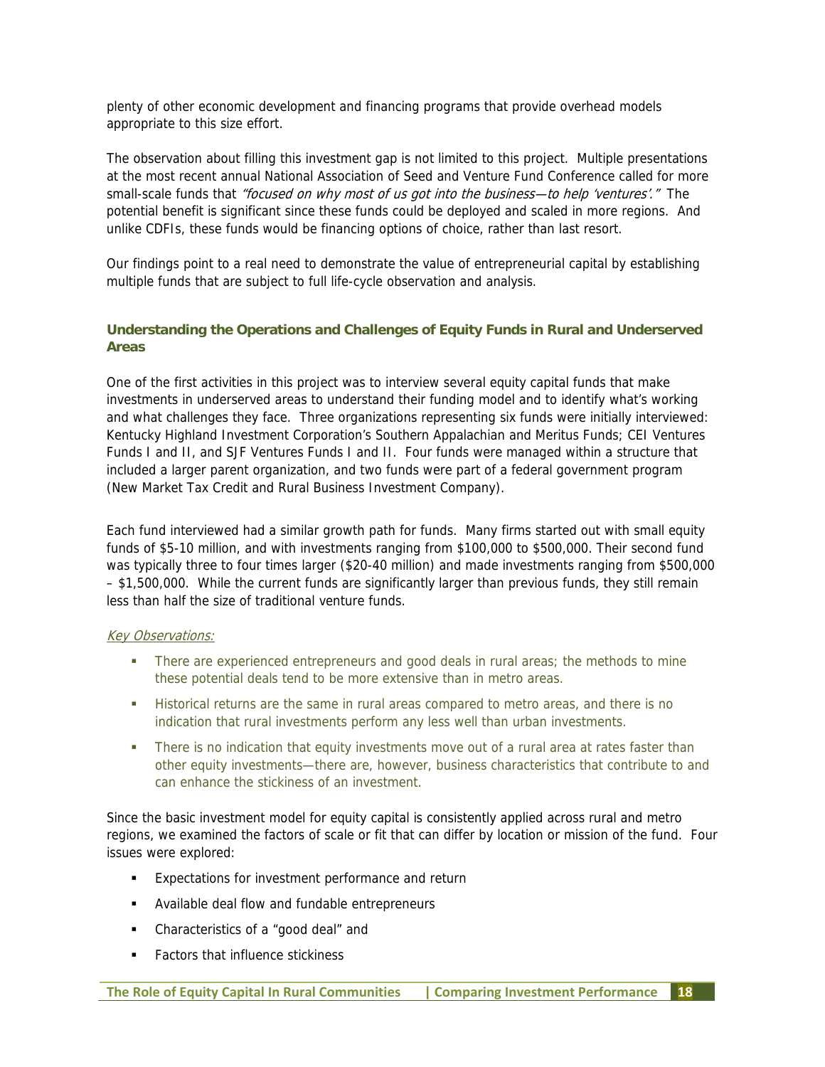plenty of other economic development and financing programs that provide overhead models appropriate to this size effort.

The observation about filling this investment gap is not limited to this project. Multiple presentations at the most recent annual National Association of Seed and Venture Fund Conference called for more small-scale funds that *"focused on why most of us got into the business—to help 'ventures'."* The potential benefit is significant since these funds could be deployed and scaled in more regions. And unlike CDFIs, these funds would be financing options of choice, rather than last resort.

Our findings point to a real need to demonstrate the value of entrepreneurial capital by establishing multiple funds that are subject to full life-cycle observation and analysis.

### Understanding the Operations and Challenges of Equity Funds in Rural and Underserved Areas

One of the first activities in this project was to interview several equity capital funds that make investments in underserved areas to understand their funding model and to identify what's working and what challenges they face. Three organizations representing six funds were initially interviewed: Kentucky Highland Investment Corporation's Southern Appalachian and Meritus Funds; CEI Ventures Funds I and II, and SJF Ventures Funds I and II. Four funds were managed within a structure that included a larger parent organization, and two funds were part of a federal government program (New Market Tax Credit and Rural Business Investment Company).

Each fund interviewed had a similar growth path for funds. Many firms started out with small equity funds of $5-10 million, and with investments ranging from $100,000 to $500,000. Their second fund was typically three to four times larger ($20-40 million) and made investments ranging from $500,000 – $1,500,000. While the current funds are significantly larger than previous funds, they still remain less than half the size of traditional venture funds.

*Key Observations:*

- There are experienced entrepreneurs and good deals in rural areas; the methods to mine these potential deals tend to be more extensive than in metro areas.
- Historical returns are the same in rural areas compared to metro areas, and there is no indication that rural investments perform any less well than urban investments.
- There is no indication that equity investments move out of a rural area at rates faster than other equity investments—there are, however, business characteristics that contribute to and can enhance the stickiness of an investment.

Since the basic investment model for equity capital is consistently applied across rural and metro regions, we examined the factors of scale or fit that can differ by location or mission of the fund. Four issues were explored:

- Expectations for investment performance and return
- Available deal flow and fundable entrepreneurs
- Characteristics of a "good deal" and
- Factors that influence stickiness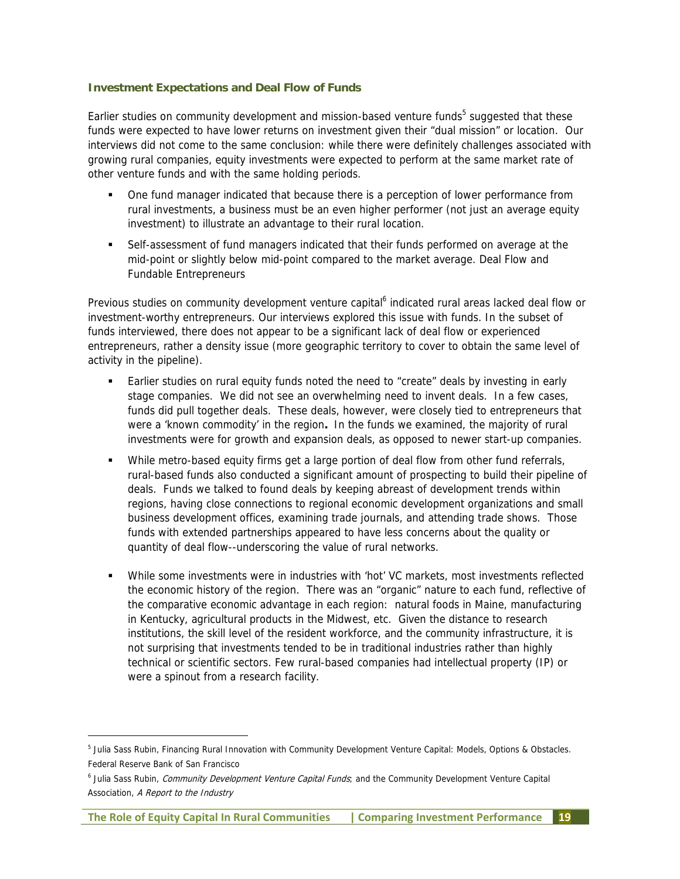### Investment Expectations and Deal Flow of Funds

Earlier studies on community development and mission-based venture funds[5] suggested that these funds were expected to have lower returns on investment given their "dual mission" or location. Our interviews did not come to the same conclusion: while there were definitely challenges associated with growing rural companies, equity investments were expected to perform at the same market rate of other venture funds and with the same holding periods.

- One fund manager indicated that because there is a perception of lower performance from rural investments, a business must be an even higher performer (not just an average equity investment) to illustrate an advantage to their rural location.
- Self-assessment of fund managers indicated that their funds performed on average at the mid-point or slightly below mid-point compared to the market average. Deal Flow and Fundable Entrepreneurs

Previous studies on community development venture capital[6] indicated rural areas lacked deal flow or investment-worthy entrepreneurs. Our interviews explored this issue with funds. In the subset of funds interviewed, there does not appear to be a significant lack of deal flow or experienced entrepreneurs, rather a density issue (more geographic territory to cover to obtain the same level of activity in the pipeline).

- Earlier studies on rural equity funds noted the need to "create" deals by investing in early stage companies. We did not see an overwhelming need to invent deals. In a few cases, funds did pull together deals. These deals, however, were closely tied to entrepreneurs that were a 'known commodity' in the region**.** In the funds we examined, the majority of rural investments were for growth and expansion deals, as opposed to newer start-up companies.
- While metro-based equity firms get a large portion of deal flow from other fund referrals, rural-based funds also conducted a significant amount of prospecting to build their pipeline of deals. Funds we talked to found deals by keeping abreast of development trends within regions, having close connections to regional economic development organizations and small business development offices, examining trade journals, and attending trade shows. Those funds with extended partnerships appeared to have less concerns about the quality or quantity of deal flow--underscoring the value of rural networks.
- While some investments were in industries with 'hot' VC markets, most investments reflected the economic history of the region. There was an "organic" nature to each fund, reflective of the comparative economic advantage in each region: natural foods in Maine, manufacturing in Kentucky, agricultural products in the Midwest, etc. Given the distance to research institutions, the skill level of the resident workforce, and the community infrastructure, it is not surprising that investments tended to be in traditional industries rather than highly technical or scientific sectors. Few rural-based companies had intellectual property (IP) or were a spinout from a research facility.

---

[5] Julia Sass Rubin, Financing Rural Innovation with Community Development Venture Capital: Models, Options & Obstacles. Federal Reserve Bank of San Francisco

[6] Julia Sass Rubin, *Community Development Venture Capital Funds*; and the Community Development Venture Capital Association, *A Report to the Industry*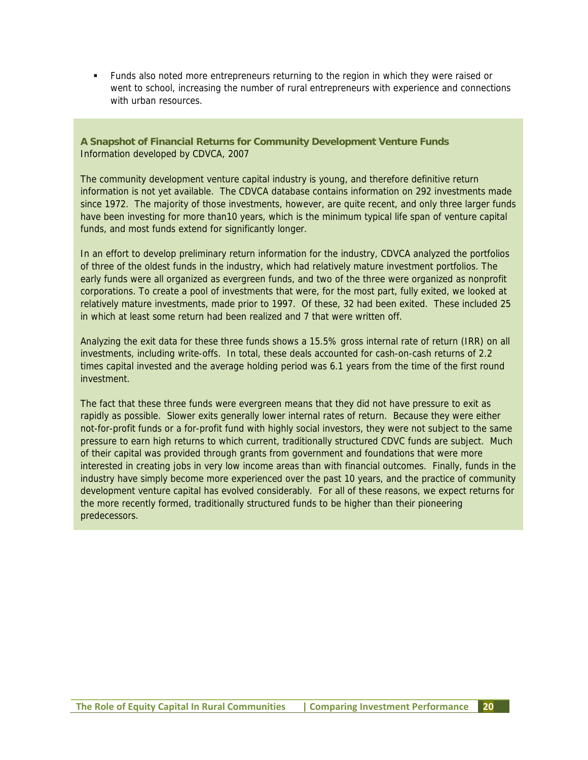- Funds also noted more entrepreneurs returning to the region in which they were raised or went to school, increasing the number of rural entrepreneurs with experience and connections with urban resources.

**A Snapshot of Financial Returns for Community Development Venture Funds**
Information developed by CDVCA, 2007

The community development venture capital industry is young, and therefore definitive return information is not yet available. The CDVCA database contains information on 292 investments made since 1972. The majority of those investments, however, are quite recent, and only three larger funds have been investing for more than10 years, which is the minimum typical life span of venture capital funds, and most funds extend for significantly longer.

In an effort to develop preliminary return information for the industry, CDVCA analyzed the portfolios of three of the oldest funds in the industry, which had relatively mature investment portfolios. The early funds were all organized as evergreen funds, and two of the three were organized as nonprofit corporations. To create a pool of investments that were, for the most part, fully exited, we looked at relatively mature investments, made prior to 1997. Of these, 32 had been exited. These included 25 in which at least some return had been realized and 7 that were written off.

Analyzing the exit data for these three funds shows a 15.5% gross internal rate of return (IRR) on all investments, including write-offs. In total, these deals accounted for cash-on-cash returns of 2.2 times capital invested and the average holding period was 6.1 years from the time of the first round investment.

The fact that these three funds were evergreen means that they did not have pressure to exit as rapidly as possible. Slower exits generally lower internal rates of return. Because they were either not-for-profit funds or a for-profit fund with highly social investors, they were not subject to the same pressure to earn high returns to which current, traditionally structured CDVC funds are subject. Much of their capital was provided through grants from government and foundations that were more interested in creating jobs in very low income areas than with financial outcomes. Finally, funds in the industry have simply become more experienced over the past 10 years, and the practice of community development venture capital has evolved considerably. For all of these reasons, we expect returns for the more recently formed, traditionally structured funds to be higher than their pioneering predecessors.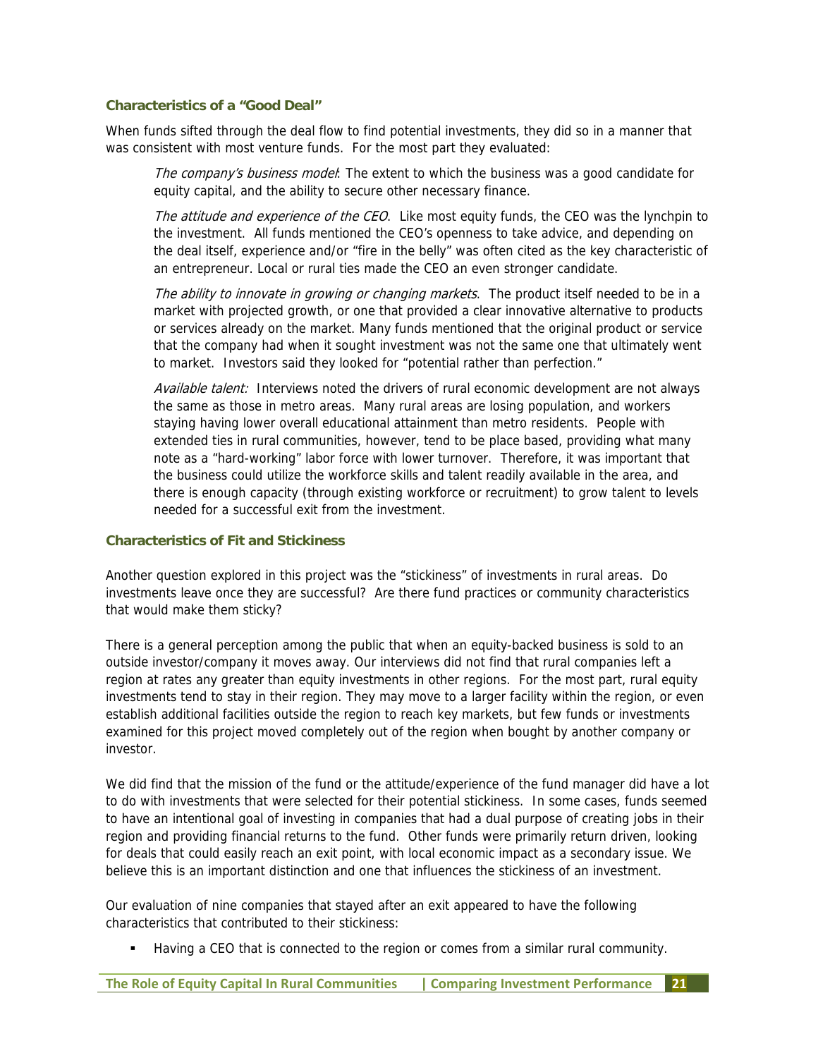### Characteristics of a "Good Deal"

When funds sifted through the deal flow to find potential investments, they did so in a manner that was consistent with most venture funds. For the most part they evaluated:

*The company's business model*: The extent to which the business was a good candidate for equity capital, and the ability to secure other necessary finance.

*The attitude and experience of the CEO*. Like most equity funds, the CEO was the lynchpin to the investment. All funds mentioned the CEO's openness to take advice, and depending on the deal itself, experience and/or "fire in the belly" was often cited as the key characteristic of an entrepreneur. Local or rural ties made the CEO an even stronger candidate.

*The ability to innovate in growing or changing markets*. The product itself needed to be in a market with projected growth, or one that provided a clear innovative alternative to products or services already on the market. Many funds mentioned that the original product or service that the company had when it sought investment was not the same one that ultimately went to market. Investors said they looked for "potential rather than perfection."

*Available talent:* Interviews noted the drivers of rural economic development are not always the same as those in metro areas. Many rural areas are losing population, and workers staying having lower overall educational attainment than metro residents. People with extended ties in rural communities, however, tend to be place based, providing what many note as a "hard-working" labor force with lower turnover. Therefore, it was important that the business could utilize the workforce skills and talent readily available in the area, and there is enough capacity (through existing workforce or recruitment) to grow talent to levels needed for a successful exit from the investment.

### Characteristics of Fit and Stickiness

Another question explored in this project was the "stickiness" of investments in rural areas. Do investments leave once they are successful? Are there fund practices or community characteristics that would make them sticky?

There is a general perception among the public that when an equity-backed business is sold to an outside investor/company it moves away. Our interviews did not find that rural companies left a region at rates any greater than equity investments in other regions. For the most part, rural equity investments tend to stay in their region. They may move to a larger facility within the region, or even establish additional facilities outside the region to reach key markets, but few funds or investments examined for this project moved completely out of the region when bought by another company or investor.

We did find that the mission of the fund or the attitude/experience of the fund manager did have a lot to do with investments that were selected for their potential stickiness. In some cases, funds seemed to have an intentional goal of investing in companies that had a dual purpose of creating jobs in their region and providing financial returns to the fund. Other funds were primarily return driven, looking for deals that could easily reach an exit point, with local economic impact as a secondary issue. We believe this is an important distinction and one that influences the stickiness of an investment.

Our evaluation of nine companies that stayed after an exit appeared to have the following characteristics that contributed to their stickiness:

- Having a CEO that is connected to the region or comes from a similar rural community.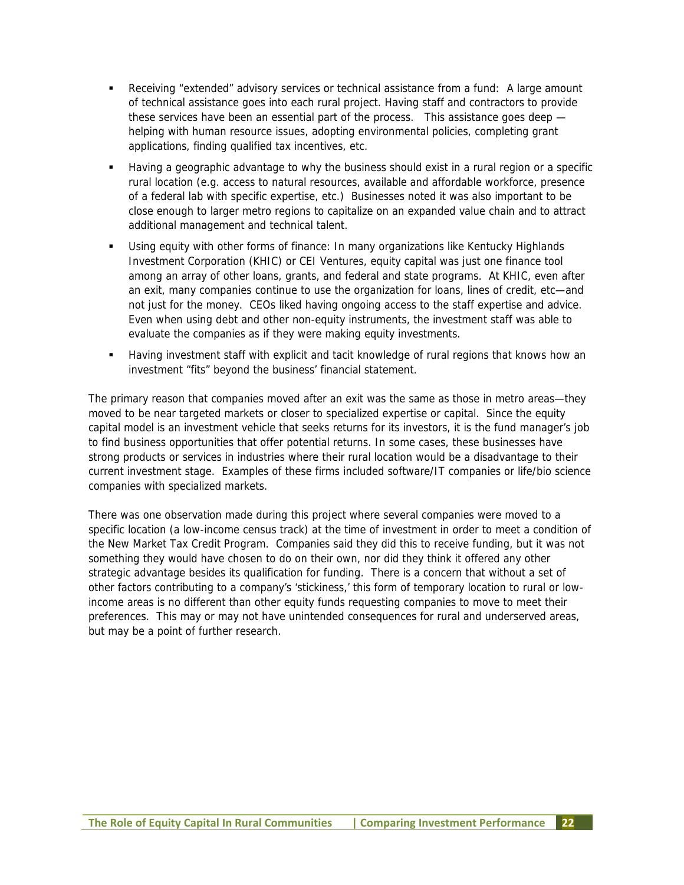- Receiving "extended" advisory services or technical assistance from a fund: A large amount of technical assistance goes into each rural project. Having staff and contractors to provide these services have been an essential part of the process. This assistance goes deep — helping with human resource issues, adopting environmental policies, completing grant applications, finding qualified tax incentives, etc.
- Having a geographic advantage to why the business should exist in a rural region or a specific rural location (e.g. access to natural resources, available and affordable workforce, presence of a federal lab with specific expertise, etc.) Businesses noted it was also important to be close enough to larger metro regions to capitalize on an expanded value chain and to attract additional management and technical talent.
- Using equity with other forms of finance: In many organizations like Kentucky Highlands Investment Corporation (KHIC) or CEI Ventures, equity capital was just one finance tool among an array of other loans, grants, and federal and state programs. At KHIC, even after an exit, many companies continue to use the organization for loans, lines of credit, etc—and not just for the money. CEOs liked having ongoing access to the staff expertise and advice. Even when using debt and other non-equity instruments, the investment staff was able to evaluate the companies as if they were making equity investments.
- Having investment staff with explicit and tacit knowledge of rural regions that knows how an investment "fits" beyond the business' financial statement.

The primary reason that companies moved after an exit was the same as those in metro areas—they moved to be near targeted markets or closer to specialized expertise or capital. Since the equity capital model is an investment vehicle that seeks returns for its investors, it is the fund manager's job to find business opportunities that offer potential returns. In some cases, these businesses have strong products or services in industries where their rural location would be a disadvantage to their current investment stage. Examples of these firms included software/IT companies or life/bio science companies with specialized markets.

There was one observation made during this project where several companies were moved to a specific location (a low-income census track) at the time of investment in order to meet a condition of the New Market Tax Credit Program. Companies said they did this to receive funding, but it was not something they would have chosen to do on their own, nor did they think it offered any other strategic advantage besides its qualification for funding. There is a concern that without a set of other factors contributing to a company's 'stickiness,' this form of temporary location to rural or low-income areas is no different than other equity funds requesting companies to move to meet their preferences. This may or may not have unintended consequences for rural and underserved areas, but may be a point of further research.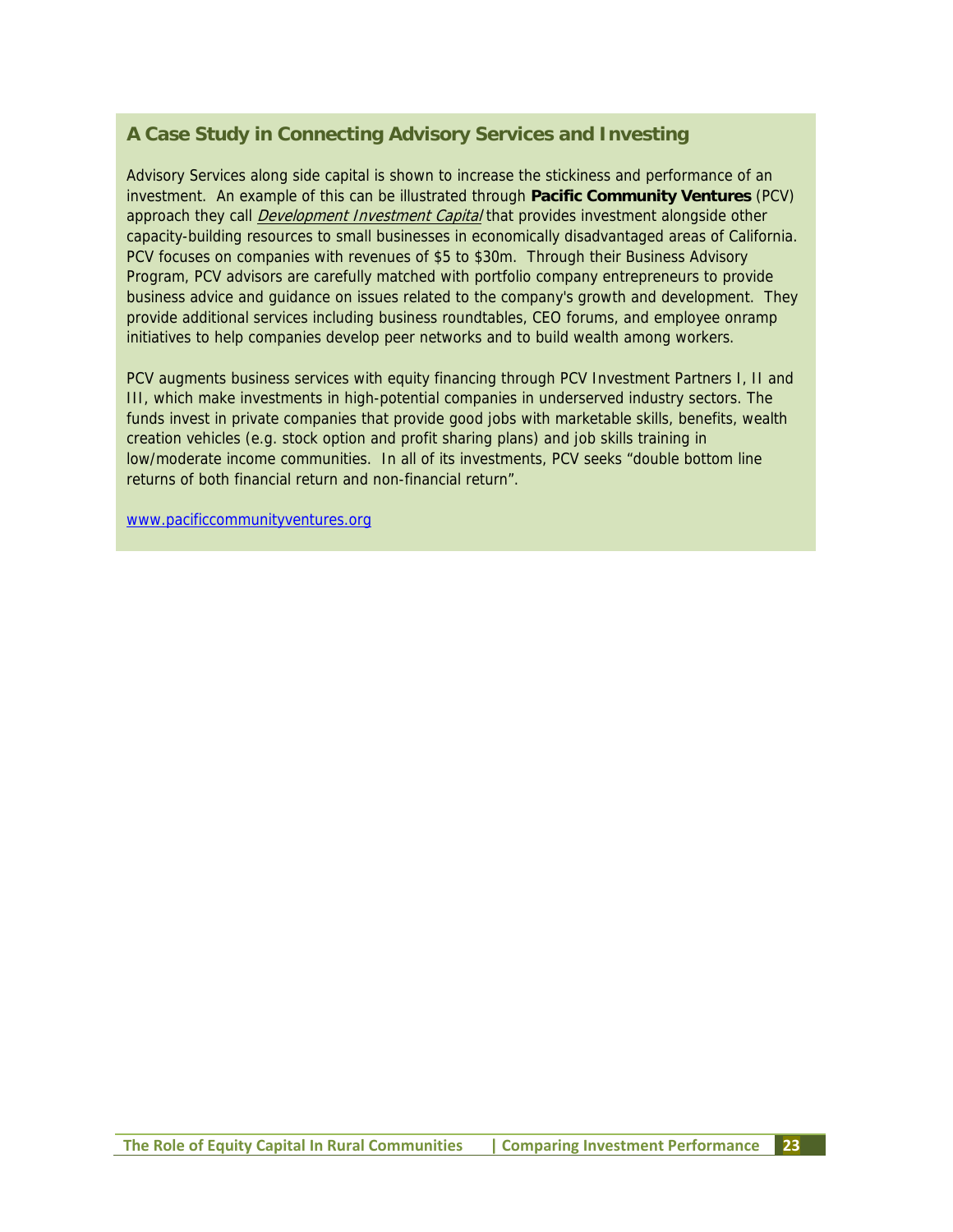## A Case Study in Connecting Advisory Services and Investing

Advisory Services along side capital is shown to increase the stickiness and performance of an investment. An example of this can be illustrated through **Pacific Community Ventures** (PCV) approach they call *Development Investment Capital* that provides investment alongside other capacity-building resources to small businesses in economically disadvantaged areas of California. PCV focuses on companies with revenues of $5 to $30m. Through their Business Advisory Program, PCV advisors are carefully matched with portfolio company entrepreneurs to provide business advice and guidance on issues related to the company's growth and development. They provide additional services including business roundtables, CEO forums, and employee onramp initiatives to help companies develop peer networks and to build wealth among workers.

PCV augments business services with equity financing through PCV Investment Partners I, II and III, which make investments in high-potential companies in underserved industry sectors. The funds invest in private companies that provide good jobs with marketable skills, benefits, wealth creation vehicles (e.g. stock option and profit sharing plans) and job skills training in low/moderate income communities. In all of its investments, PCV seeks "double bottom line returns of both financial return and non-financial return".

www.pacificcommunityventures.org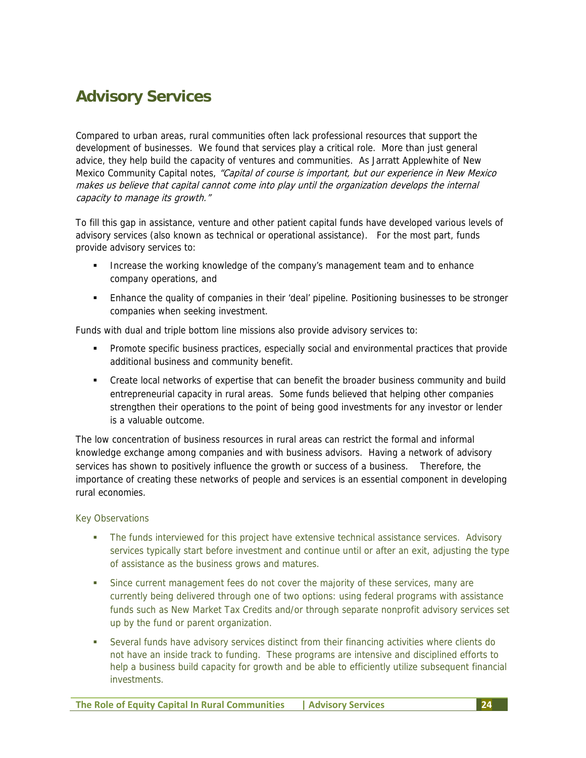# Advisory Services

Compared to urban areas, rural communities often lack professional resources that support the development of businesses. We found that services play a critical role. More than just general advice, they help build the capacity of ventures and communities. As Jarratt Applewhite of New Mexico Community Capital notes, *"Capital of course is important, but our experience in New Mexico makes us believe that capital cannot come into play until the organization develops the internal capacity to manage its growth."*

To fill this gap in assistance, venture and other patient capital funds have developed various levels of advisory services (also known as technical or operational assistance). For the most part, funds provide advisory services to:

- Increase the working knowledge of the company's management team and to enhance company operations, and
- Enhance the quality of companies in their 'deal' pipeline. Positioning businesses to be stronger companies when seeking investment.

Funds with dual and triple bottom line missions also provide advisory services to:

- Promote specific business practices, especially social and environmental practices that provide additional business and community benefit.
- Create local networks of expertise that can benefit the broader business community and build entrepreneurial capacity in rural areas. Some funds believed that helping other companies strengthen their operations to the point of being good investments for any investor or lender is a valuable outcome.

The low concentration of business resources in rural areas can restrict the formal and informal knowledge exchange among companies and with business advisors. Having a network of advisory services has shown to positively influence the growth or success of a business. Therefore, the importance of creating these networks of people and services is an essential component in developing rural economies.

### Key Observations

- The funds interviewed for this project have extensive technical assistance services. Advisory services typically start before investment and continue until or after an exit, adjusting the type of assistance as the business grows and matures.
- Since current management fees do not cover the majority of these services, many are currently being delivered through one of two options: using federal programs with assistance funds such as New Market Tax Credits and/or through separate nonprofit advisory services set up by the fund or parent organization.
- Several funds have advisory services distinct from their financing activities where clients do not have an inside track to funding. These programs are intensive and disciplined efforts to help a business build capacity for growth and be able to efficiently utilize subsequent financial investments.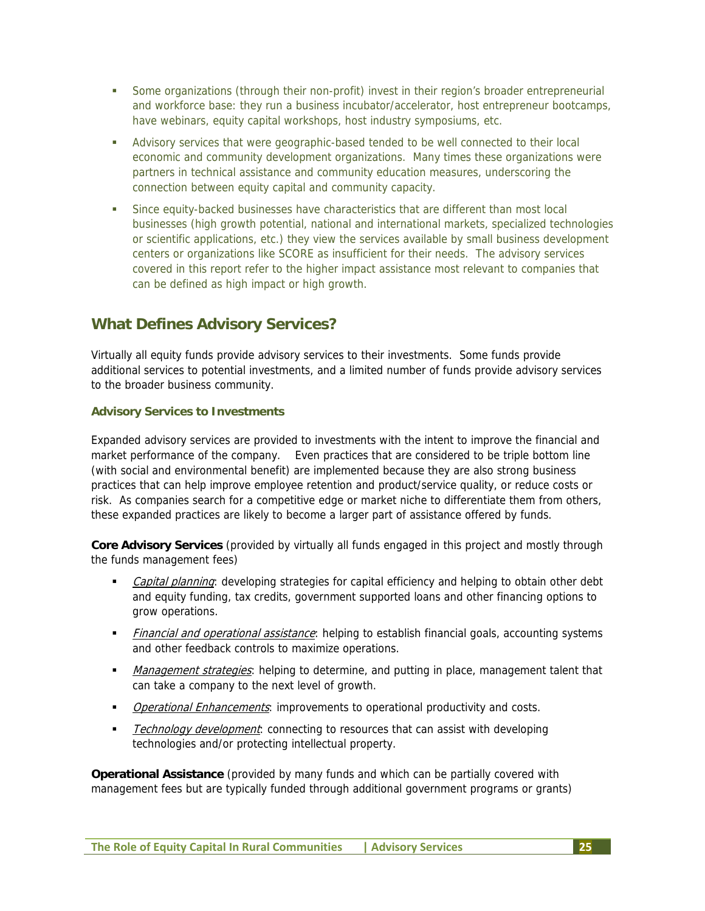- Some organizations (through their non-profit) invest in their region's broader entrepreneurial and workforce base: they run a business incubator/accelerator, host entrepreneur bootcamps, have webinars, equity capital workshops, host industry symposiums, etc.
- Advisory services that were geographic-based tended to be well connected to their local economic and community development organizations. Many times these organizations were partners in technical assistance and community education measures, underscoring the connection between equity capital and community capacity.
- Since equity-backed businesses have characteristics that are different than most local businesses (high growth potential, national and international markets, specialized technologies or scientific applications, etc.) they view the services available by small business development centers or organizations like SCORE as insufficient for their needs. The advisory services covered in this report refer to the higher impact assistance most relevant to companies that can be defined as high impact or high growth.

## What Defines Advisory Services?

Virtually all equity funds provide advisory services to their investments. Some funds provide additional services to potential investments, and a limited number of funds provide advisory services to the broader business community.

### Advisory Services to Investments

Expanded advisory services are provided to investments with the intent to improve the financial and market performance of the company. Even practices that are considered to be triple bottom line (with social and environmental benefit) are implemented because they are also strong business practices that can help improve employee retention and product/service quality, or reduce costs or risk. As companies search for a competitive edge or market niche to differentiate them from others, these expanded practices are likely to become a larger part of assistance offered by funds.

**Core Advisory Services** (provided by virtually all funds engaged in this project and mostly through the funds management fees)

- *Capital planning*: developing strategies for capital efficiency and helping to obtain other debt and equity funding, tax credits, government supported loans and other financing options to grow operations.
- *Financial and operational assistance*: helping to establish financial goals, accounting systems and other feedback controls to maximize operations.
- *Management strategies*: helping to determine, and putting in place, management talent that can take a company to the next level of growth.
- *Operational Enhancements*: improvements to operational productivity and costs.
- *Technology development*: connecting to resources that can assist with developing technologies and/or protecting intellectual property.

**Operational Assistance** (provided by many funds and which can be partially covered with management fees but are typically funded through additional government programs or grants)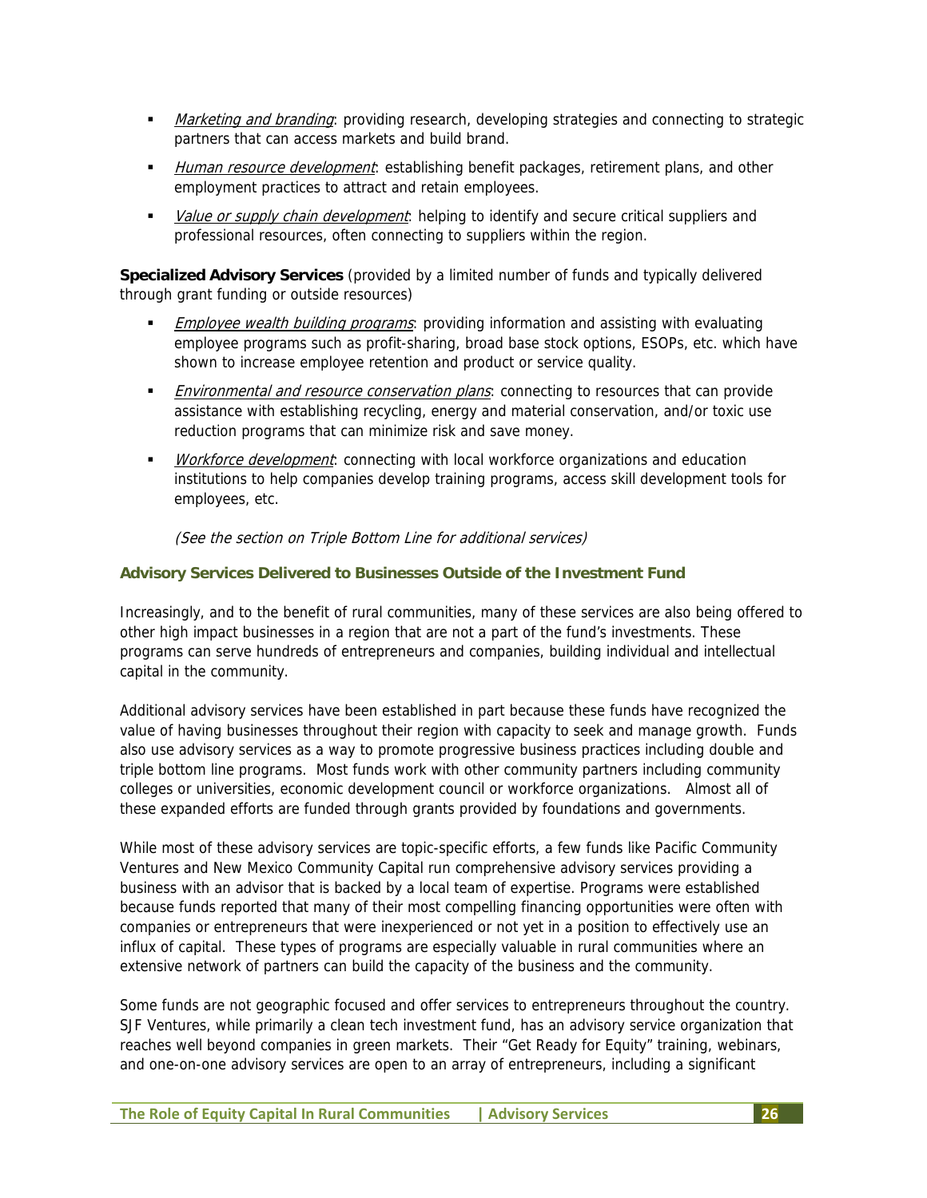- *Marketing and branding*: providing research, developing strategies and connecting to strategic partners that can access markets and build brand.
- *Human resource development*: establishing benefit packages, retirement plans, and other employment practices to attract and retain employees.
- *Value or supply chain development*: helping to identify and secure critical suppliers and professional resources, often connecting to suppliers within the region.

**Specialized Advisory Services** (provided by a limited number of funds and typically delivered through grant funding or outside resources)

- *Employee wealth building programs*: providing information and assisting with evaluating employee programs such as profit-sharing, broad base stock options, ESOPs, etc. which have shown to increase employee retention and product or service quality.
- *Environmental and resource conservation plans*: connecting to resources that can provide assistance with establishing recycling, energy and material conservation, and/or toxic use reduction programs that can minimize risk and save money.
- *Workforce development*: connecting with local workforce organizations and education institutions to help companies develop training programs, access skill development tools for employees, etc.

*(See the section on Triple Bottom Line for additional services)*

### Advisory Services Delivered to Businesses Outside of the Investment Fund

Increasingly, and to the benefit of rural communities, many of these services are also being offered to other high impact businesses in a region that are not a part of the fund's investments. These programs can serve hundreds of entrepreneurs and companies, building individual and intellectual capital in the community.

Additional advisory services have been established in part because these funds have recognized the value of having businesses throughout their region with capacity to seek and manage growth. Funds also use advisory services as a way to promote progressive business practices including double and triple bottom line programs. Most funds work with other community partners including community colleges or universities, economic development council or workforce organizations. Almost all of these expanded efforts are funded through grants provided by foundations and governments.

While most of these advisory services are topic-specific efforts, a few funds like Pacific Community Ventures and New Mexico Community Capital run comprehensive advisory services providing a business with an advisor that is backed by a local team of expertise. Programs were established because funds reported that many of their most compelling financing opportunities were often with companies or entrepreneurs that were inexperienced or not yet in a position to effectively use an influx of capital. These types of programs are especially valuable in rural communities where an extensive network of partners can build the capacity of the business and the community.

Some funds are not geographic focused and offer services to entrepreneurs throughout the country. SJF Ventures, while primarily a clean tech investment fund, has an advisory service organization that reaches well beyond companies in green markets. Their "Get Ready for Equity" training, webinars, and one-on-one advisory services are open to an array of entrepreneurs, including a significant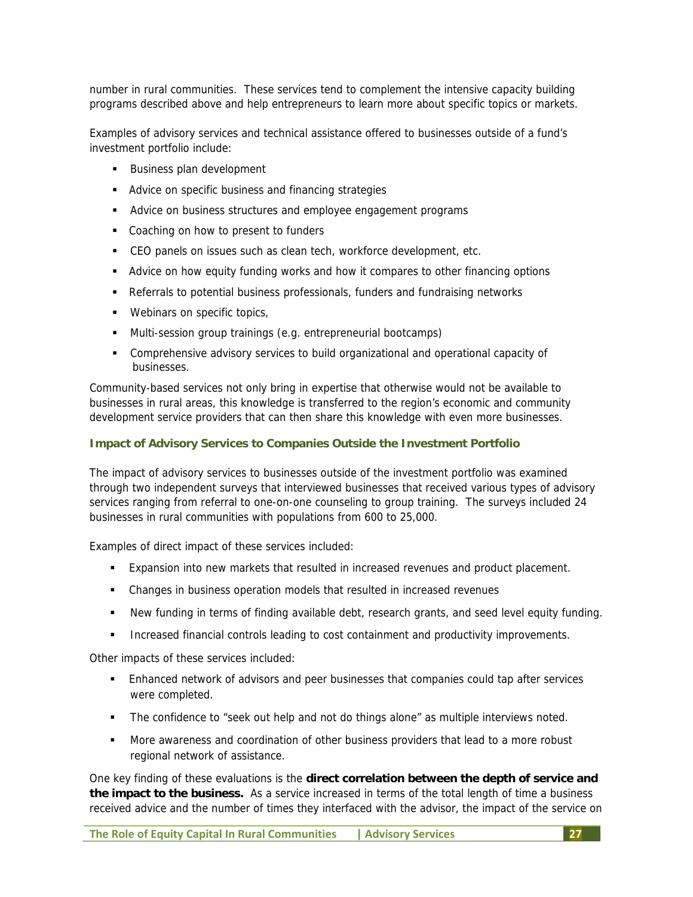number in rural communities. These services tend to complement the intensive capacity building programs described above and help entrepreneurs to learn more about specific topics or markets.

Examples of advisory services and technical assistance offered to businesses outside of a fund's investment portfolio include:

- Business plan development
- Advice on specific business and financing strategies
- Advice on business structures and employee engagement programs
- Coaching on how to present to funders
- CEO panels on issues such as clean tech, workforce development, etc.
- Advice on how equity funding works and how it compares to other financing options
- Referrals to potential business professionals, funders and fundraising networks
- Webinars on specific topics,
- Multi-session group trainings (e.g. entrepreneurial bootcamps)
- Comprehensive advisory services to build organizational and operational capacity of businesses.

Community-based services not only bring in expertise that otherwise would not be available to businesses in rural areas, this knowledge is transferred to the region's economic and community development service providers that can then share this knowledge with even more businesses.

### Impact of Advisory Services to Companies Outside the Investment Portfolio

The impact of advisory services to businesses outside of the investment portfolio was examined through two independent surveys that interviewed businesses that received various types of advisory services ranging from referral to one-on-one counseling to group training. The surveys included 24 businesses in rural communities with populations from 600 to 25,000.

Examples of direct impact of these services included:

- Expansion into new markets that resulted in increased revenues and product placement.
- Changes in business operation models that resulted in increased revenues
- New funding in terms of finding available debt, research grants, and seed level equity funding.
- Increased financial controls leading to cost containment and productivity improvements.

Other impacts of these services included:

- Enhanced network of advisors and peer businesses that companies could tap after services were completed.
- The confidence to "seek out help and not do things alone" as multiple interviews noted.
- More awareness and coordination of other business providers that lead to a more robust regional network of assistance.

One key finding of these evaluations is the **direct correlation between the depth of service and the impact to the business.** As a service increased in terms of the total length of time a business received advice and the number of times they interfaced with the advisor, the impact of the service on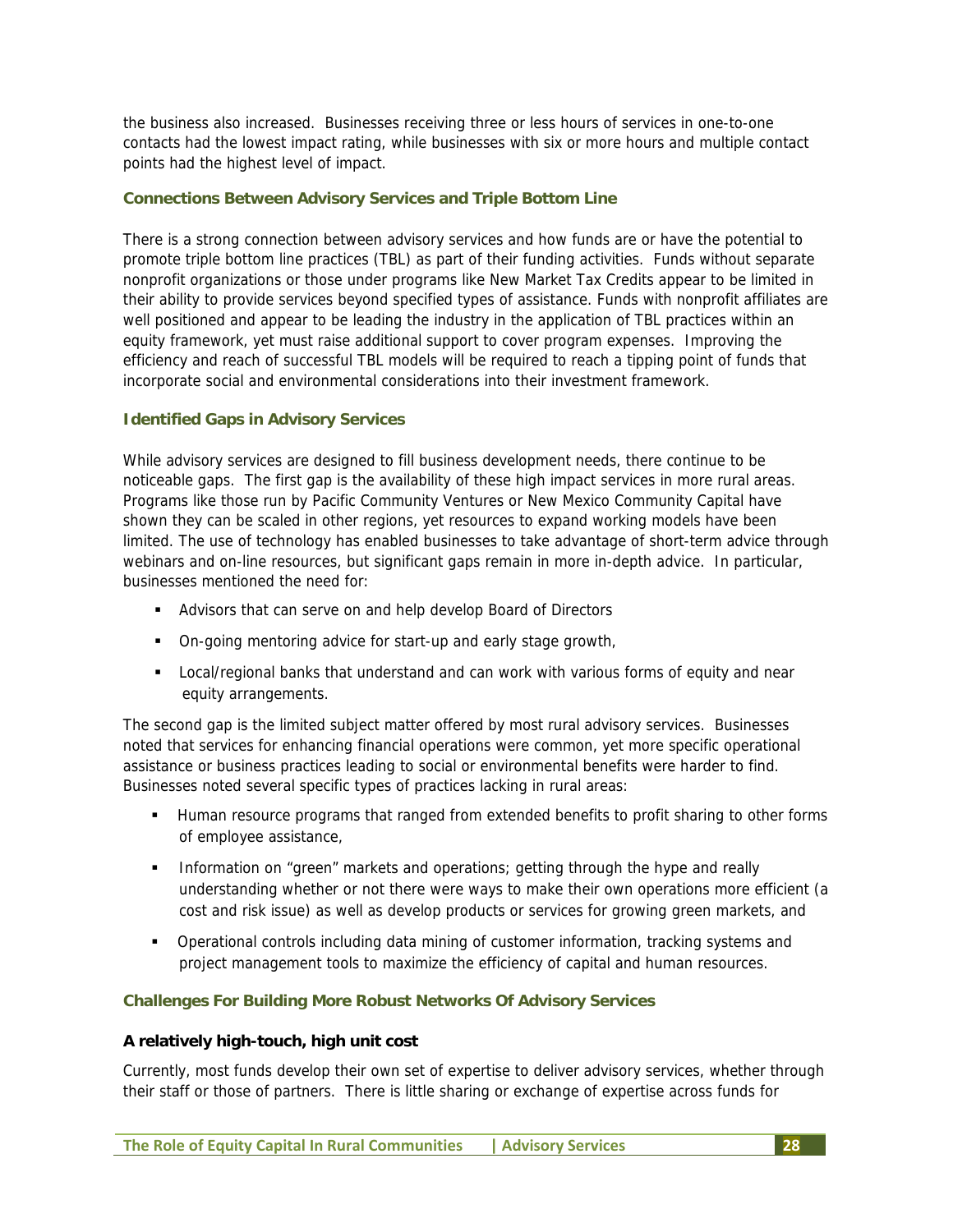the business also increased. Businesses receiving three or less hours of services in one-to-one contacts had the lowest impact rating, while businesses with six or more hours and multiple contact points had the highest level of impact.

### Connections Between Advisory Services and Triple Bottom Line

There is a strong connection between advisory services and how funds are or have the potential to promote triple bottom line practices (TBL) as part of their funding activities. Funds without separate nonprofit organizations or those under programs like New Market Tax Credits appear to be limited in their ability to provide services beyond specified types of assistance. Funds with nonprofit affiliates are well positioned and appear to be leading the industry in the application of TBL practices within an equity framework, yet must raise additional support to cover program expenses. Improving the efficiency and reach of successful TBL models will be required to reach a tipping point of funds that incorporate social and environmental considerations into their investment framework.

### Identified Gaps in Advisory Services

While advisory services are designed to fill business development needs, there continue to be noticeable gaps. The first gap is the availability of these high impact services in more rural areas. Programs like those run by Pacific Community Ventures or New Mexico Community Capital have shown they can be scaled in other regions, yet resources to expand working models have been limited. The use of technology has enabled businesses to take advantage of short-term advice through webinars and on-line resources, but significant gaps remain in more in-depth advice. In particular, businesses mentioned the need for:

- Advisors that can serve on and help develop Board of Directors
- On-going mentoring advice for start-up and early stage growth,
- Local/regional banks that understand and can work with various forms of equity and near equity arrangements.

The second gap is the limited subject matter offered by most rural advisory services. Businesses noted that services for enhancing financial operations were common, yet more specific operational assistance or business practices leading to social or environmental benefits were harder to find. Businesses noted several specific types of practices lacking in rural areas:

- Human resource programs that ranged from extended benefits to profit sharing to other forms of employee assistance,
- Information on "green" markets and operations; getting through the hype and really understanding whether or not there were ways to make their own operations more efficient (a cost and risk issue) as well as develop products or services for growing green markets, and
- Operational controls including data mining of customer information, tracking systems and project management tools to maximize the efficiency of capital and human resources.

### Challenges For Building More Robust Networks Of Advisory Services

#### A relatively high-touch, high unit cost

Currently, most funds develop their own set of expertise to deliver advisory services, whether through their staff or those of partners. There is little sharing or exchange of expertise across funds for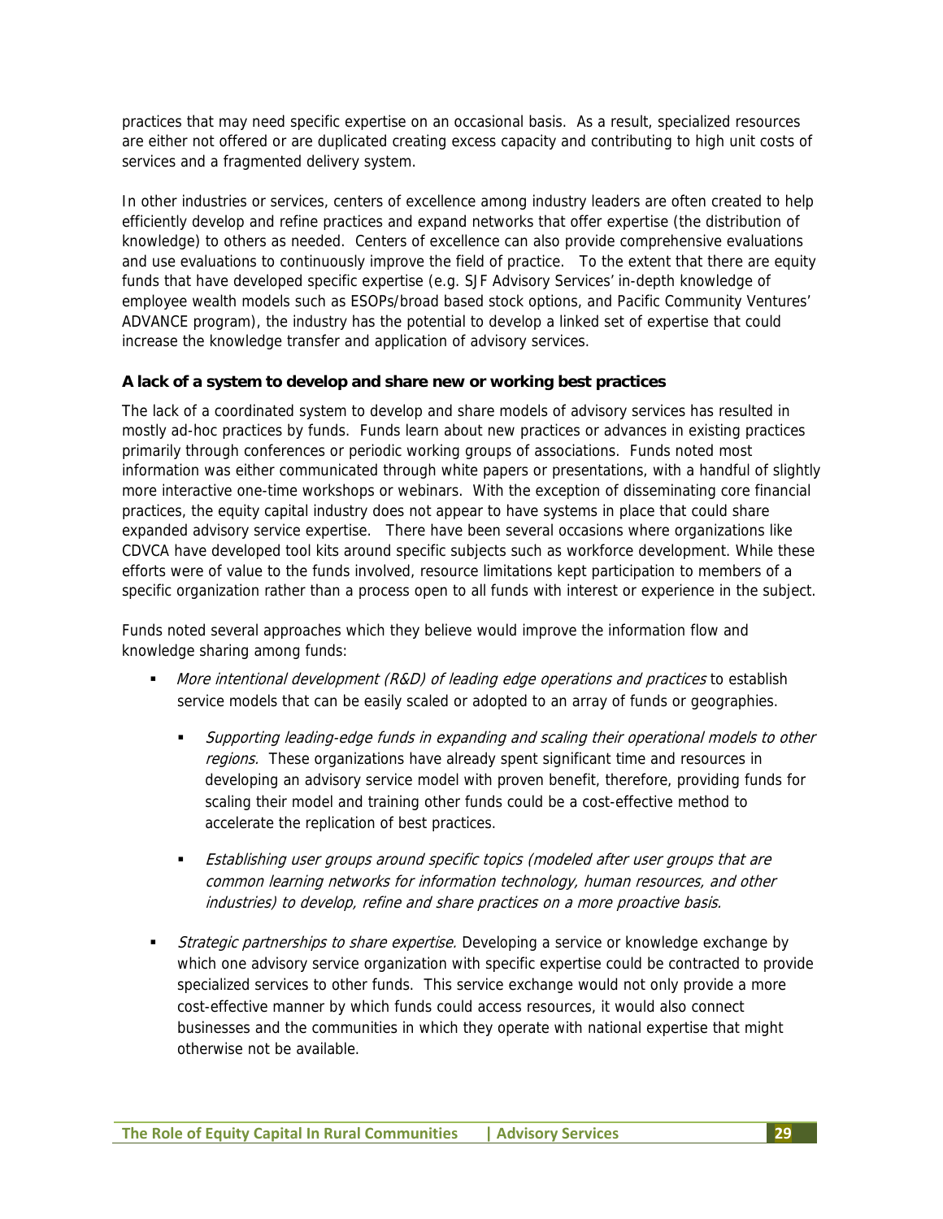practices that may need specific expertise on an occasional basis. As a result, specialized resources are either not offered or are duplicated creating excess capacity and contributing to high unit costs of services and a fragmented delivery system.

In other industries or services, centers of excellence among industry leaders are often created to help efficiently develop and refine practices and expand networks that offer expertise (the distribution of knowledge) to others as needed. Centers of excellence can also provide comprehensive evaluations and use evaluations to continuously improve the field of practice. To the extent that there are equity funds that have developed specific expertise (e.g. SJF Advisory Services' in-depth knowledge of employee wealth models such as ESOPs/broad based stock options, and Pacific Community Ventures' ADVANCE program), the industry has the potential to develop a linked set of expertise that could increase the knowledge transfer and application of advisory services.

### A lack of a system to develop and share new or working best practices

The lack of a coordinated system to develop and share models of advisory services has resulted in mostly ad-hoc practices by funds. Funds learn about new practices or advances in existing practices primarily through conferences or periodic working groups of associations. Funds noted most information was either communicated through white papers or presentations, with a handful of slightly more interactive one-time workshops or webinars. With the exception of disseminating core financial practices, the equity capital industry does not appear to have systems in place that could share expanded advisory service expertise. There have been several occasions where organizations like CDVCA have developed tool kits around specific subjects such as workforce development. While these efforts were of value to the funds involved, resource limitations kept participation to members of a specific organization rather than a process open to all funds with interest or experience in the subject.

Funds noted several approaches which they believe would improve the information flow and knowledge sharing among funds:

- *More intentional development (R&D) of leading edge operations and practices* to establish service models that can be easily scaled or adopted to an array of funds or geographies.
  - *Supporting leading-edge funds in expanding and scaling their operational models to other regions.* These organizations have already spent significant time and resources in developing an advisory service model with proven benefit, therefore, providing funds for scaling their model and training other funds could be a cost-effective method to accelerate the replication of best practices.
  - *Establishing user groups around specific topics (modeled after user groups that are common learning networks for information technology, human resources, and other industries) to develop, refine and share practices on a more proactive basis.*
- *Strategic partnerships to share expertise.* Developing a service or knowledge exchange by which one advisory service organization with specific expertise could be contracted to provide specialized services to other funds. This service exchange would not only provide a more cost-effective manner by which funds could access resources, it would also connect businesses and the communities in which they operate with national expertise that might otherwise not be available.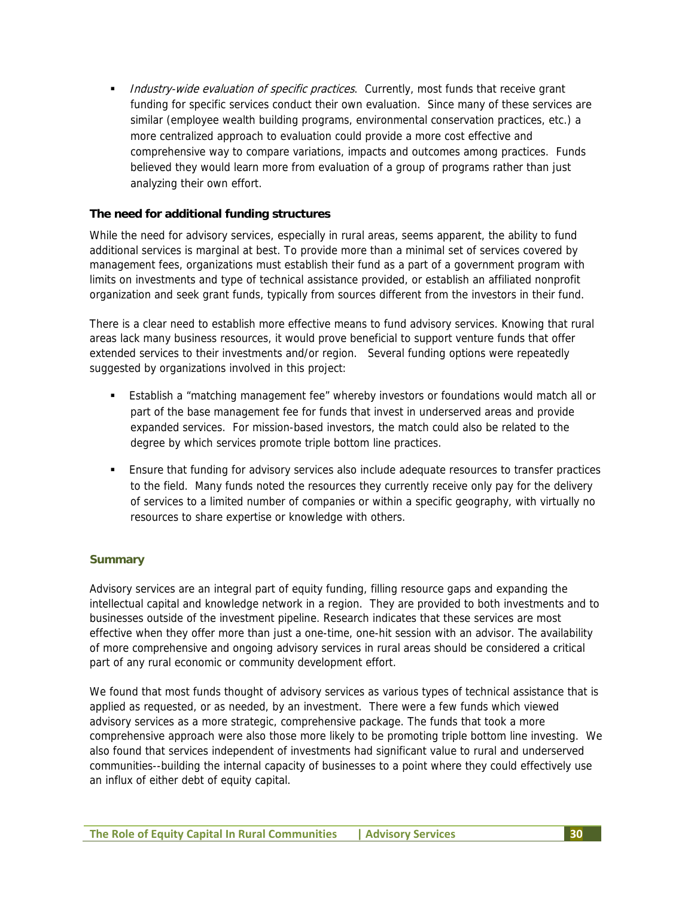- *Industry-wide evaluation of specific practices*. Currently, most funds that receive grant funding for specific services conduct their own evaluation. Since many of these services are similar (employee wealth building programs, environmental conservation practices, etc.) a more centralized approach to evaluation could provide a more cost effective and comprehensive way to compare variations, impacts and outcomes among practices. Funds believed they would learn more from evaluation of a group of programs rather than just analyzing their own effort.

**The need for additional funding structures**

While the need for advisory services, especially in rural areas, seems apparent, the ability to fund additional services is marginal at best. To provide more than a minimal set of services covered by management fees, organizations must establish their fund as a part of a government program with limits on investments and type of technical assistance provided, or establish an affiliated nonprofit organization and seek grant funds, typically from sources different from the investors in their fund.

There is a clear need to establish more effective means to fund advisory services. Knowing that rural areas lack many business resources, it would prove beneficial to support venture funds that offer extended services to their investments and/or region. Several funding options were repeatedly suggested by organizations involved in this project:

- Establish a "matching management fee" whereby investors or foundations would match all or part of the base management fee for funds that invest in underserved areas and provide expanded services. For mission-based investors, the match could also be related to the degree by which services promote triple bottom line practices.

- Ensure that funding for advisory services also include adequate resources to transfer practices to the field. Many funds noted the resources they currently receive only pay for the delivery of services to a limited number of companies or within a specific geography, with virtually no resources to share expertise or knowledge with others.

## Summary

Advisory services are an integral part of equity funding, filling resource gaps and expanding the intellectual capital and knowledge network in a region. They are provided to both investments and to businesses outside of the investment pipeline. Research indicates that these services are most effective when they offer more than just a one-time, one-hit session with an advisor. The availability of more comprehensive and ongoing advisory services in rural areas should be considered a critical part of any rural economic or community development effort.

We found that most funds thought of advisory services as various types of technical assistance that is applied as requested, or as needed, by an investment. There were a few funds which viewed advisory services as a more strategic, comprehensive package. The funds that took a more comprehensive approach were also those more likely to be promoting triple bottom line investing. We also found that services independent of investments had significant value to rural and underserved communities--building the internal capacity of businesses to a point where they could effectively use an influx of either debt of equity capital.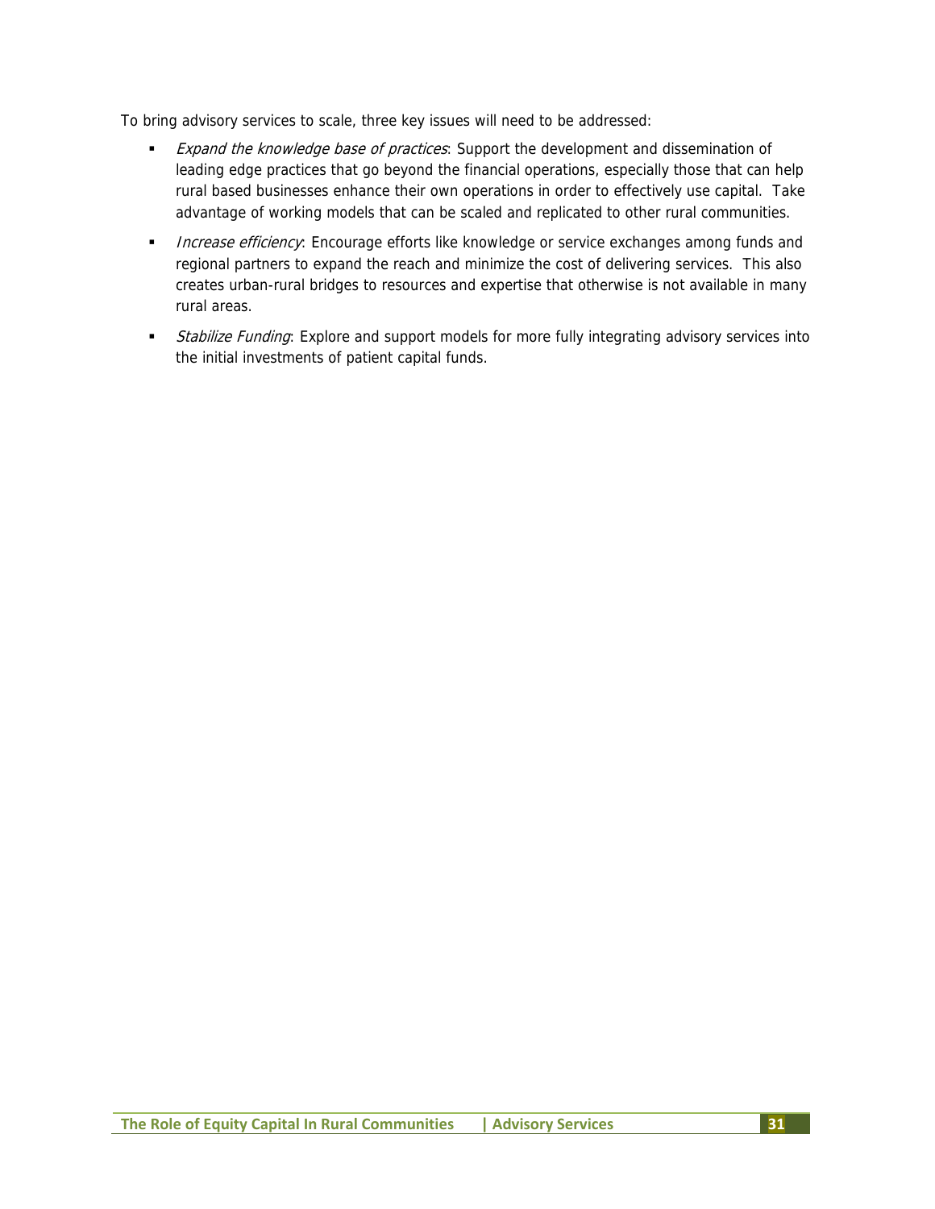To bring advisory services to scale, three key issues will need to be addressed:

- *Expand the knowledge base of practices*: Support the development and dissemination of leading edge practices that go beyond the financial operations, especially those that can help rural based businesses enhance their own operations in order to effectively use capital. Take advantage of working models that can be scaled and replicated to other rural communities.
- *Increase efficiency*: Encourage efforts like knowledge or service exchanges among funds and regional partners to expand the reach and minimize the cost of delivering services. This also creates urban-rural bridges to resources and expertise that otherwise is not available in many rural areas.
- *Stabilize Funding*: Explore and support models for more fully integrating advisory services into the initial investments of patient capital funds.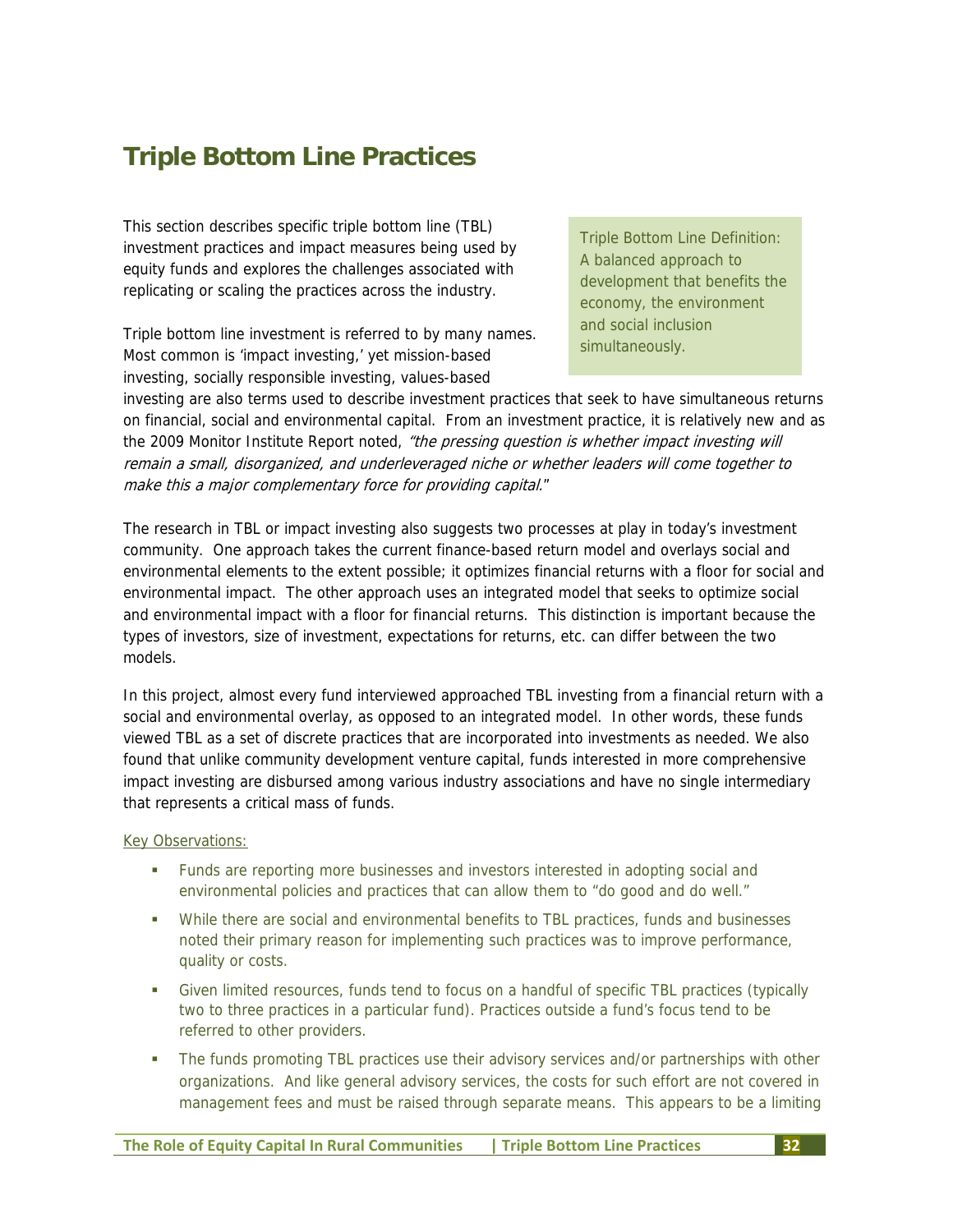# Triple Bottom Line Practices

This section describes specific triple bottom line (TBL) investment practices and impact measures being used by equity funds and explores the challenges associated with replicating or scaling the practices across the industry.

> Triple Bottom Line Definition: A balanced approach to development that benefits the economy, the environment and social inclusion simultaneously.

Triple bottom line investment is referred to by many names. Most common is 'impact investing,' yet mission-based investing, socially responsible investing, values-based investing are also terms used to describe investment practices that seek to have simultaneous returns on financial, social and environmental capital. From an investment practice, it is relatively new and as the 2009 Monitor Institute Report noted, *"the pressing question is whether impact investing will remain a small, disorganized, and underleveraged niche or whether leaders will come together to make this a major complementary force for providing capital."*

The research in TBL or impact investing also suggests two processes at play in today's investment community. One approach takes the current finance-based return model and overlays social and environmental elements to the extent possible; it optimizes financial returns with a floor for social and environmental impact. The other approach uses an integrated model that seeks to optimize social and environmental impact with a floor for financial returns. This distinction is important because the types of investors, size of investment, expectations for returns, etc. can differ between the two models.

In this project, almost every fund interviewed approached TBL investing from a financial return with a social and environmental overlay, as opposed to an integrated model. In other words, these funds viewed TBL as a set of discrete practices that are incorporated into investments as needed. We also found that unlike community development venture capital, funds interested in more comprehensive impact investing are disbursed among various industry associations and have no single intermediary that represents a critical mass of funds.

Key Observations:

- Funds are reporting more businesses and investors interested in adopting social and environmental policies and practices that can allow them to "do good and do well."
- While there are social and environmental benefits to TBL practices, funds and businesses noted their primary reason for implementing such practices was to improve performance, quality or costs.
- Given limited resources, funds tend to focus on a handful of specific TBL practices (typically two to three practices in a particular fund). Practices outside a fund's focus tend to be referred to other providers.
- The funds promoting TBL practices use their advisory services and/or partnerships with other organizations. And like general advisory services, the costs for such effort are not covered in management fees and must be raised through separate means. This appears to be a limiting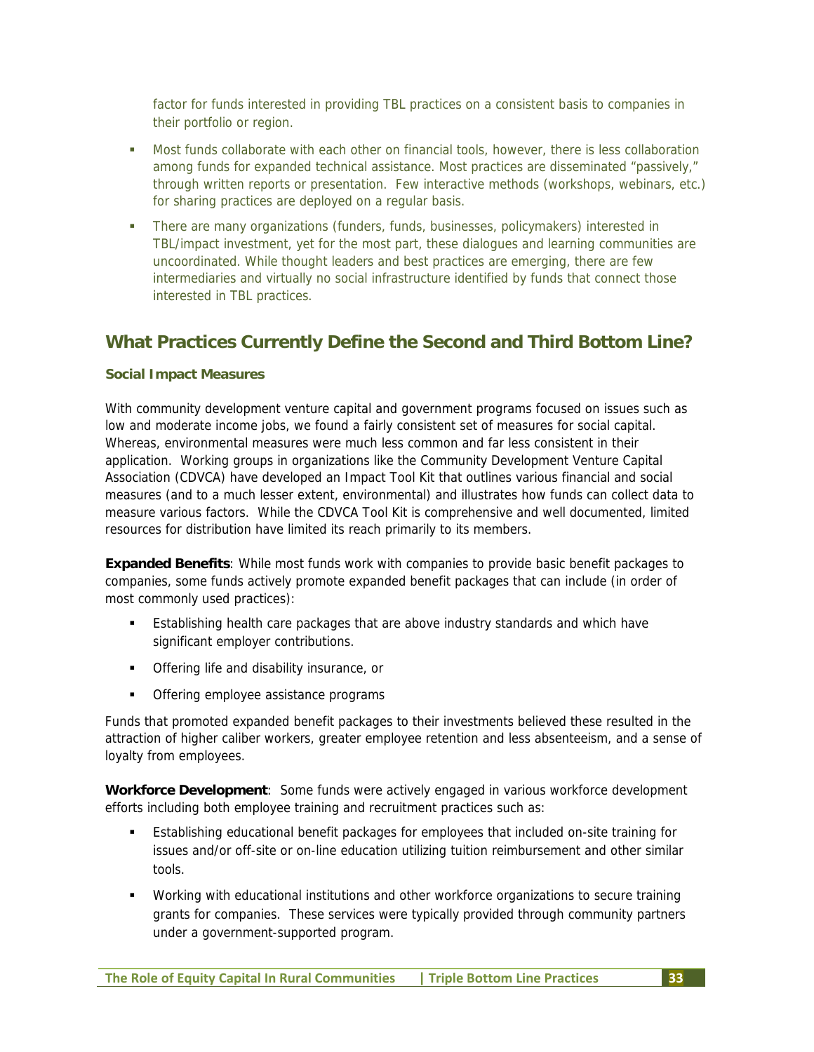factor for funds interested in providing TBL practices on a consistent basis to companies in their portfolio or region.

- Most funds collaborate with each other on financial tools, however, there is less collaboration among funds for expanded technical assistance. Most practices are disseminated "passively," through written reports or presentation. Few interactive methods (workshops, webinars, etc.) for sharing practices are deployed on a regular basis.
- There are many organizations (funders, funds, businesses, policymakers) interested in TBL/impact investment, yet for the most part, these dialogues and learning communities are uncoordinated. While thought leaders and best practices are emerging, there are few intermediaries and virtually no social infrastructure identified by funds that connect those interested in TBL practices.

## What Practices Currently Define the Second and Third Bottom Line?

### Social Impact Measures

With community development venture capital and government programs focused on issues such as low and moderate income jobs, we found a fairly consistent set of measures for social capital. Whereas, environmental measures were much less common and far less consistent in their application. Working groups in organizations like the Community Development Venture Capital Association (CDVCA) have developed an Impact Tool Kit that outlines various financial and social measures (and to a much lesser extent, environmental) and illustrates how funds can collect data to measure various factors. While the CDVCA Tool Kit is comprehensive and well documented, limited resources for distribution have limited its reach primarily to its members.

**Expanded Benefits**: While most funds work with companies to provide basic benefit packages to companies, some funds actively promote expanded benefit packages that can include (in order of most commonly used practices):

- Establishing health care packages that are above industry standards and which have significant employer contributions.
- Offering life and disability insurance, or
- Offering employee assistance programs

Funds that promoted expanded benefit packages to their investments believed these resulted in the attraction of higher caliber workers, greater employee retention and less absenteeism, and a sense of loyalty from employees.

**Workforce Development**: Some funds were actively engaged in various workforce development efforts including both employee training and recruitment practices such as:

- Establishing educational benefit packages for employees that included on-site training for issues and/or off-site or on-line education utilizing tuition reimbursement and other similar tools.
- Working with educational institutions and other workforce organizations to secure training grants for companies. These services were typically provided through community partners under a government-supported program.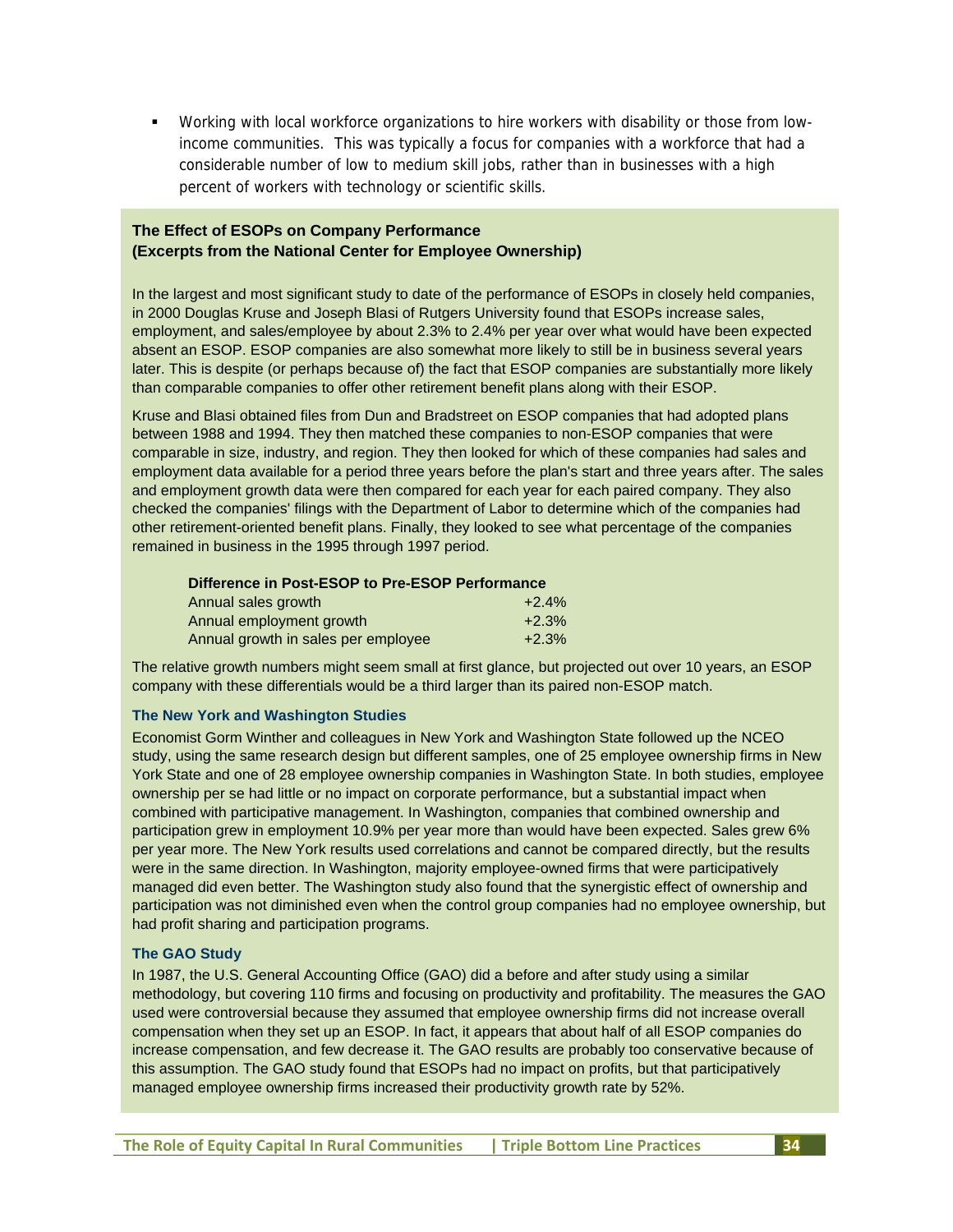- Working with local workforce organizations to hire workers with disability or those from low-income communities. This was typically a focus for companies with a workforce that had a considerable number of low to medium skill jobs, rather than in businesses with a high percent of workers with technology or scientific skills.

**The Effect of ESOPs on Company Performance**
**(Excerpts from the National Center for Employee Ownership)**

In the largest and most significant study to date of the performance of ESOPs in closely held companies, in 2000 Douglas Kruse and Joseph Blasi of Rutgers University found that ESOPs increase sales, employment, and sales/employee by about 2.3% to 2.4% per year over what would have been expected absent an ESOP. ESOP companies are also somewhat more likely to still be in business several years later. This is despite (or perhaps because of) the fact that ESOP companies are substantially more likely than comparable companies to offer other retirement benefit plans along with their ESOP.

Kruse and Blasi obtained files from Dun and Bradstreet on ESOP companies that had adopted plans between 1988 and 1994. They then matched these companies to non-ESOP companies that were comparable in size, industry, and region. They then looked for which of these companies had sales and employment data available for a period three years before the plan's start and three years after. The sales and employment growth data were then compared for each year for each paired company. They also checked the companies' filings with the Department of Labor to determine which of the companies had other retirement-oriented benefit plans. Finally, they looked to see what percentage of the companies remained in business in the 1995 through 1997 period.

| Difference in Post-ESOP to Pre-ESOP Performance | |
|---|---|
| Annual sales growth | +2.4% |
| Annual employment growth | +2.3% |
| Annual growth in sales per employee | +2.3% |

The relative growth numbers might seem small at first glance, but projected out over 10 years, an ESOP company with these differentials would be a third larger than its paired non-ESOP match.

**The New York and Washington Studies**

Economist Gorm Winther and colleagues in New York and Washington State followed up the NCEO study, using the same research design but different samples, one of 25 employee ownership firms in New York State and one of 28 employee ownership companies in Washington State. In both studies, employee ownership per se had little or no impact on corporate performance, but a substantial impact when combined with participative management. In Washington, companies that combined ownership and participation grew in employment 10.9% per year more than would have been expected. Sales grew 6% per year more. The New York results used correlations and cannot be compared directly, but the results were in the same direction. In Washington, majority employee-owned firms that were participatively managed did even better. The Washington study also found that the synergistic effect of ownership and participation was not diminished even when the control group companies had no employee ownership, but had profit sharing and participation programs.

**The GAO Study**

In 1987, the U.S. General Accounting Office (GAO) did a before and after study using a similar methodology, but covering 110 firms and focusing on productivity and profitability. The measures the GAO used were controversial because they assumed that employee ownership firms did not increase overall compensation when they set up an ESOP. In fact, it appears that about half of all ESOP companies do increase compensation, and few decrease it. The GAO results are probably too conservative because of this assumption. The GAO study found that ESOPs had no impact on profits, but that participatively managed employee ownership firms increased their productivity growth rate by 52%.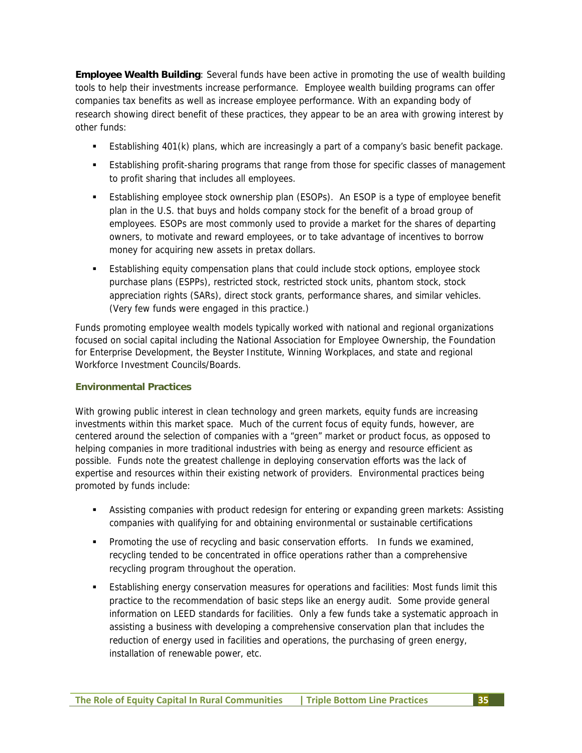**Employee Wealth Building**: Several funds have been active in promoting the use of wealth building tools to help their investments increase performance. Employee wealth building programs can offer companies tax benefits as well as increase employee performance. With an expanding body of research showing direct benefit of these practices, they appear to be an area with growing interest by other funds:

- Establishing 401(k) plans, which are increasingly a part of a company's basic benefit package.
- Establishing profit-sharing programs that range from those for specific classes of management to profit sharing that includes all employees.
- Establishing employee stock ownership plan (ESOPs). An ESOP is a type of employee benefit plan in the U.S. that buys and holds company stock for the benefit of a broad group of employees. ESOPs are most commonly used to provide a market for the shares of departing owners, to motivate and reward employees, or to take advantage of incentives to borrow money for acquiring new assets in pretax dollars.
- Establishing equity compensation plans that could include stock options, employee stock purchase plans (ESPPs), restricted stock, restricted stock units, phantom stock, stock appreciation rights (SARs), direct stock grants, performance shares, and similar vehicles. (Very few funds were engaged in this practice.)

Funds promoting employee wealth models typically worked with national and regional organizations focused on social capital including the National Association for Employee Ownership, the Foundation for Enterprise Development, the Beyster Institute, Winning Workplaces, and state and regional Workforce Investment Councils/Boards.

### Environmental Practices

With growing public interest in clean technology and green markets, equity funds are increasing investments within this market space. Much of the current focus of equity funds, however, are centered around the selection of companies with a "green" market or product focus, as opposed to helping companies in more traditional industries with being as energy and resource efficient as possible. Funds note the greatest challenge in deploying conservation efforts was the lack of expertise and resources within their existing network of providers. Environmental practices being promoted by funds include:

- Assisting companies with product redesign for entering or expanding green markets: Assisting companies with qualifying for and obtaining environmental or sustainable certifications
- Promoting the use of recycling and basic conservation efforts. In funds we examined, recycling tended to be concentrated in office operations rather than a comprehensive recycling program throughout the operation.
- Establishing energy conservation measures for operations and facilities: Most funds limit this practice to the recommendation of basic steps like an energy audit. Some provide general information on LEED standards for facilities. Only a few funds take a systematic approach in assisting a business with developing a comprehensive conservation plan that includes the reduction of energy used in facilities and operations, the purchasing of green energy, installation of renewable power, etc.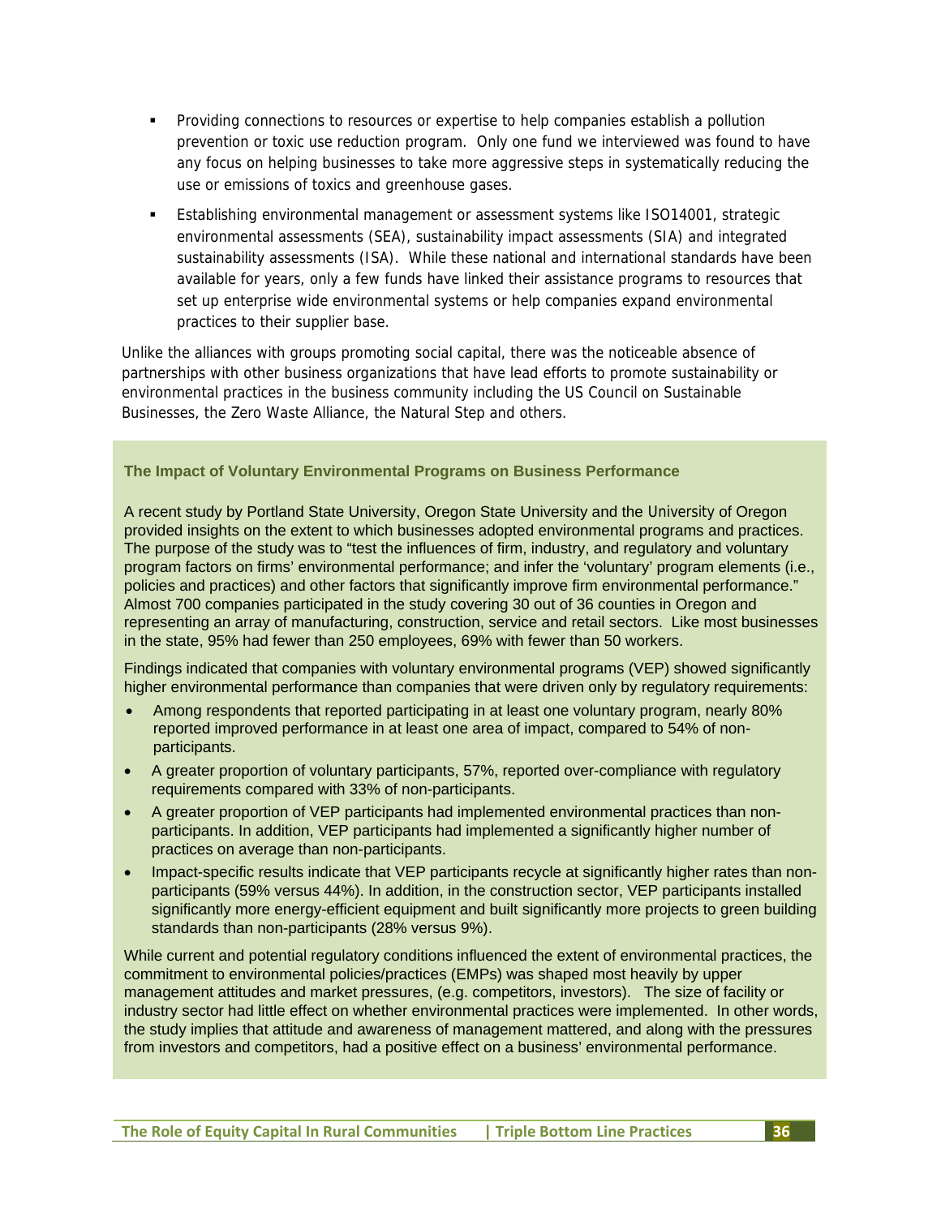- Providing connections to resources or expertise to help companies establish a pollution prevention or toxic use reduction program. Only one fund we interviewed was found to have any focus on helping businesses to take more aggressive steps in systematically reducing the use or emissions of toxics and greenhouse gases.
- Establishing environmental management or assessment systems like ISO14001, strategic environmental assessments (SEA), sustainability impact assessments (SIA) and integrated sustainability assessments (ISA). While these national and international standards have been available for years, only a few funds have linked their assistance programs to resources that set up enterprise wide environmental systems or help companies expand environmental practices to their supplier base.

Unlike the alliances with groups promoting social capital, there was the noticeable absence of partnerships with other business organizations that have lead efforts to promote sustainability or environmental practices in the business community including the US Council on Sustainable Businesses, the Zero Waste Alliance, the Natural Step and others.

### The Impact of Voluntary Environmental Programs on Business Performance

A recent study by Portland State University, Oregon State University and the University of Oregon provided insights on the extent to which businesses adopted environmental programs and practices. The purpose of the study was to "test the influences of firm, industry, and regulatory and voluntary program factors on firms' environmental performance; and infer the 'voluntary' program elements (i.e., policies and practices) and other factors that significantly improve firm environmental performance." Almost 700 companies participated in the study covering 30 out of 36 counties in Oregon and representing an array of manufacturing, construction, service and retail sectors. Like most businesses in the state, 95% had fewer than 250 employees, 69% with fewer than 50 workers.

Findings indicated that companies with voluntary environmental programs (VEP) showed significantly higher environmental performance than companies that were driven only by regulatory requirements:

- Among respondents that reported participating in at least one voluntary program, nearly 80% reported improved performance in at least one area of impact, compared to 54% of non-participants.
- A greater proportion of voluntary participants, 57%, reported over-compliance with regulatory requirements compared with 33% of non-participants.
- A greater proportion of VEP participants had implemented environmental practices than non-participants. In addition, VEP participants had implemented a significantly higher number of practices on average than non-participants.
- Impact-specific results indicate that VEP participants recycle at significantly higher rates than non-participants (59% versus 44%). In addition, in the construction sector, VEP participants installed significantly more energy-efficient equipment and built significantly more projects to green building standards than non-participants (28% versus 9%).

While current and potential regulatory conditions influenced the extent of environmental practices, the commitment to environmental policies/practices (EMPs) was shaped most heavily by upper management attitudes and market pressures, (e.g. competitors, investors). The size of facility or industry sector had little effect on whether environmental practices were implemented. In other words, the study implies that attitude and awareness of management mattered, and along with the pressures from investors and competitors, had a positive effect on a business' environmental performance.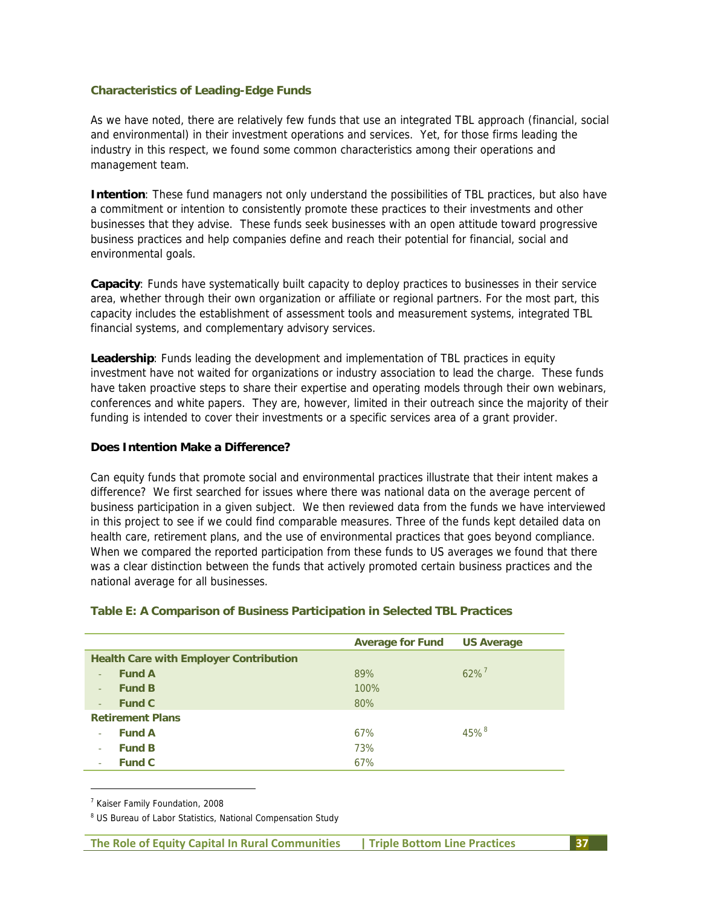### Characteristics of Leading-Edge Funds

As we have noted, there are relatively few funds that use an integrated TBL approach (financial, social and environmental) in their investment operations and services. Yet, for those firms leading the industry in this respect, we found some common characteristics among their operations and management team.

**Intention**: These fund managers not only understand the possibilities of TBL practices, but also have a commitment or intention to consistently promote these practices to their investments and other businesses that they advise. These funds seek businesses with an open attitude toward progressive business practices and help companies define and reach their potential for financial, social and environmental goals.

**Capacity**: Funds have systematically built capacity to deploy practices to businesses in their service area, whether through their own organization or affiliate or regional partners. For the most part, this capacity includes the establishment of assessment tools and measurement systems, integrated TBL financial systems, and complementary advisory services.

**Leadership**: Funds leading the development and implementation of TBL practices in equity investment have not waited for organizations or industry association to lead the charge. These funds have taken proactive steps to share their expertise and operating models through their own webinars, conferences and white papers. They are, however, limited in their outreach since the majority of their funding is intended to cover their investments or a specific services area of a grant provider.

### Does Intention Make a Difference?

Can equity funds that promote social and environmental practices illustrate that their intent makes a difference? We first searched for issues where there was national data on the average percent of business participation in a given subject. We then reviewed data from the funds we have interviewed in this project to see if we could find comparable measures. Three of the funds kept detailed data on health care, retirement plans, and the use of environmental practices that goes beyond compliance. When we compared the reported participation from these funds to US averages we found that there was a clear distinction between the funds that actively promoted certain business practices and the national average for all businesses.

**Table E: A Comparison of Business Participation in Selected TBL Practices**

| | Average for Fund | US Average |
|---|---|---|
| **Health Care with Employer Contribution** | | |
| - **Fund A** | 89% | 62% [7] |
| - **Fund B** | 100% | |
| - **Fund C** | 80% | |
| **Retirement Plans** | | |
| - **Fund A** | 67% | 45% [8] |
| - **Fund B** | 73% | |
| - **Fund C** | 67% | |

[7] Kaiser Family Foundation, 2008

[8] US Bureau of Labor Statistics, National Compensation Study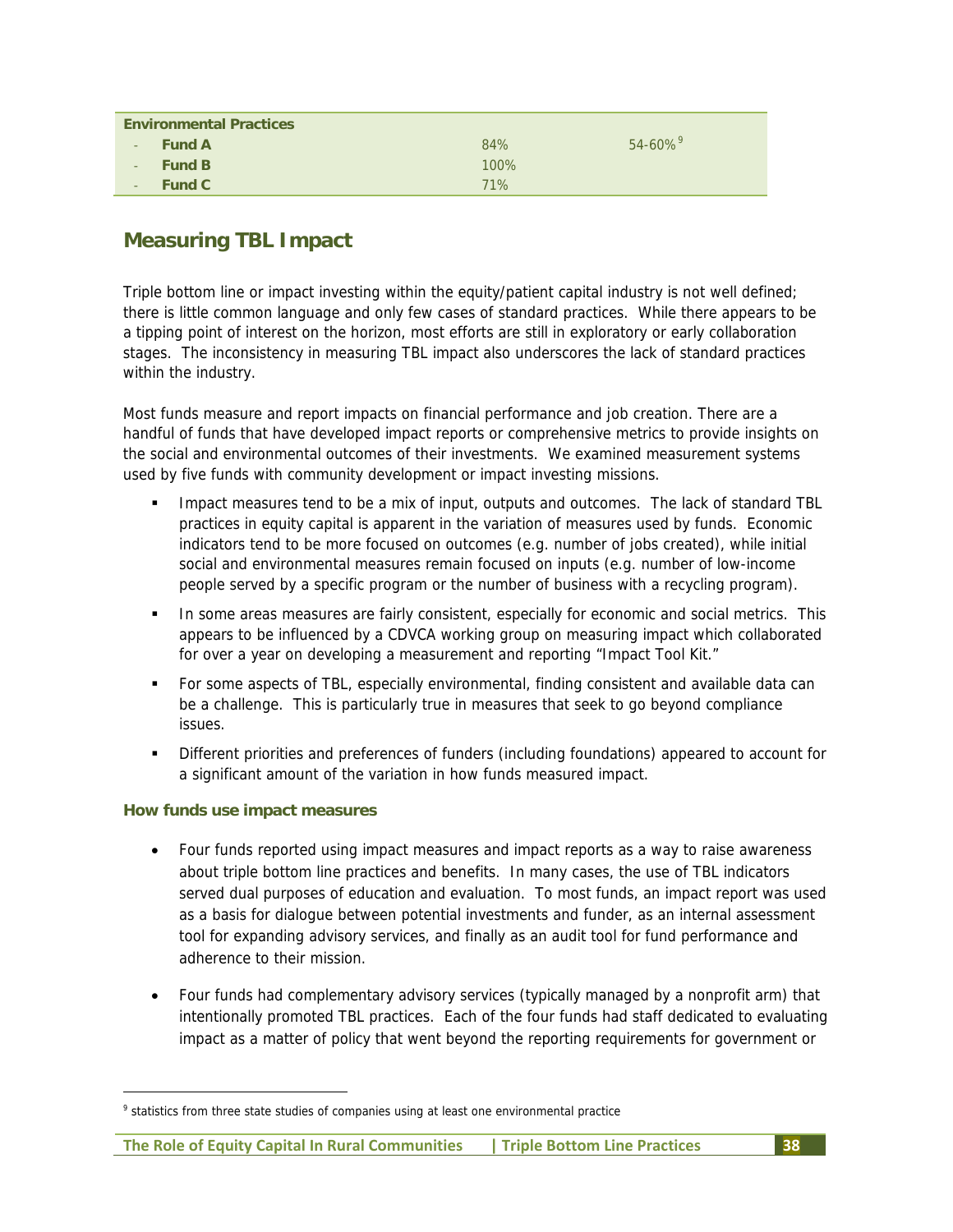| Environmental Practices | | |
|---|---|---|
| - **Fund A** | 84% | 54-60%[9] |
| - **Fund B** | 100% | |
| - **Fund C** | 71% | |

## Measuring TBL Impact

Triple bottom line or impact investing within the equity/patient capital industry is not well defined; there is little common language and only few cases of standard practices. While there appears to be a tipping point of interest on the horizon, most efforts are still in exploratory or early collaboration stages. The inconsistency in measuring TBL impact also underscores the lack of standard practices within the industry.

Most funds measure and report impacts on financial performance and job creation. There are a handful of funds that have developed impact reports or comprehensive metrics to provide insights on the social and environmental outcomes of their investments. We examined measurement systems used by five funds with community development or impact investing missions.

- Impact measures tend to be a mix of input, outputs and outcomes. The lack of standard TBL practices in equity capital is apparent in the variation of measures used by funds. Economic indicators tend to be more focused on outcomes (e.g. number of jobs created), while initial social and environmental measures remain focused on inputs (e.g. number of low-income people served by a specific program or the number of business with a recycling program).
- In some areas measures are fairly consistent, especially for economic and social metrics. This appears to be influenced by a CDVCA working group on measuring impact which collaborated for over a year on developing a measurement and reporting "Impact Tool Kit."
- For some aspects of TBL, especially environmental, finding consistent and available data can be a challenge. This is particularly true in measures that seek to go beyond compliance issues.
- Different priorities and preferences of funders (including foundations) appeared to account for a significant amount of the variation in how funds measured impact.

### How funds use impact measures

- Four funds reported using impact measures and impact reports as a way to raise awareness about triple bottom line practices and benefits. In many cases, the use of TBL indicators served dual purposes of education and evaluation. To most funds, an impact report was used as a basis for dialogue between potential investments and funder, as an internal assessment tool for expanding advisory services, and finally as an audit tool for fund performance and adherence to their mission.
- Four funds had complementary advisory services (typically managed by a nonprofit arm) that intentionally promoted TBL practices. Each of the four funds had staff dedicated to evaluating impact as a matter of policy that went beyond the reporting requirements for government or

[9] statistics from three state studies of companies using at least one environmental practice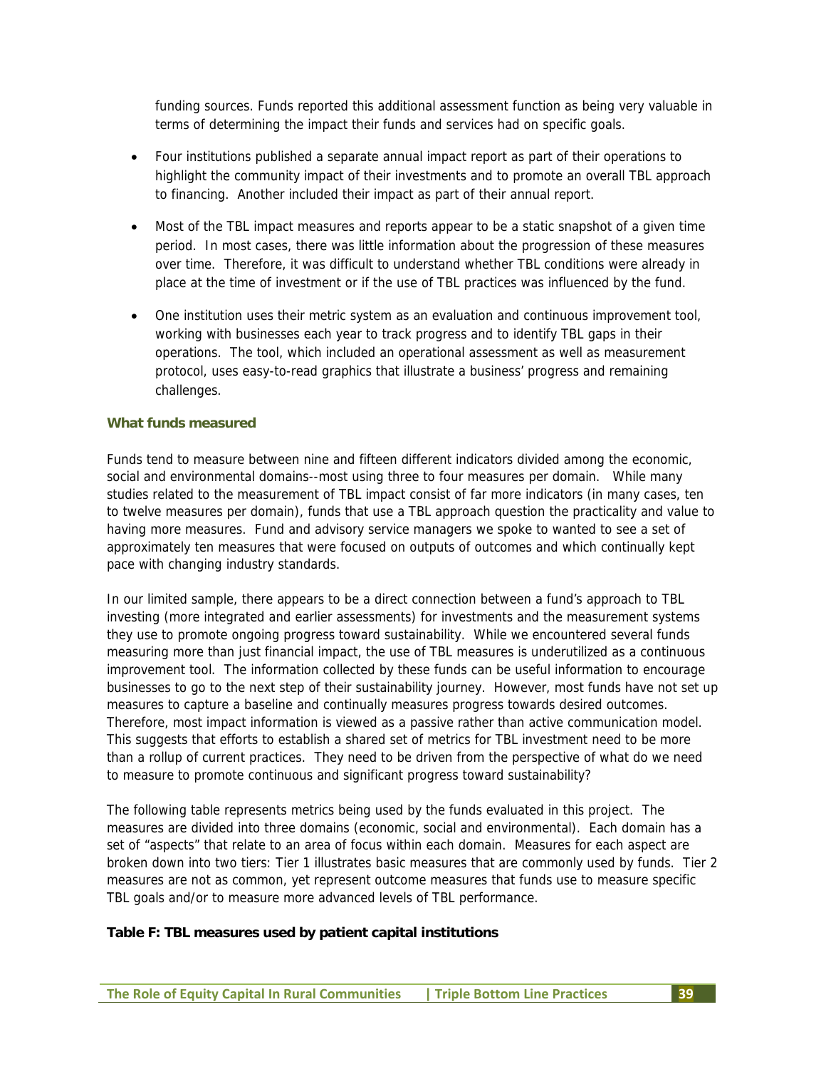funding sources. Funds reported this additional assessment function as being very valuable in terms of determining the impact their funds and services had on specific goals.

- Four institutions published a separate annual impact report as part of their operations to highlight the community impact of their investments and to promote an overall TBL approach to financing. Another included their impact as part of their annual report.
- Most of the TBL impact measures and reports appear to be a static snapshot of a given time period. In most cases, there was little information about the progression of these measures over time. Therefore, it was difficult to understand whether TBL conditions were already in place at the time of investment or if the use of TBL practices was influenced by the fund.
- One institution uses their metric system as an evaluation and continuous improvement tool, working with businesses each year to track progress and to identify TBL gaps in their operations. The tool, which included an operational assessment as well as measurement protocol, uses easy-to-read graphics that illustrate a business' progress and remaining challenges.

### What funds measured

Funds tend to measure between nine and fifteen different indicators divided among the economic, social and environmental domains--most using three to four measures per domain. While many studies related to the measurement of TBL impact consist of far more indicators (in many cases, ten to twelve measures per domain), funds that use a TBL approach question the practicality and value to having more measures. Fund and advisory service managers we spoke to wanted to see a set of approximately ten measures that were focused on outputs of outcomes and which continually kept pace with changing industry standards.

In our limited sample, there appears to be a direct connection between a fund's approach to TBL investing (more integrated and earlier assessments) for investments and the measurement systems they use to promote ongoing progress toward sustainability. While we encountered several funds measuring more than just financial impact, the use of TBL measures is underutilized as a continuous improvement tool. The information collected by these funds can be useful information to encourage businesses to go to the next step of their sustainability journey. However, most funds have not set up measures to capture a baseline and continually measures progress towards desired outcomes. Therefore, most impact information is viewed as a passive rather than active communication model. This suggests that efforts to establish a shared set of metrics for TBL investment need to be more than a rollup of current practices. They need to be driven from the perspective of what do we need to measure to promote continuous and significant progress toward sustainability?

The following table represents metrics being used by the funds evaluated in this project. The measures are divided into three domains (economic, social and environmental). Each domain has a set of "aspects" that relate to an area of focus within each domain. Measures for each aspect are broken down into two tiers: Tier 1 illustrates basic measures that are commonly used by funds. Tier 2 measures are not as common, yet represent outcome measures that funds use to measure specific TBL goals and/or to measure more advanced levels of TBL performance.

**Table F: TBL measures used by patient capital institutions**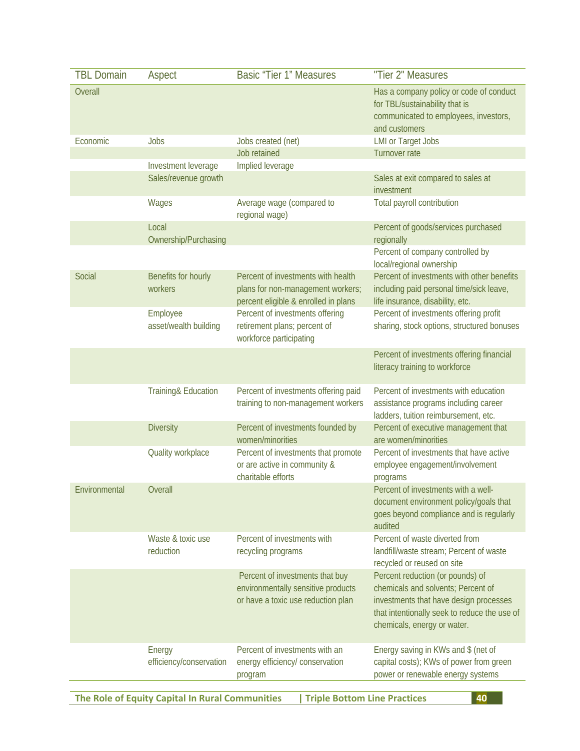| TBL Domain | Aspect | Basic "Tier 1" Measures | "Tier 2" Measures |
|---|---|---|---|
| Overall | | | Has a company policy or code of conduct for TBL/sustainability that is communicated to employees, investors, and customers |
| Economic | Jobs | Jobs created (net) | LMI or Target Jobs |
| | | Job retained | Turnover rate |
| | Investment leverage | Implied leverage | |
| | Sales/revenue growth | | Sales at exit compared to sales at investment |
| | Wages | Average wage (compared to regional wage) | Total payroll contribution |
| | Local Ownership/Purchasing | | Percent of goods/services purchased regionally |
| | | | Percent of company controlled by local/regional ownership |
| Social | Benefits for hourly workers | Percent of investments with health plans for non-management workers; percent eligible & enrolled in plans | Percent of investments with other benefits including paid personal time/sick leave, life insurance, disability, etc. |
| | Employee asset/wealth building | Percent of investments offering retirement plans; percent of workforce participating | Percent of investments offering profit sharing, stock options, structured bonuses |
| | | | Percent of investments offering financial literacy training to workforce |
| | Training& Education | Percent of investments offering paid training to non-management workers | Percent of investments with education assistance programs including career ladders, tuition reimbursement, etc. |
| | Diversity | Percent of investments founded by women/minorities | Percent of executive management that are women/minorities |
| | Quality workplace | Percent of investments that promote or are active in community & charitable efforts | Percent of investments that have active employee engagement/involvement programs |
| Environmental | Overall | | Percent of investments with a well-document environment policy/goals that goes beyond compliance and is regularly audited |
| | Waste & toxic use reduction | Percent of investments with recycling programs | Percent of waste diverted from landfill/waste stream; Percent of waste recycled or reused on site |
| | | Percent of investments that buy environmentally sensitive products or have a toxic use reduction plan | Percent reduction (or pounds) of chemicals and solvents; Percent of investments that have design processes that intentionally seek to reduce the use of chemicals, energy or water. |
| | Energy efficiency/conservation | Percent of investments with an energy efficiency/ conservation program | Energy saving in KWs and $ (net of capital costs); KWs of power from green power or renewable energy systems |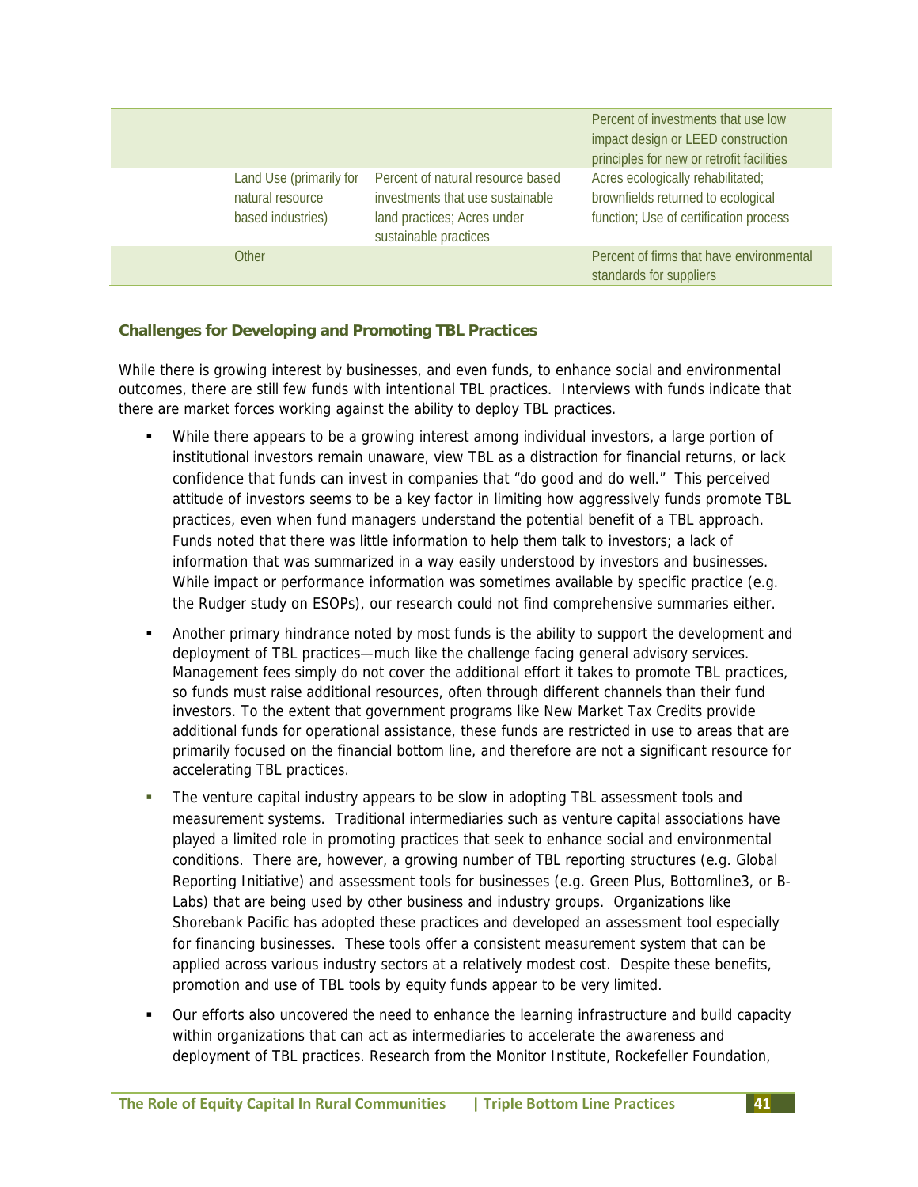| | | | |
|---|---|---|---|
| | | | Percent of investments that use low impact design or LEED construction principles for new or retrofit facilities |
| | Land Use (primarily for natural resource based industries) | Percent of natural resource based investments that use sustainable land practices; Acres under sustainable practices | Acres ecologically rehabilitated; brownfields returned to ecological function; Use of certification process |
| | Other | | Percent of firms that have environmental standards for suppliers |

### Challenges for Developing and Promoting TBL Practices

While there is growing interest by businesses, and even funds, to enhance social and environmental outcomes, there are still few funds with intentional TBL practices. Interviews with funds indicate that there are market forces working against the ability to deploy TBL practices.

- While there appears to be a growing interest among individual investors, a large portion of institutional investors remain unaware, view TBL as a distraction for financial returns, or lack confidence that funds can invest in companies that "do good and do well." This perceived attitude of investors seems to be a key factor in limiting how aggressively funds promote TBL practices, even when fund managers understand the potential benefit of a TBL approach. Funds noted that there was little information to help them talk to investors; a lack of information that was summarized in a way easily understood by investors and businesses. While impact or performance information was sometimes available by specific practice (e.g. the Rudger study on ESOPs), our research could not find comprehensive summaries either.
- Another primary hindrance noted by most funds is the ability to support the development and deployment of TBL practices—much like the challenge facing general advisory services. Management fees simply do not cover the additional effort it takes to promote TBL practices, so funds must raise additional resources, often through different channels than their fund investors. To the extent that government programs like New Market Tax Credits provide additional funds for operational assistance, these funds are restricted in use to areas that are primarily focused on the financial bottom line, and therefore are not a significant resource for accelerating TBL practices.
- The venture capital industry appears to be slow in adopting TBL assessment tools and measurement systems. Traditional intermediaries such as venture capital associations have played a limited role in promoting practices that seek to enhance social and environmental conditions. There are, however, a growing number of TBL reporting structures (e.g. Global Reporting Initiative) and assessment tools for businesses (e.g. Green Plus, Bottomline3, or B-Labs) that are being used by other business and industry groups. Organizations like Shorebank Pacific has adopted these practices and developed an assessment tool especially for financing businesses. These tools offer a consistent measurement system that can be applied across various industry sectors at a relatively modest cost. Despite these benefits, promotion and use of TBL tools by equity funds appear to be very limited.
- Our efforts also uncovered the need to enhance the learning infrastructure and build capacity within organizations that can act as intermediaries to accelerate the awareness and deployment of TBL practices. Research from the Monitor Institute, Rockefeller Foundation,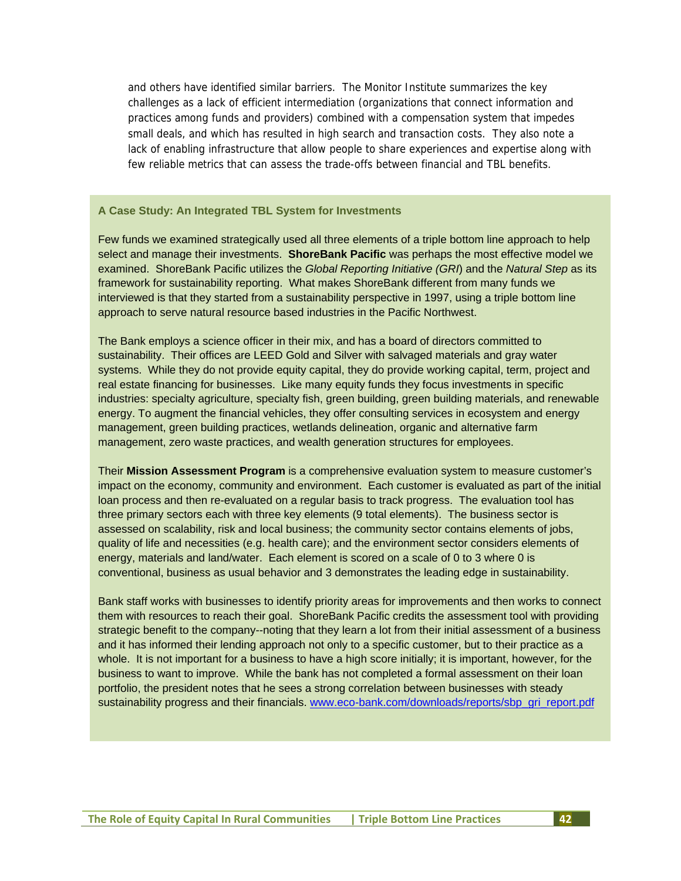and others have identified similar barriers. The Monitor Institute summarizes the key challenges as a lack of efficient intermediation (organizations that connect information and practices among funds and providers) combined with a compensation system that impedes small deals, and which has resulted in high search and transaction costs. They also note a lack of enabling infrastructure that allow people to share experiences and expertise along with few reliable metrics that can assess the trade-offs between financial and TBL benefits.

### A Case Study: An Integrated TBL System for Investments

Few funds we examined strategically used all three elements of a triple bottom line approach to help select and manage their investments. **ShoreBank Pacific** was perhaps the most effective model we examined. ShoreBank Pacific utilizes the *Global Reporting Initiative (GRI*) and the *Natural Step* as its framework for sustainability reporting. What makes ShoreBank different from many funds we interviewed is that they started from a sustainability perspective in 1997, using a triple bottom line approach to serve natural resource based industries in the Pacific Northwest.

The Bank employs a science officer in their mix, and has a board of directors committed to sustainability. Their offices are LEED Gold and Silver with salvaged materials and gray water systems. While they do not provide equity capital, they do provide working capital, term, project and real estate financing for businesses. Like many equity funds they focus investments in specific industries: specialty agriculture, specialty fish, green building, green building materials, and renewable energy. To augment the financial vehicles, they offer consulting services in ecosystem and energy management, green building practices, wetlands delineation, organic and alternative farm management, zero waste practices, and wealth generation structures for employees.

Their **Mission Assessment Program** is a comprehensive evaluation system to measure customer's impact on the economy, community and environment. Each customer is evaluated as part of the initial loan process and then re-evaluated on a regular basis to track progress. The evaluation tool has three primary sectors each with three key elements (9 total elements). The business sector is assessed on scalability, risk and local business; the community sector contains elements of jobs, quality of life and necessities (e.g. health care); and the environment sector considers elements of energy, materials and land/water. Each element is scored on a scale of 0 to 3 where 0 is conventional, business as usual behavior and 3 demonstrates the leading edge in sustainability.

Bank staff works with businesses to identify priority areas for improvements and then works to connect them with resources to reach their goal. ShoreBank Pacific credits the assessment tool with providing strategic benefit to the company--noting that they learn a lot from their initial assessment of a business and it has informed their lending approach not only to a specific customer, but to their practice as a whole. It is not important for a business to have a high score initially; it is important, however, for the business to want to improve. While the bank has not completed a formal assessment on their loan portfolio, the president notes that he sees a strong correlation between businesses with steady sustainability progress and their financials. www.eco-bank.com/downloads/reports/sbp_gri_report.pdf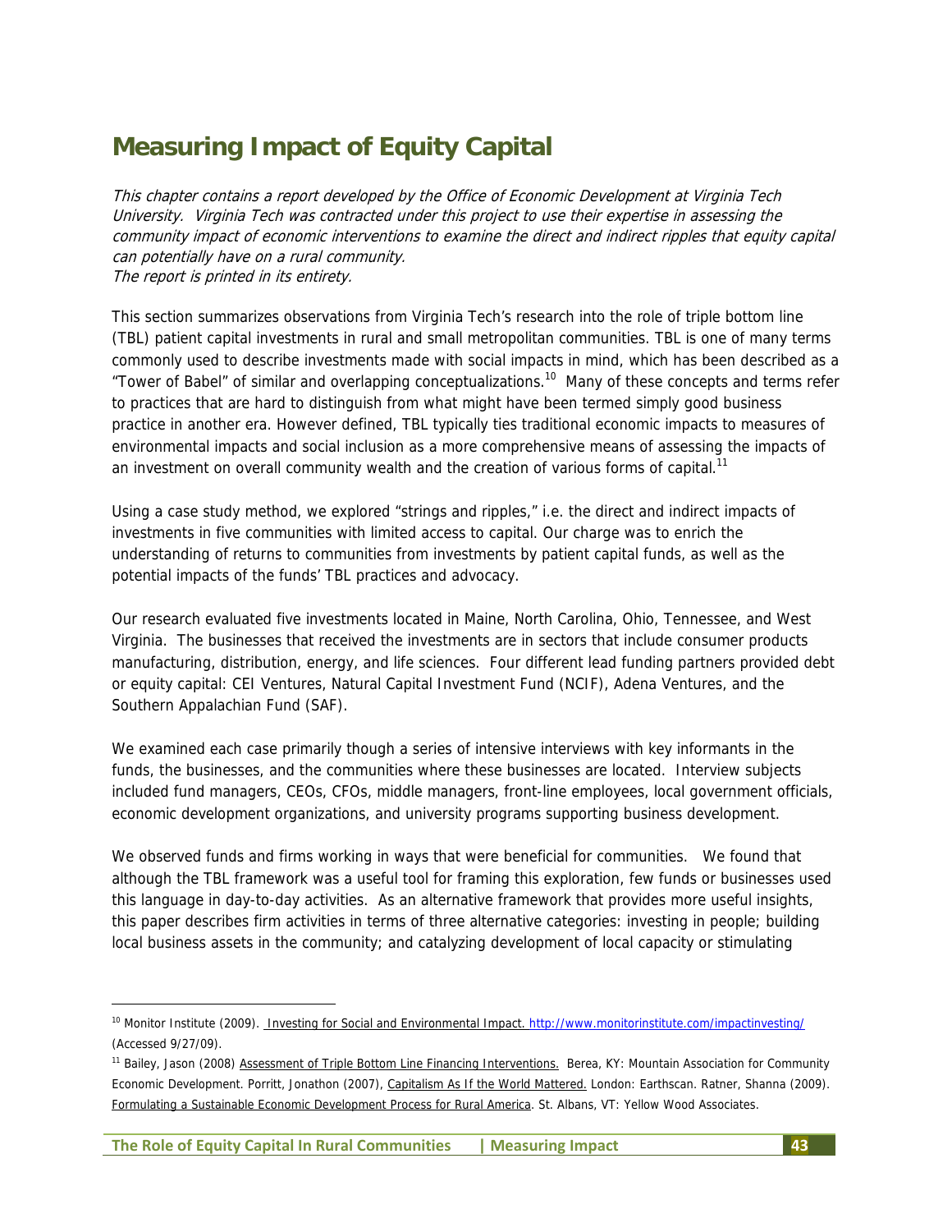# Measuring Impact of Equity Capital

*This chapter contains a report developed by the Office of Economic Development at Virginia Tech University. Virginia Tech was contracted under this project to use their expertise in assessing the community impact of economic interventions to examine the direct and indirect ripples that equity capital can potentially have on a rural community.*
*The report is printed in its entirety.*

This section summarizes observations from Virginia Tech's research into the role of triple bottom line (TBL) patient capital investments in rural and small metropolitan communities. TBL is one of many terms commonly used to describe investments made with social impacts in mind, which has been described as a "Tower of Babel" of similar and overlapping conceptualizations.[10] Many of these concepts and terms refer to practices that are hard to distinguish from what might have been termed simply good business practice in another era. However defined, TBL typically ties traditional economic impacts to measures of environmental impacts and social inclusion as a more comprehensive means of assessing the impacts of an investment on overall community wealth and the creation of various forms of capital.[11]

Using a case study method, we explored "strings and ripples," i.e. the direct and indirect impacts of investments in five communities with limited access to capital. Our charge was to enrich the understanding of returns to communities from investments by patient capital funds, as well as the potential impacts of the funds' TBL practices and advocacy.

Our research evaluated five investments located in Maine, North Carolina, Ohio, Tennessee, and West Virginia. The businesses that received the investments are in sectors that include consumer products manufacturing, distribution, energy, and life sciences. Four different lead funding partners provided debt or equity capital: CEI Ventures, Natural Capital Investment Fund (NCIF), Adena Ventures, and the Southern Appalachian Fund (SAF).

We examined each case primarily though a series of intensive interviews with key informants in the funds, the businesses, and the communities where these businesses are located. Interview subjects included fund managers, CEOs, CFOs, middle managers, front-line employees, local government officials, economic development organizations, and university programs supporting business development.

We observed funds and firms working in ways that were beneficial for communities. We found that although the TBL framework was a useful tool for framing this exploration, few funds or businesses used this language in day-to-day activities. As an alternative framework that provides more useful insights, this paper describes firm activities in terms of three alternative categories: investing in people; building local business assets in the community; and catalyzing development of local capacity or stimulating

---

[10] Monitor Institute (2009). Investing for Social and Environmental Impact. http://www.monitorinstitute.com/impactinvesting/ (Accessed 9/27/09).

[11] Bailey, Jason (2008) Assessment of Triple Bottom Line Financing Interventions. Berea, KY: Mountain Association for Community Economic Development. Porritt, Jonathon (2007), Capitalism As If the World Mattered. London: Earthscan. Ratner, Shanna (2009). Formulating a Sustainable Economic Development Process for Rural America. St. Albans, VT: Yellow Wood Associates.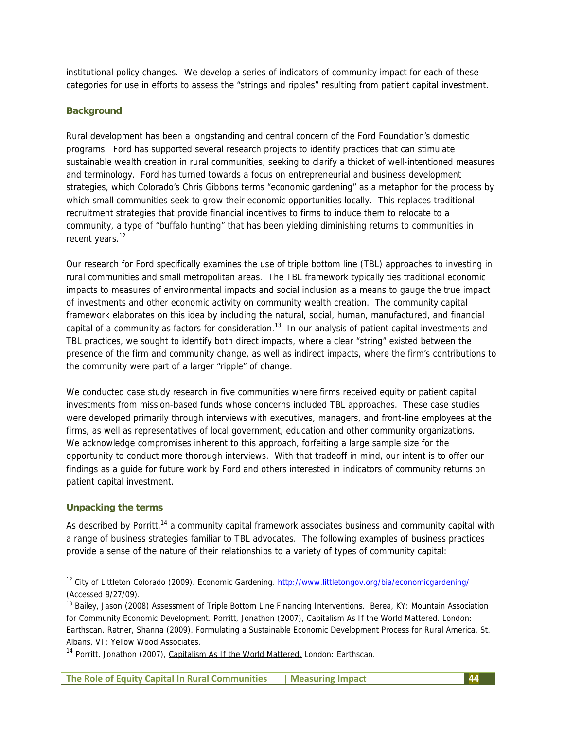institutional policy changes. We develop a series of indicators of community impact for each of these categories for use in efforts to assess the "strings and ripples" resulting from patient capital investment.

### Background

Rural development has been a longstanding and central concern of the Ford Foundation's domestic programs. Ford has supported several research projects to identify practices that can stimulate sustainable wealth creation in rural communities, seeking to clarify a thicket of well-intentioned measures and terminology. Ford has turned towards a focus on entrepreneurial and business development strategies, which Colorado's Chris Gibbons terms "economic gardening" as a metaphor for the process by which small communities seek to grow their economic opportunities locally. This replaces traditional recruitment strategies that provide financial incentives to firms to induce them to relocate to a community, a type of "buffalo hunting" that has been yielding diminishing returns to communities in recent years.[12]

Our research for Ford specifically examines the use of triple bottom line (TBL) approaches to investing in rural communities and small metropolitan areas. The TBL framework typically ties traditional economic impacts to measures of environmental impacts and social inclusion as a means to gauge the true impact of investments and other economic activity on community wealth creation. The community capital framework elaborates on this idea by including the natural, social, human, manufactured, and financial capital of a community as factors for consideration.[13] In our analysis of patient capital investments and TBL practices, we sought to identify both direct impacts, where a clear "string" existed between the presence of the firm and community change, as well as indirect impacts, where the firm's contributions to the community were part of a larger "ripple" of change.

We conducted case study research in five communities where firms received equity or patient capital investments from mission-based funds whose concerns included TBL approaches. These case studies were developed primarily through interviews with executives, managers, and front-line employees at the firms, as well as representatives of local government, education and other community organizations. We acknowledge compromises inherent to this approach, forfeiting a large sample size for the opportunity to conduct more thorough interviews. With that tradeoff in mind, our intent is to offer our findings as a guide for future work by Ford and others interested in indicators of community returns on patient capital investment.

### Unpacking the terms

As described by Porritt,[14] a community capital framework associates business and community capital with a range of business strategies familiar to TBL advocates. The following examples of business practices provide a sense of the nature of their relationships to a variety of types of community capital:

---

[12] City of Littleton Colorado (2009). Economic Gardening. http://www.littletongov.org/bia/economicgardening/ (Accessed 9/27/09).

[13] Bailey, Jason (2008) Assessment of Triple Bottom Line Financing Interventions. Berea, KY: Mountain Association for Community Economic Development. Porritt, Jonathon (2007), Capitalism As If the World Mattered. London: Earthscan. Ratner, Shanna (2009). Formulating a Sustainable Economic Development Process for Rural America. St. Albans, VT: Yellow Wood Associates.

[14] Porritt, Jonathon (2007), Capitalism As If the World Mattered. London: Earthscan.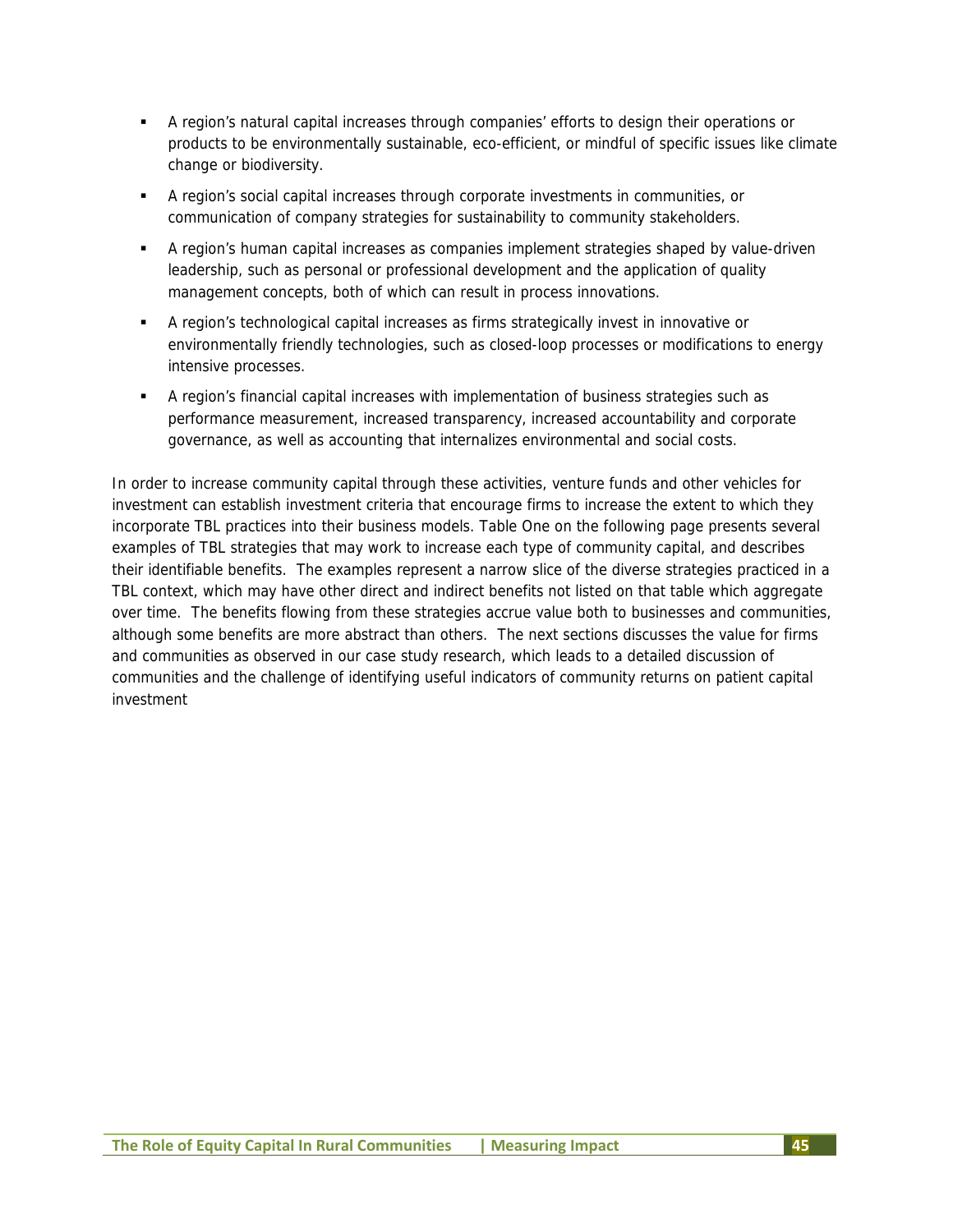- A region's natural capital increases through companies' efforts to design their operations or products to be environmentally sustainable, eco-efficient, or mindful of specific issues like climate change or biodiversity.
- A region's social capital increases through corporate investments in communities, or communication of company strategies for sustainability to community stakeholders.
- A region's human capital increases as companies implement strategies shaped by value-driven leadership, such as personal or professional development and the application of quality management concepts, both of which can result in process innovations.
- A region's technological capital increases as firms strategically invest in innovative or environmentally friendly technologies, such as closed-loop processes or modifications to energy intensive processes.
- A region's financial capital increases with implementation of business strategies such as performance measurement, increased transparency, increased accountability and corporate governance, as well as accounting that internalizes environmental and social costs.

In order to increase community capital through these activities, venture funds and other vehicles for investment can establish investment criteria that encourage firms to increase the extent to which they incorporate TBL practices into their business models. Table One on the following page presents several examples of TBL strategies that may work to increase each type of community capital, and describes their identifiable benefits. The examples represent a narrow slice of the diverse strategies practiced in a TBL context, which may have other direct and indirect benefits not listed on that table which aggregate over time. The benefits flowing from these strategies accrue value both to businesses and communities, although some benefits are more abstract than others. The next sections discusses the value for firms and communities as observed in our case study research, which leads to a detailed discussion of communities and the challenge of identifying useful indicators of community returns on patient capital investment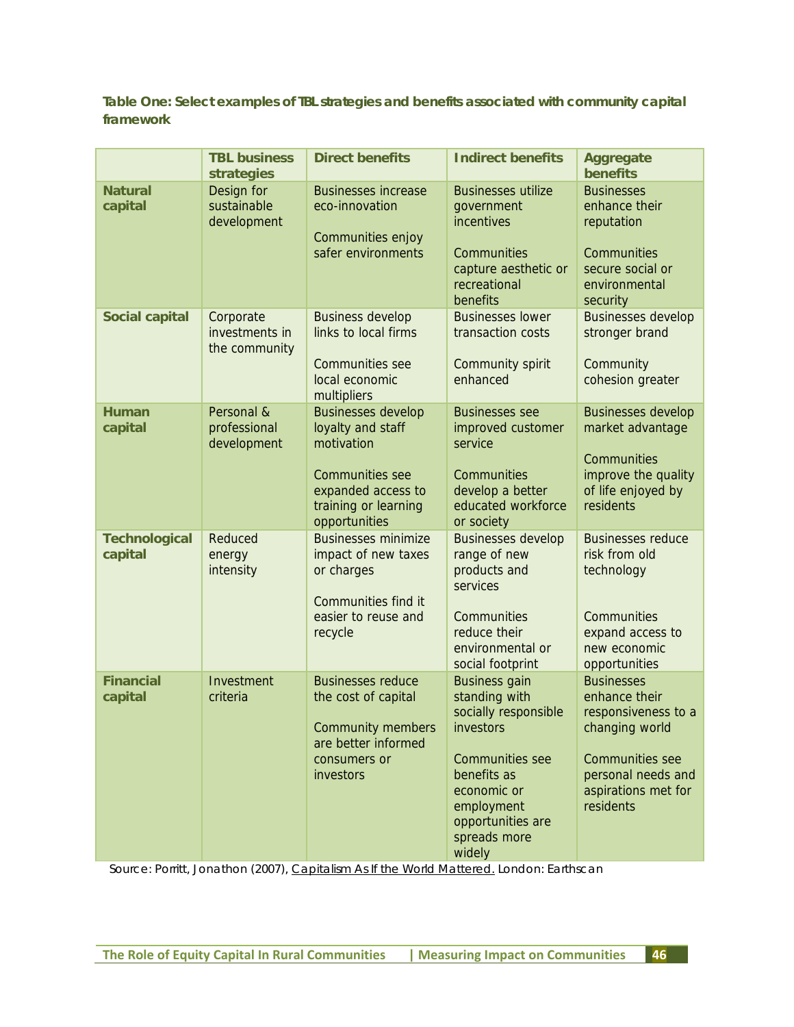**Table One: Select examples of TBL strategies and benefits associated with community capital framework**

| | TBL business strategies | Direct benefits | Indirect benefits | Aggregate benefits |
|---|---|---|---|---|
| **Natural capital** | Design for sustainable development | Businesses increase eco-innovation<br><br>Communities enjoy safer environments | Businesses utilize government incentives<br><br>Communities capture aesthetic or recreational benefits | Businesses enhance their reputation<br><br>Communities secure social or environmental security |
| **Social capital** | Corporate investments in the community | Business develop links to local firms<br><br>Communities see local economic multipliers | Businesses lower transaction costs<br><br>Community spirit enhanced | Businesses develop stronger brand<br><br>Community cohesion greater |
| **Human capital** | Personal & professional development | Businesses develop loyalty and staff motivation<br><br>Communities see expanded access to training or learning opportunities | Businesses see improved customer service<br><br>Communities develop a better educated workforce or society | Businesses develop market advantage<br><br>Communities improve the quality of life enjoyed by residents |
| **Technological capital** | Reduced energy intensity | Businesses minimize impact of new taxes or charges<br><br>Communities find it easier to reuse and recycle | Businesses develop range of new products and services<br><br>Communities reduce their environmental or social footprint | Businesses reduce risk from old technology<br><br>Communities expand access to new economic opportunities |
| **Financial capital** | Investment criteria | Businesses reduce the cost of capital<br><br>Community members are better informed consumers or investors | Business gain standing with socially responsible investors<br><br>Communities see benefits as economic or employment opportunities are spreads more widely | Businesses enhance their responsiveness to a changing world<br><br>Communities see personal needs and aspirations met for residents |

Source: Porritt, Jonathon (2007), Capitalism As If the World Mattered. London: Earthscan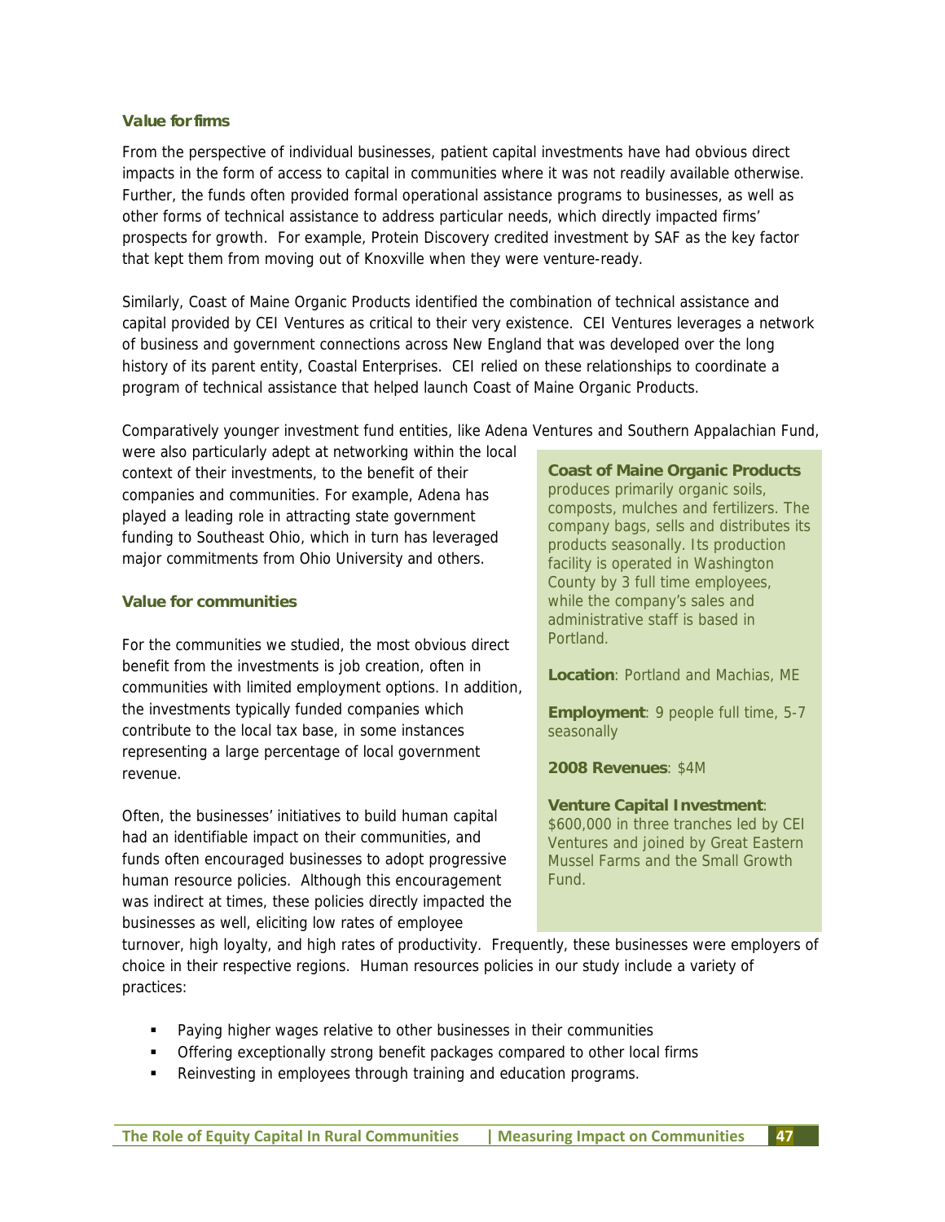### Value for firms

From the perspective of individual businesses, patient capital investments have had obvious direct impacts in the form of access to capital in communities where it was not readily available otherwise. Further, the funds often provided formal operational assistance programs to businesses, as well as other forms of technical assistance to address particular needs, which directly impacted firms' prospects for growth. For example, Protein Discovery credited investment by SAF as the key factor that kept them from moving out of Knoxville when they were venture-ready.

Similarly, Coast of Maine Organic Products identified the combination of technical assistance and capital provided by CEI Ventures as critical to their very existence. CEI Ventures leverages a network of business and government connections across New England that was developed over the long history of its parent entity, Coastal Enterprises. CEI relied on these relationships to coordinate a program of technical assistance that helped launch Coast of Maine Organic Products.

Comparatively younger investment fund entities, like Adena Ventures and Southern Appalachian Fund, were also particularly adept at networking within the local context of their investments, to the benefit of their companies and communities. For example, Adena has played a leading role in attracting state government funding to Southeast Ohio, which in turn has leveraged major commitments from Ohio University and others.

### Value for communities

For the communities we studied, the most obvious direct benefit from the investments is job creation, often in communities with limited employment options. In addition, the investments typically funded companies which contribute to the local tax base, in some instances representing a large percentage of local government revenue.

Often, the businesses' initiatives to build human capital had an identifiable impact on their communities, and funds often encouraged businesses to adopt progressive human resource policies. Although this encouragement was indirect at times, these policies directly impacted the businesses as well, eliciting low rates of employee turnover, high loyalty, and high rates of productivity. Frequently, these businesses were employers of choice in their respective regions. Human resources policies in our study include a variety of practices:

- Paying higher wages relative to other businesses in their communities
- Offering exceptionally strong benefit packages compared to other local firms
- Reinvesting in employees through training and education programs.

> **Coast of Maine Organic Products** produces primarily organic soils, composts, mulches and fertilizers. The company bags, sells and distributes its products seasonally. Its production facility is operated in Washington County by 3 full time employees, while the company's sales and administrative staff is based in Portland.
>
> **Location**: Portland and Machias, ME
>
> **Employment**: 9 people full time, 5-7 seasonally
>
> **2008 Revenues**: $4M
>
> **Venture Capital Investment**: $600,000 in three tranches led by CEI Ventures and joined by Great Eastern Mussel Farms and the Small Growth Fund.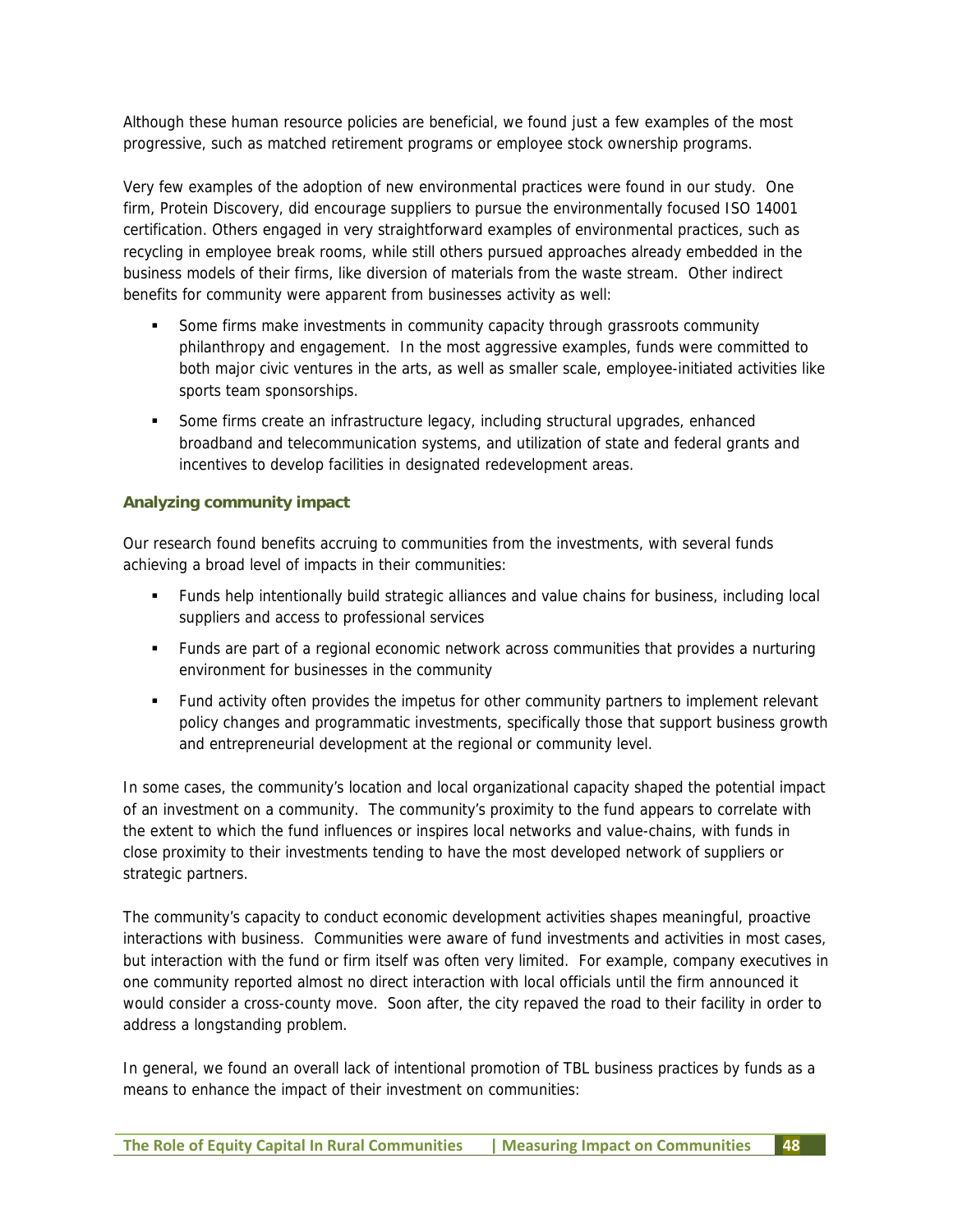Although these human resource policies are beneficial, we found just a few examples of the most progressive, such as matched retirement programs or employee stock ownership programs.

Very few examples of the adoption of new environmental practices were found in our study. One firm, Protein Discovery, did encourage suppliers to pursue the environmentally focused ISO 14001 certification. Others engaged in very straightforward examples of environmental practices, such as recycling in employee break rooms, while still others pursued approaches already embedded in the business models of their firms, like diversion of materials from the waste stream. Other indirect benefits for community were apparent from businesses activity as well:

- Some firms make investments in community capacity through grassroots community philanthropy and engagement. In the most aggressive examples, funds were committed to both major civic ventures in the arts, as well as smaller scale, employee-initiated activities like sports team sponsorships.
- Some firms create an infrastructure legacy, including structural upgrades, enhanced broadband and telecommunication systems, and utilization of state and federal grants and incentives to develop facilities in designated redevelopment areas.

### Analyzing community impact

Our research found benefits accruing to communities from the investments, with several funds achieving a broad level of impacts in their communities:

- Funds help intentionally build strategic alliances and value chains for business, including local suppliers and access to professional services
- Funds are part of a regional economic network across communities that provides a nurturing environment for businesses in the community
- Fund activity often provides the impetus for other community partners to implement relevant policy changes and programmatic investments, specifically those that support business growth and entrepreneurial development at the regional or community level.

In some cases, the community's location and local organizational capacity shaped the potential impact of an investment on a community. The community's proximity to the fund appears to correlate with the extent to which the fund influences or inspires local networks and value-chains, with funds in close proximity to their investments tending to have the most developed network of suppliers or strategic partners.

The community's capacity to conduct economic development activities shapes meaningful, proactive interactions with business. Communities were aware of fund investments and activities in most cases, but interaction with the fund or firm itself was often very limited. For example, company executives in one community reported almost no direct interaction with local officials until the firm announced it would consider a cross-county move. Soon after, the city repaved the road to their facility in order to address a longstanding problem.

In general, we found an overall lack of intentional promotion of TBL business practices by funds as a means to enhance the impact of their investment on communities: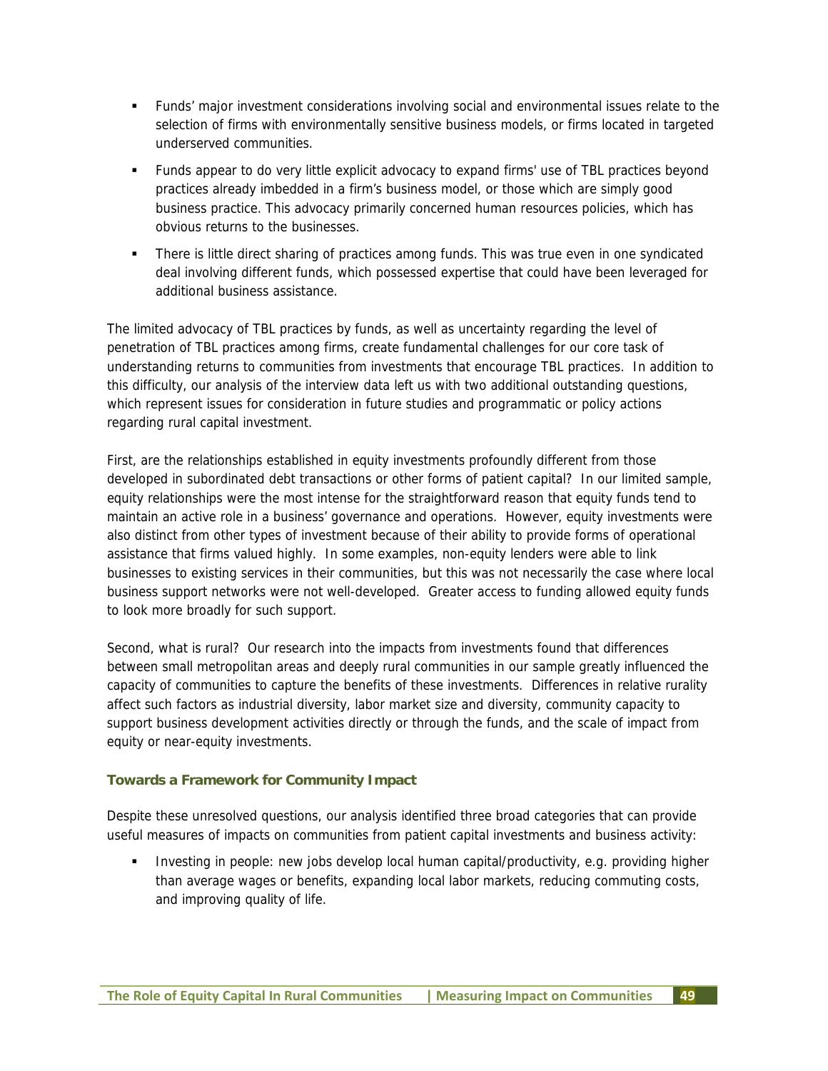- Funds' major investment considerations involving social and environmental issues relate to the selection of firms with environmentally sensitive business models, or firms located in targeted underserved communities.
- Funds appear to do very little explicit advocacy to expand firms' use of TBL practices beyond practices already imbedded in a firm's business model, or those which are simply good business practice. This advocacy primarily concerned human resources policies, which has obvious returns to the businesses.
- There is little direct sharing of practices among funds. This was true even in one syndicated deal involving different funds, which possessed expertise that could have been leveraged for additional business assistance.

The limited advocacy of TBL practices by funds, as well as uncertainty regarding the level of penetration of TBL practices among firms, create fundamental challenges for our core task of understanding returns to communities from investments that encourage TBL practices. In addition to this difficulty, our analysis of the interview data left us with two additional outstanding questions, which represent issues for consideration in future studies and programmatic or policy actions regarding rural capital investment.

First, are the relationships established in equity investments profoundly different from those developed in subordinated debt transactions or other forms of patient capital? In our limited sample, equity relationships were the most intense for the straightforward reason that equity funds tend to maintain an active role in a business' governance and operations. However, equity investments were also distinct from other types of investment because of their ability to provide forms of operational assistance that firms valued highly. In some examples, non-equity lenders were able to link businesses to existing services in their communities, but this was not necessarily the case where local business support networks were not well-developed. Greater access to funding allowed equity funds to look more broadly for such support.

Second, what is rural? Our research into the impacts from investments found that differences between small metropolitan areas and deeply rural communities in our sample greatly influenced the capacity of communities to capture the benefits of these investments. Differences in relative rurality affect such factors as industrial diversity, labor market size and diversity, community capacity to support business development activities directly or through the funds, and the scale of impact from equity or near-equity investments.

### Towards a Framework for Community Impact

Despite these unresolved questions, our analysis identified three broad categories that can provide useful measures of impacts on communities from patient capital investments and business activity:

- Investing in people: new jobs develop local human capital/productivity, e.g. providing higher than average wages or benefits, expanding local labor markets, reducing commuting costs, and improving quality of life.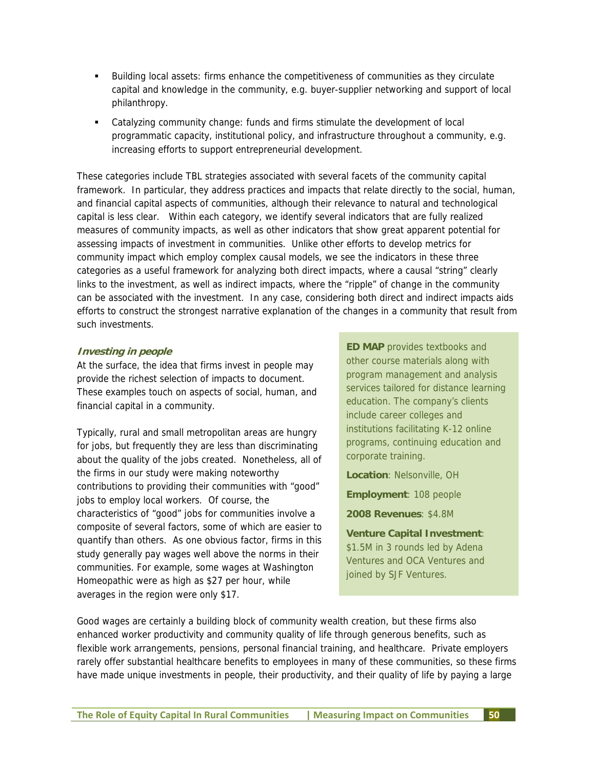- Building local assets: firms enhance the competitiveness of communities as they circulate capital and knowledge in the community, e.g. buyer-supplier networking and support of local philanthropy.
- Catalyzing community change: funds and firms stimulate the development of local programmatic capacity, institutional policy, and infrastructure throughout a community, e.g. increasing efforts to support entrepreneurial development.

These categories include TBL strategies associated with several facets of the community capital framework. In particular, they address practices and impacts that relate directly to the social, human, and financial capital aspects of communities, although their relevance to natural and technological capital is less clear. Within each category, we identify several indicators that are fully realized measures of community impacts, as well as other indicators that show great apparent potential for assessing impacts of investment in communities. Unlike other efforts to develop metrics for community impact which employ complex causal models, we see the indicators in these three categories as a useful framework for analyzing both direct impacts, where a causal "string" clearly links to the investment, as well as indirect impacts, where the "ripple" of change in the community can be associated with the investment. In any case, considering both direct and indirect impacts aids efforts to construct the strongest narrative explanation of the changes in a community that result from such investments.

***Investing in people***

At the surface, the idea that firms invest in people may provide the richest selection of impacts to document. These examples touch on aspects of social, human, and financial capital in a community.

Typically, rural and small metropolitan areas are hungry for jobs, but frequently they are less than discriminating about the quality of the jobs created. Nonetheless, all of the firms in our study were making noteworthy contributions to providing their communities with "good" jobs to employ local workers. Of course, the characteristics of "good" jobs for communities involve a composite of several factors, some of which are easier to quantify than others. As one obvious factor, firms in this study generally pay wages well above the norms in their communities. For example, some wages at Washington Homeopathic were as high as $27 per hour, while averages in the region were only $17.

> **ED MAP** provides textbooks and other course materials along with program management and analysis services tailored for distance learning education. The company's clients include career colleges and institutions facilitating K-12 online programs, continuing education and corporate training.
>
> **Location**: Nelsonville, OH
>
> **Employment**: 108 people
>
> **2008 Revenues**: $4.8M
>
> **Venture Capital Investment**: $1.5M in 3 rounds led by Adena Ventures and OCA Ventures and joined by SJF Ventures.

Good wages are certainly a building block of community wealth creation, but these firms also enhanced worker productivity and community quality of life through generous benefits, such as flexible work arrangements, pensions, personal financial training, and healthcare. Private employers rarely offer substantial healthcare benefits to employees in many of these communities, so these firms have made unique investments in people, their productivity, and their quality of life by paying a large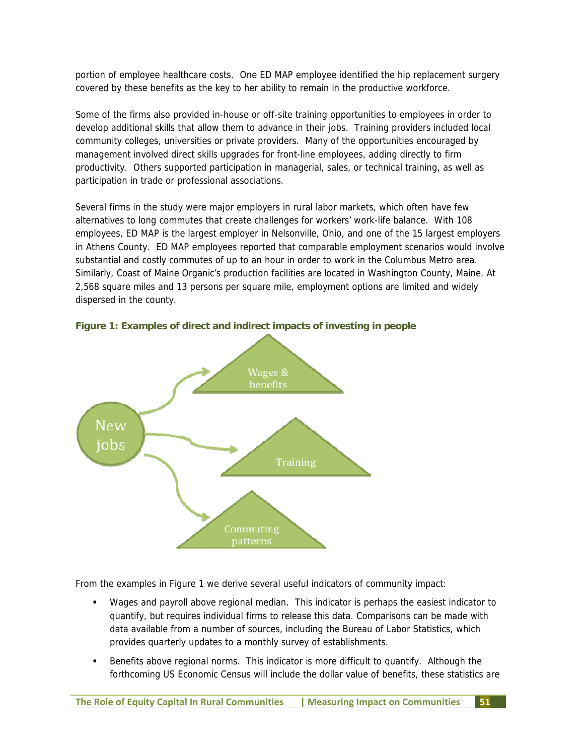portion of employee healthcare costs. One ED MAP employee identified the hip replacement surgery covered by these benefits as the key to her ability to remain in the productive workforce.

Some of the firms also provided in-house or off-site training opportunities to employees in order to develop additional skills that allow them to advance in their jobs. Training providers included local community colleges, universities or private providers. Many of the opportunities encouraged by management involved direct skills upgrades for front-line employees, adding directly to firm productivity. Others supported participation in managerial, sales, or technical training, as well as participation in trade or professional associations.

Several firms in the study were major employers in rural labor markets, which often have few alternatives to long commutes that create challenges for workers' work-life balance. With 108 employees, ED MAP is the largest employer in Nelsonville, Ohio, and one of the 15 largest employers in Athens County. ED MAP employees reported that comparable employment scenarios would involve substantial and costly commutes of up to an hour in order to work in the Columbus Metro area. Similarly, Coast of Maine Organic's production facilities are located in Washington County, Maine. At 2,568 square miles and 13 persons per square mile, employment options are limited and widely dispersed in the county.

**Figure 1: Examples of direct and indirect impacts of investing in people**

New jobs → Wages & benefits; Training; Commuting patterns

From the examples in Figure 1 we derive several useful indicators of community impact:

- Wages and payroll above regional median. This indicator is perhaps the easiest indicator to quantify, but requires individual firms to release this data. Comparisons can be made with data available from a number of sources, including the Bureau of Labor Statistics, which provides quarterly updates to a monthly survey of establishments.
- Benefits above regional norms. This indicator is more difficult to quantify. Although the forthcoming US Economic Census will include the dollar value of benefits, these statistics are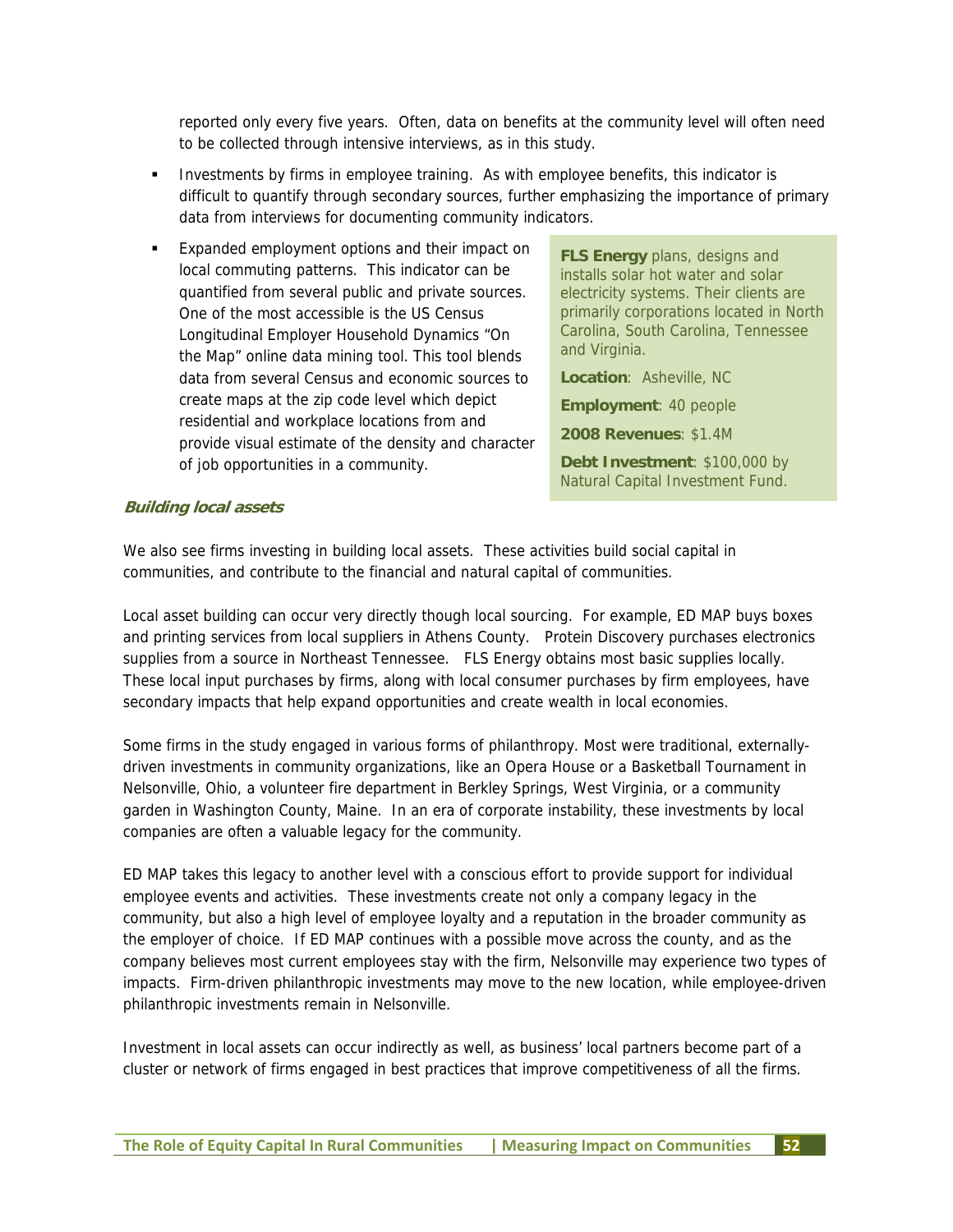reported only every five years. Often, data on benefits at the community level will often need to be collected through intensive interviews, as in this study.

- Investments by firms in employee training. As with employee benefits, this indicator is difficult to quantify through secondary sources, further emphasizing the importance of primary data from interviews for documenting community indicators.
- Expanded employment options and their impact on local commuting patterns. This indicator can be quantified from several public and private sources. One of the most accessible is the US Census Longitudinal Employer Household Dynamics "On the Map" online data mining tool. This tool blends data from several Census and economic sources to create maps at the zip code level which depict residential and workplace locations from and provide visual estimate of the density and character of job opportunities in a community.

> **FLS Energy** plans, designs and installs solar hot water and solar electricity systems. Their clients are primarily corporations located in North Carolina, South Carolina, Tennessee and Virginia.
>
> **Location**: Asheville, NC
>
> **Employment**: 40 people
>
> **2008 Revenues**: $1.4M
>
> **Debt Investment**: $100,000 by Natural Capital Investment Fund.

***Building local assets***

We also see firms investing in building local assets. These activities build social capital in communities, and contribute to the financial and natural capital of communities.

Local asset building can occur very directly though local sourcing. For example, ED MAP buys boxes and printing services from local suppliers in Athens County. Protein Discovery purchases electronics supplies from a source in Northeast Tennessee. FLS Energy obtains most basic supplies locally. These local input purchases by firms, along with local consumer purchases by firm employees, have secondary impacts that help expand opportunities and create wealth in local economies.

Some firms in the study engaged in various forms of philanthropy. Most were traditional, externally-driven investments in community organizations, like an Opera House or a Basketball Tournament in Nelsonville, Ohio, a volunteer fire department in Berkley Springs, West Virginia, or a community garden in Washington County, Maine. In an era of corporate instability, these investments by local companies are often a valuable legacy for the community.

ED MAP takes this legacy to another level with a conscious effort to provide support for individual employee events and activities. These investments create not only a company legacy in the community, but also a high level of employee loyalty and a reputation in the broader community as the employer of choice. If ED MAP continues with a possible move across the county, and as the company believes most current employees stay with the firm, Nelsonville may experience two types of impacts. Firm-driven philanthropic investments may move to the new location, while employee-driven philanthropic investments remain in Nelsonville.

Investment in local assets can occur indirectly as well, as business' local partners become part of a cluster or network of firms engaged in best practices that improve competitiveness of all the firms.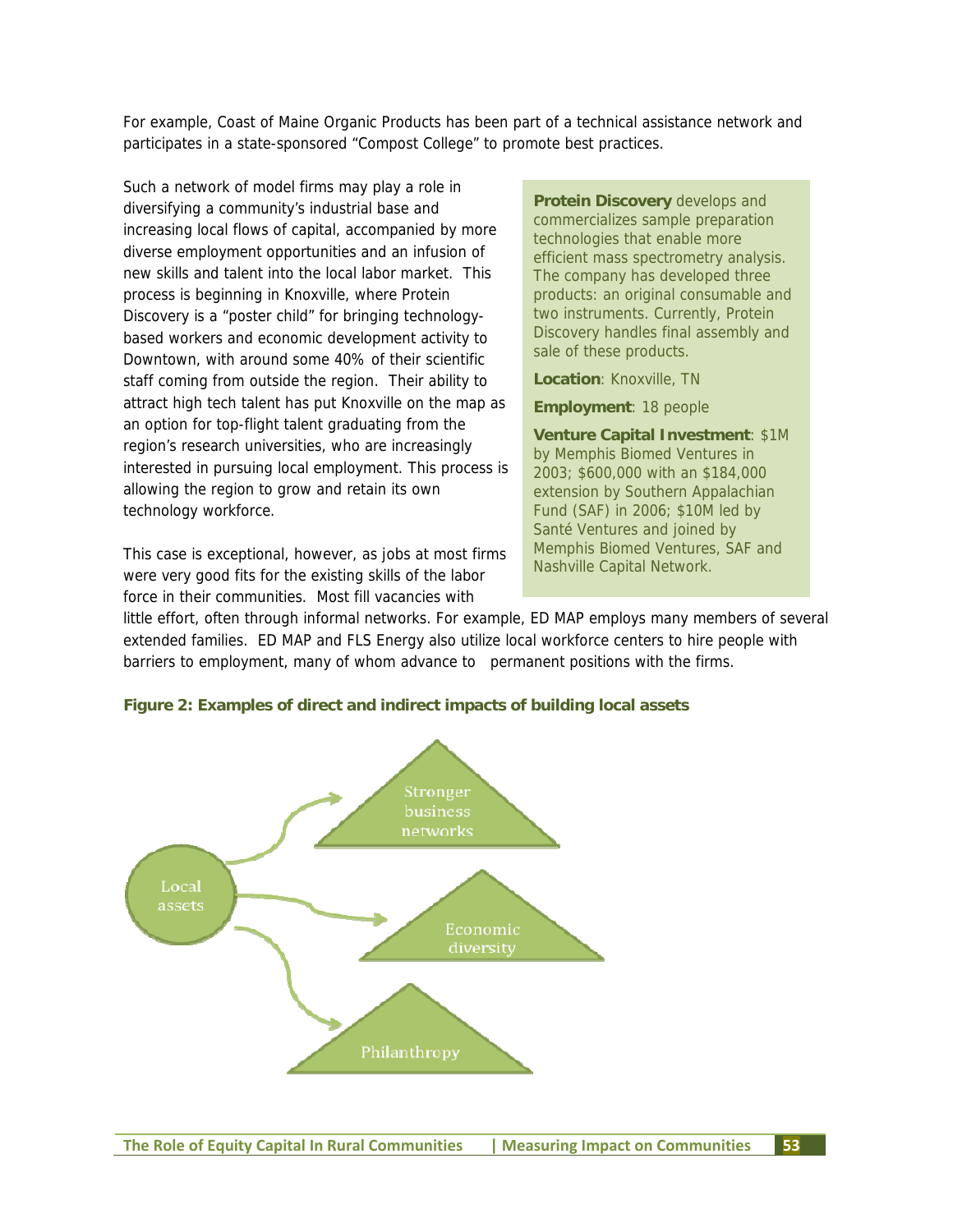For example, Coast of Maine Organic Products has been part of a technical assistance network and participates in a state-sponsored "Compost College" to promote best practices.

Such a network of model firms may play a role in diversifying a community's industrial base and increasing local flows of capital, accompanied by more diverse employment opportunities and an infusion of new skills and talent into the local labor market. This process is beginning in Knoxville, where Protein Discovery is a "poster child" for bringing technology-based workers and economic development activity to Downtown, with around some 40% of their scientific staff coming from outside the region. Their ability to attract high tech talent has put Knoxville on the map as an option for top-flight talent graduating from the region's research universities, who are increasingly interested in pursuing local employment. This process is allowing the region to grow and retain its own technology workforce.

> **Protein Discovery** develops and commercializes sample preparation technologies that enable more efficient mass spectrometry analysis. The company has developed three products: an original consumable and two instruments. Currently, Protein Discovery handles final assembly and sale of these products.
>
> **Location**: Knoxville, TN
>
> **Employment**: 18 people
>
> **Venture Capital Investment**: $1M by Memphis Biomed Ventures in 2003; $600,000 with an $184,000 extension by Southern Appalachian Fund (SAF) in 2006; $10M led by Santé Ventures and joined by Memphis Biomed Ventures, SAF and Nashville Capital Network.

This case is exceptional, however, as jobs at most firms were very good fits for the existing skills of the labor force in their communities. Most fill vacancies with little effort, often through informal networks. For example, ED MAP employs many members of several extended families. ED MAP and FLS Energy also utilize local workforce centers to hire people with barriers to employment, many of whom advance to permanent positions with the firms.

**Figure 2: Examples of direct and indirect impacts of building local assets**

Local assets → Stronger business networks; Economic diversity; Philanthropy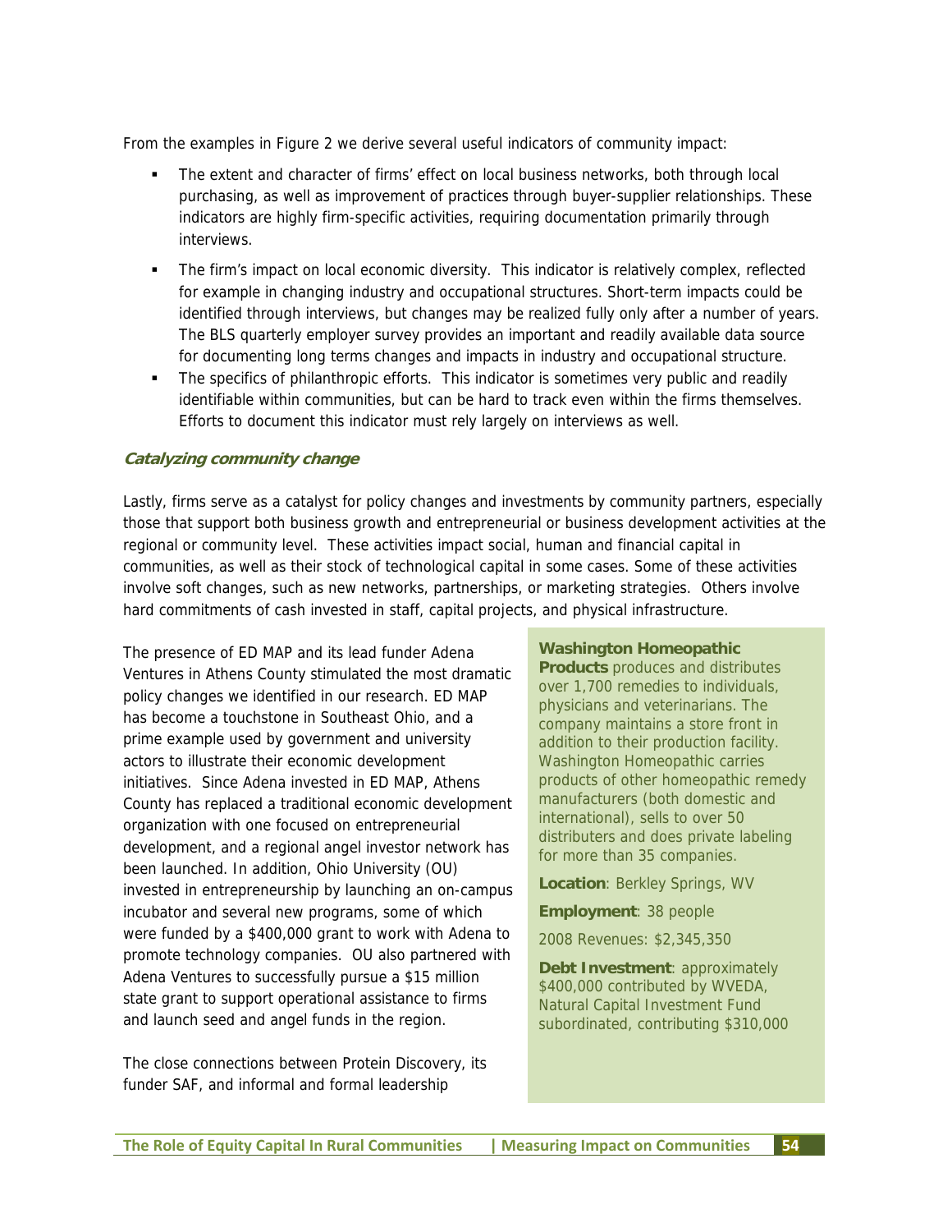From the examples in Figure 2 we derive several useful indicators of community impact:

- The extent and character of firms' effect on local business networks, both through local purchasing, as well as improvement of practices through buyer-supplier relationships. These indicators are highly firm-specific activities, requiring documentation primarily through interviews.
- The firm's impact on local economic diversity. This indicator is relatively complex, reflected for example in changing industry and occupational structures. Short-term impacts could be identified through interviews, but changes may be realized fully only after a number of years. The BLS quarterly employer survey provides an important and readily available data source for documenting long terms changes and impacts in industry and occupational structure.
- The specifics of philanthropic efforts. This indicator is sometimes very public and readily identifiable within communities, but can be hard to track even within the firms themselves. Efforts to document this indicator must rely largely on interviews as well.

### *Catalyzing community change*

Lastly, firms serve as a catalyst for policy changes and investments by community partners, especially those that support both business growth and entrepreneurial or business development activities at the regional or community level. These activities impact social, human and financial capital in communities, as well as their stock of technological capital in some cases. Some of these activities involve soft changes, such as new networks, partnerships, or marketing strategies. Others involve hard commitments of cash invested in staff, capital projects, and physical infrastructure.

The presence of ED MAP and its lead funder Adena Ventures in Athens County stimulated the most dramatic policy changes we identified in our research. ED MAP has become a touchstone in Southeast Ohio, and a prime example used by government and university actors to illustrate their economic development initiatives. Since Adena invested in ED MAP, Athens County has replaced a traditional economic development organization with one focused on entrepreneurial development, and a regional angel investor network has been launched. In addition, Ohio University (OU) invested in entrepreneurship by launching an on-campus incubator and several new programs, some of which were funded by a $400,000 grant to work with Adena to promote technology companies. OU also partnered with Adena Ventures to successfully pursue a $15 million state grant to support operational assistance to firms and launch seed and angel funds in the region.

The close connections between Protein Discovery, its funder SAF, and informal and formal leadership

**Washington Homeopathic Products** produces and distributes over 1,700 remedies to individuals, physicians and veterinarians. The company maintains a store front in addition to their production facility. Washington Homeopathic carries products of other homeopathic remedy manufacturers (both domestic and international), sells to over 50 distributers and does private labeling for more than 35 companies.

**Location**: Berkley Springs, WV

**Employment**: 38 people

2008 Revenues: $2,345,350

**Debt Investment**: approximately $400,000 contributed by WVEDA, Natural Capital Investment Fund subordinated, contributing $310,000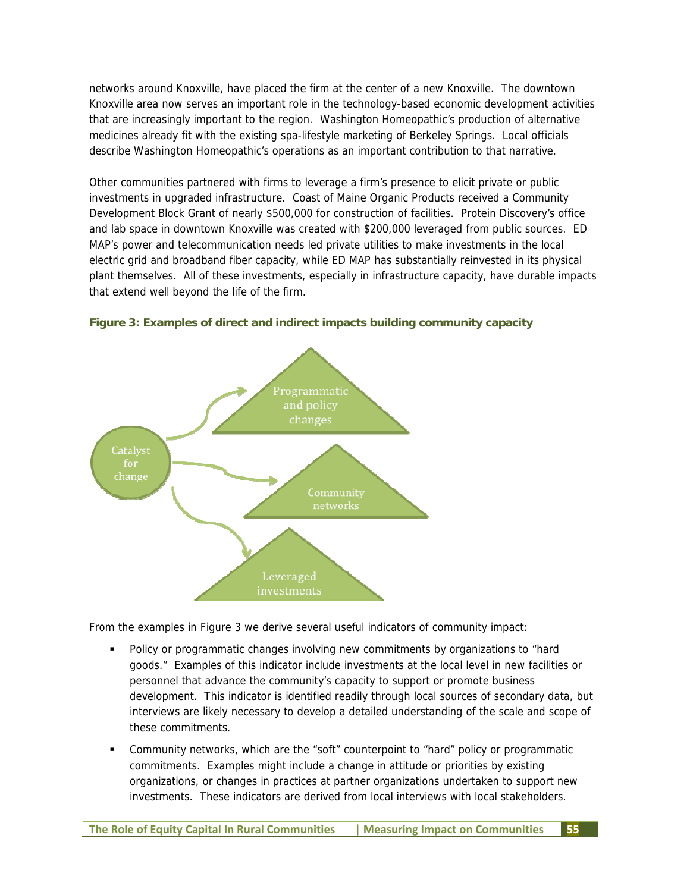networks around Knoxville, have placed the firm at the center of a new Knoxville. The downtown Knoxville area now serves an important role in the technology-based economic development activities that are increasingly important to the region. Washington Homeopathic's production of alternative medicines already fit with the existing spa-lifestyle marketing of Berkeley Springs. Local officials describe Washington Homeopathic's operations as an important contribution to that narrative.

Other communities partnered with firms to leverage a firm's presence to elicit private or public investments in upgraded infrastructure. Coast of Maine Organic Products received a Community Development Block Grant of nearly $500,000 for construction of facilities. Protein Discovery's office and lab space in downtown Knoxville was created with $200,000 leveraged from public sources. ED MAP's power and telecommunication needs led private utilities to make investments in the local electric grid and broadband fiber capacity, while ED MAP has substantially reinvested in its physical plant themselves. All of these investments, especially in infrastructure capacity, have durable impacts that extend well beyond the life of the firm.

**Figure 3: Examples of direct and indirect impacts building community capacity**

Catalyst for change → Programmatic and policy changes

Catalyst for change → Community networks

Catalyst for change → Leveraged investments

From the examples in Figure 3 we derive several useful indicators of community impact:

- Policy or programmatic changes involving new commitments by organizations to "hard goods." Examples of this indicator include investments at the local level in new facilities or personnel that advance the community's capacity to support or promote business development. This indicator is identified readily through local sources of secondary data, but interviews are likely necessary to develop a detailed understanding of the scale and scope of these commitments.
- Community networks, which are the "soft" counterpoint to "hard" policy or programmatic commitments. Examples might include a change in attitude or priorities by existing organizations, or changes in practices at partner organizations undertaken to support new investments. These indicators are derived from local interviews with local stakeholders.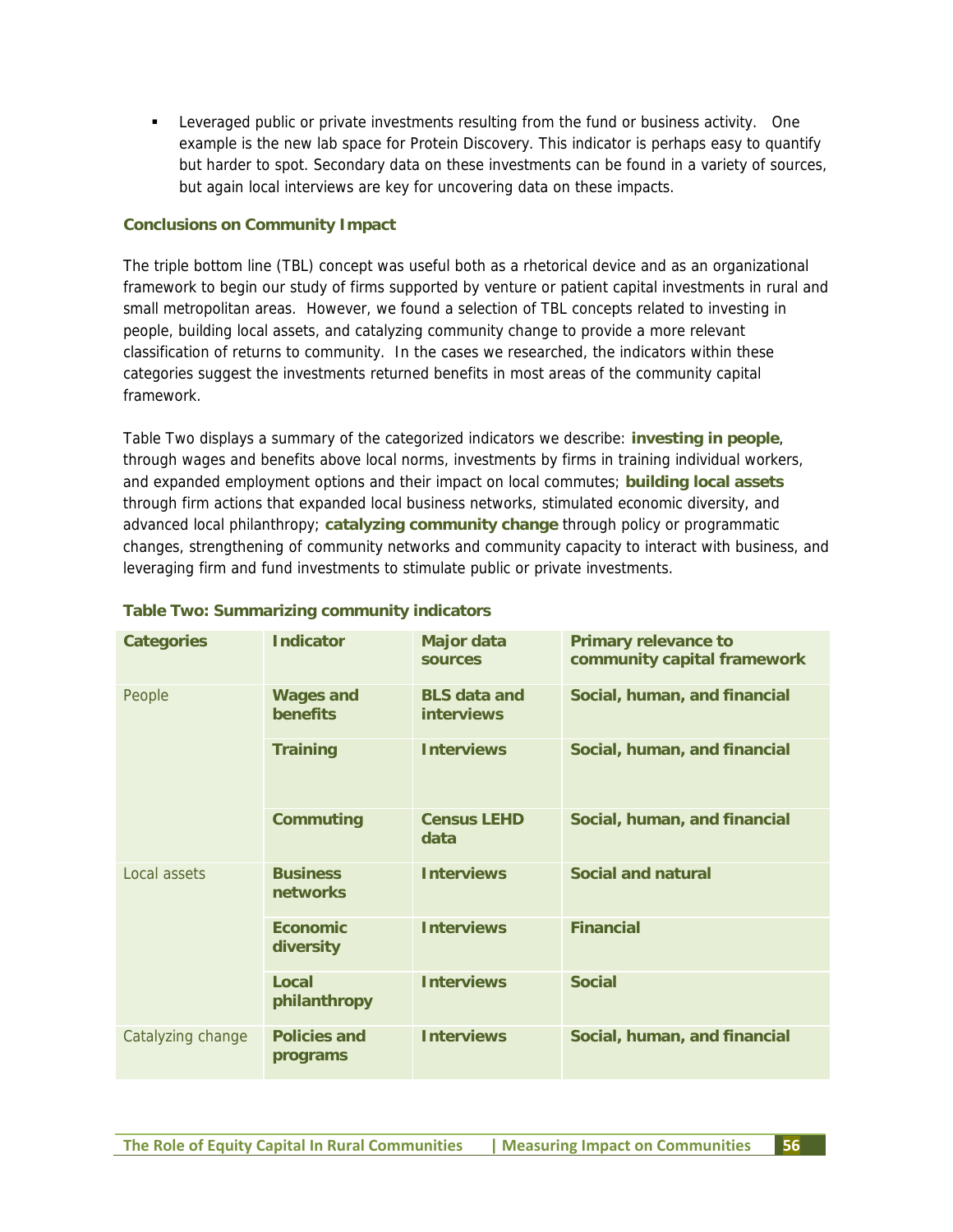- Leveraged public or private investments resulting from the fund or business activity. One example is the new lab space for Protein Discovery. This indicator is perhaps easy to quantify but harder to spot. Secondary data on these investments can be found in a variety of sources, but again local interviews are key for uncovering data on these impacts.

### Conclusions on Community Impact

The triple bottom line (TBL) concept was useful both as a rhetorical device and as an organizational framework to begin our study of firms supported by venture or patient capital investments in rural and small metropolitan areas. However, we found a selection of TBL concepts related to investing in people, building local assets, and catalyzing community change to provide a more relevant classification of returns to community. In the cases we researched, the indicators within these categories suggest the investments returned benefits in most areas of the community capital framework.

Table Two displays a summary of the categorized indicators we describe: **investing in people**, through wages and benefits above local norms, investments by firms in training individual workers, and expanded employment options and their impact on local commutes; **building local assets** through firm actions that expanded local business networks, stimulated economic diversity, and advanced local philanthropy; **catalyzing community change** through policy or programmatic changes, strengthening of community networks and community capacity to interact with business, and leveraging firm and fund investments to stimulate public or private investments.

**Table Two: Summarizing community indicators**

| Categories | Indicator | Major data sources | Primary relevance to community capital framework |
|---|---|---|---|
| People | **Wages and benefits** | **BLS data and interviews** | **Social, human, and financial** |
| | **Training** | **Interviews** | **Social, human, and financial** |
| | **Commuting** | **Census LEHD data** | **Social, human, and financial** |
| Local assets | **Business networks** | **Interviews** | **Social and natural** |
| | **Economic diversity** | **Interviews** | **Financial** |
| | **Local philanthropy** | **Interviews** | **Social** |
| Catalyzing change | **Policies and programs** | **Interviews** | **Social, human, and financial** |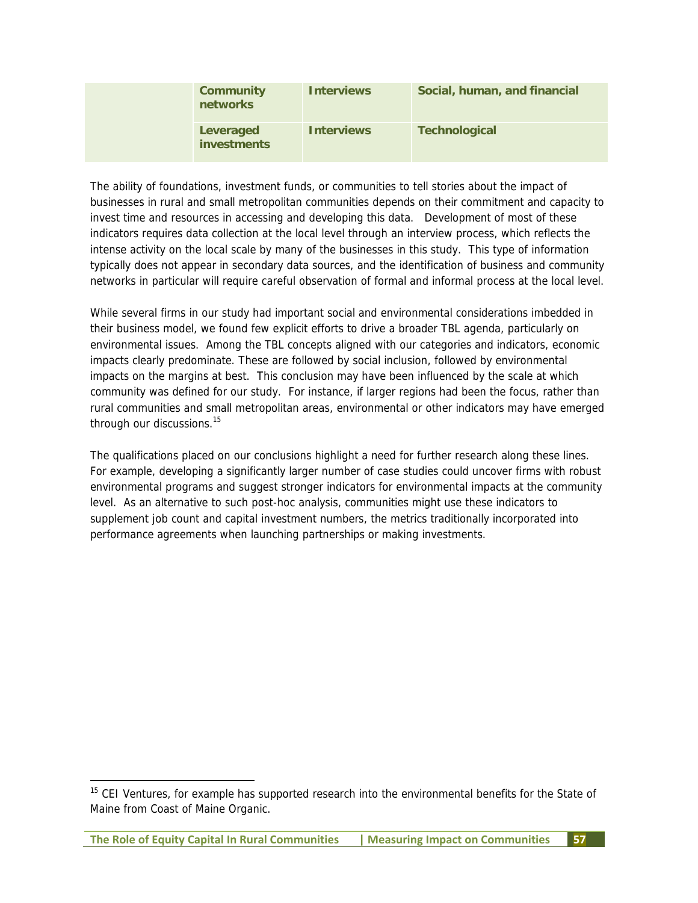| | | | |
|---|---|---|---|
| | **Community networks** | **Interviews** | **Social, human, and financial** |
| | **Leveraged investments** | **Interviews** | **Technological** |

The ability of foundations, investment funds, or communities to tell stories about the impact of businesses in rural and small metropolitan communities depends on their commitment and capacity to invest time and resources in accessing and developing this data. Development of most of these indicators requires data collection at the local level through an interview process, which reflects the intense activity on the local scale by many of the businesses in this study. This type of information typically does not appear in secondary data sources, and the identification of business and community networks in particular will require careful observation of formal and informal process at the local level.

While several firms in our study had important social and environmental considerations imbedded in their business model, we found few explicit efforts to drive a broader TBL agenda, particularly on environmental issues. Among the TBL concepts aligned with our categories and indicators, economic impacts clearly predominate. These are followed by social inclusion, followed by environmental impacts on the margins at best. This conclusion may have been influenced by the scale at which community was defined for our study. For instance, if larger regions had been the focus, rather than rural communities and small metropolitan areas, environmental or other indicators may have emerged through our discussions.[15]

The qualifications placed on our conclusions highlight a need for further research along these lines. For example, developing a significantly larger number of case studies could uncover firms with robust environmental programs and suggest stronger indicators for environmental impacts at the community level. As an alternative to such post-hoc analysis, communities might use these indicators to supplement job count and capital investment numbers, the metrics traditionally incorporated into performance agreements when launching partnerships or making investments.

---

[15] CEI Ventures, for example has supported research into the environmental benefits for the State of Maine from Coast of Maine Organic.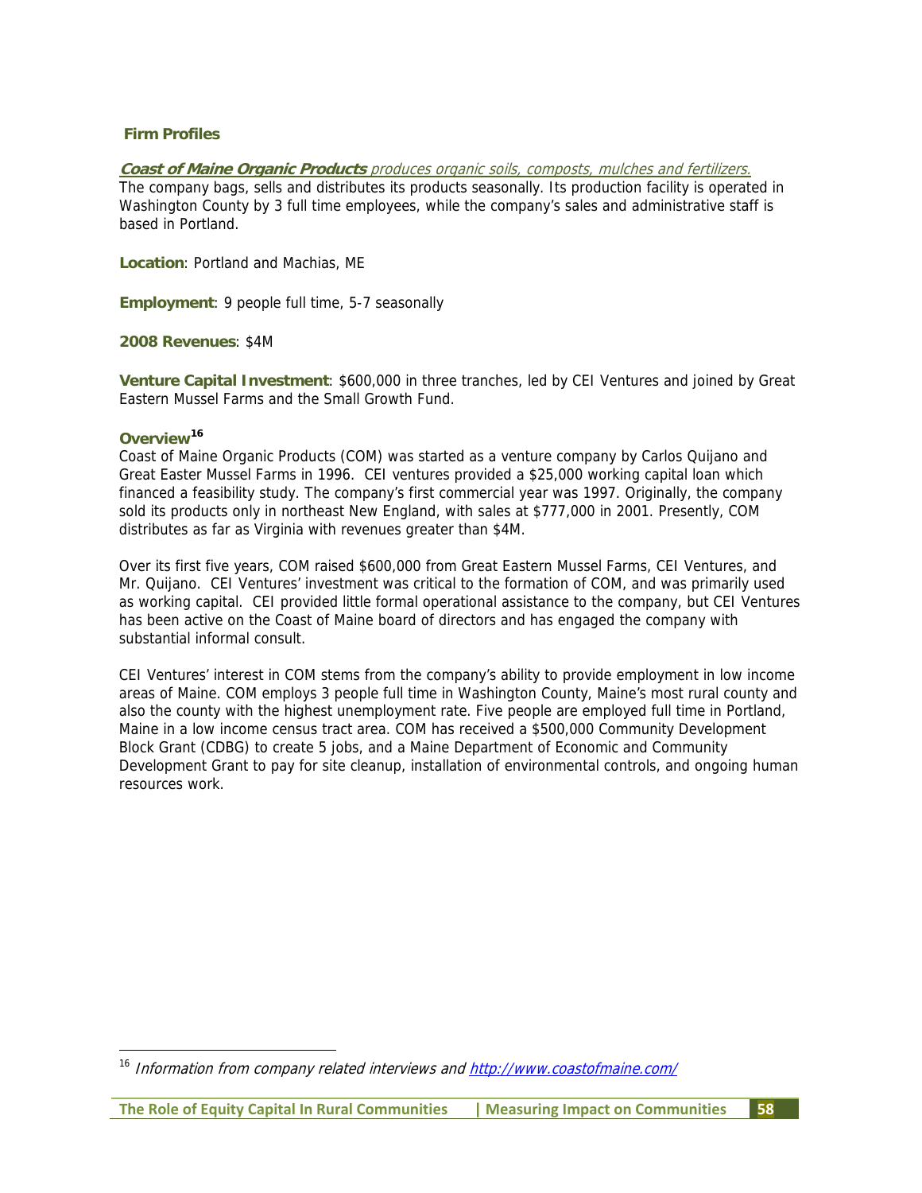## Firm Profiles

***Coast of Maine Organic Products*** *produces organic soils, composts, mulches and fertilizers.*
The company bags, sells and distributes its products seasonally. Its production facility is operated in Washington County by 3 full time employees, while the company's sales and administrative staff is based in Portland.

**Location**: Portland and Machias, ME

**Employment**: 9 people full time, 5-7 seasonally

**2008 Revenues**: $4M

**Venture Capital Investment**: $600,000 in three tranches, led by CEI Ventures and joined by Great Eastern Mussel Farms and the Small Growth Fund.

**Overview**[16]

Coast of Maine Organic Products (COM) was started as a venture company by Carlos Quijano and Great Easter Mussel Farms in 1996. CEI ventures provided a $25,000 working capital loan which financed a feasibility study. The company's first commercial year was 1997. Originally, the company sold its products only in northeast New England, with sales at $777,000 in 2001. Presently, COM distributes as far as Virginia with revenues greater than $4M.

Over its first five years, COM raised $600,000 from Great Eastern Mussel Farms, CEI Ventures, and Mr. Quijano. CEI Ventures' investment was critical to the formation of COM, and was primarily used as working capital. CEI provided little formal operational assistance to the company, but CEI Ventures has been active on the Coast of Maine board of directors and has engaged the company with substantial informal consult.

CEI Ventures' interest in COM stems from the company's ability to provide employment in low income areas of Maine. COM employs 3 people full time in Washington County, Maine's most rural county and also the county with the highest unemployment rate. Five people are employed full time in Portland, Maine in a low income census tract area. COM has received a $500,000 Community Development Block Grant (CDBG) to create 5 jobs, and a Maine Department of Economic and Community Development Grant to pay for site cleanup, installation of environmental controls, and ongoing human resources work.

---

[16] *Information from company related interviews and http://www.coastofmaine.com/*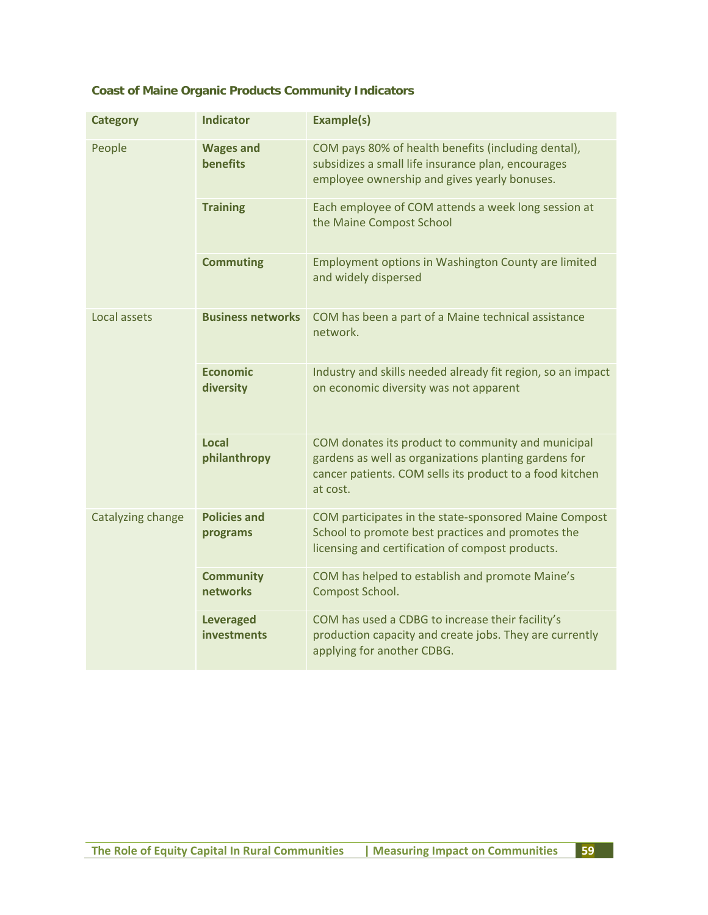### Coast of Maine Organic Products Community Indicators

| Category | Indicator | Example(s) |
|---|---|---|
| People | **Wages and benefits** | COM pays 80% of health benefits (including dental), subsidizes a small life insurance plan, encourages employee ownership and gives yearly bonuses. |
| | **Training** | Each employee of COM attends a week long session at the Maine Compost School |
| | **Commuting** | Employment options in Washington County are limited and widely dispersed |
| Local assets | **Business networks** | COM has been a part of a Maine technical assistance network. |
| | **Economic diversity** | Industry and skills needed already fit region, so an impact on economic diversity was not apparent |
| | **Local philanthropy** | COM donates its product to community and municipal gardens as well as organizations planting gardens for cancer patients. COM sells its product to a food kitchen at cost. |
| Catalyzing change | **Policies and programs** | COM participates in the state-sponsored Maine Compost School to promote best practices and promotes the licensing and certification of compost products. |
| | **Community networks** | COM has helped to establish and promote Maine's Compost School. |
| | **Leveraged investments** | COM has used a CDBG to increase their facility's production capacity and create jobs. They are currently applying for another CDBG. |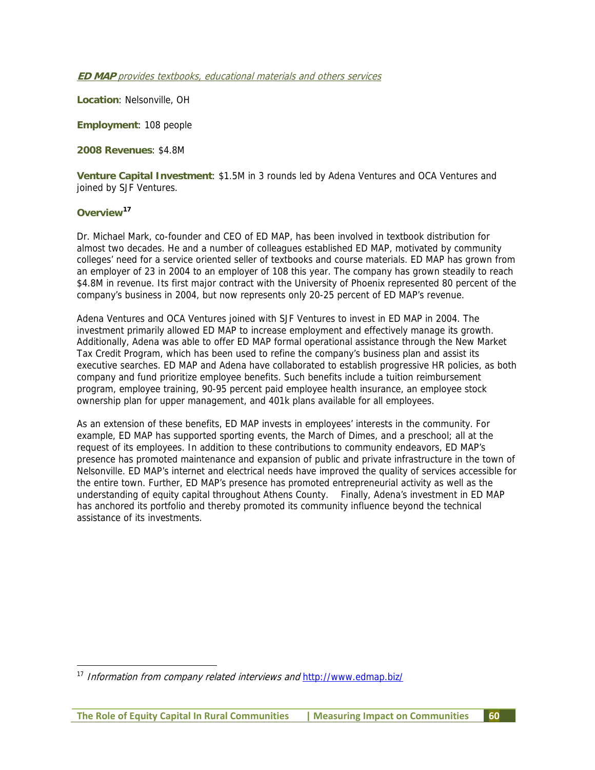***ED MAP** provides textbooks, educational materials and others services*

**Location**: Nelsonville, OH

**Employment**: 108 people

**2008 Revenues**: $4.8M

**Venture Capital Investment**: $1.5M in 3 rounds led by Adena Ventures and OCA Ventures and joined by SJF Ventures.

**Overview**[17]

Dr. Michael Mark, co-founder and CEO of ED MAP, has been involved in textbook distribution for almost two decades. He and a number of colleagues established ED MAP, motivated by community colleges' need for a service oriented seller of textbooks and course materials. ED MAP has grown from an employer of 23 in 2004 to an employer of 108 this year. The company has grown steadily to reach $4.8M in revenue. Its first major contract with the University of Phoenix represented 80 percent of the company's business in 2004, but now represents only 20-25 percent of ED MAP's revenue.

Adena Ventures and OCA Ventures joined with SJF Ventures to invest in ED MAP in 2004. The investment primarily allowed ED MAP to increase employment and effectively manage its growth. Additionally, Adena was able to offer ED MAP formal operational assistance through the New Market Tax Credit Program, which has been used to refine the company's business plan and assist its executive searches. ED MAP and Adena have collaborated to establish progressive HR policies, as both company and fund prioritize employee benefits. Such benefits include a tuition reimbursement program, employee training, 90-95 percent paid employee health insurance, an employee stock ownership plan for upper management, and 401k plans available for all employees.

As an extension of these benefits, ED MAP invests in employees' interests in the community. For example, ED MAP has supported sporting events, the March of Dimes, and a preschool; all at the request of its employees. In addition to these contributions to community endeavors, ED MAP's presence has promoted maintenance and expansion of public and private infrastructure in the town of Nelsonville. ED MAP's internet and electrical needs have improved the quality of services accessible for the entire town. Further, ED MAP's presence has promoted entrepreneurial activity as well as the understanding of equity capital throughout Athens County. Finally, Adena's investment in ED MAP has anchored its portfolio and thereby promoted its community influence beyond the technical assistance of its investments.

[17] *Information from company related interviews and* http://www.edmap.biz/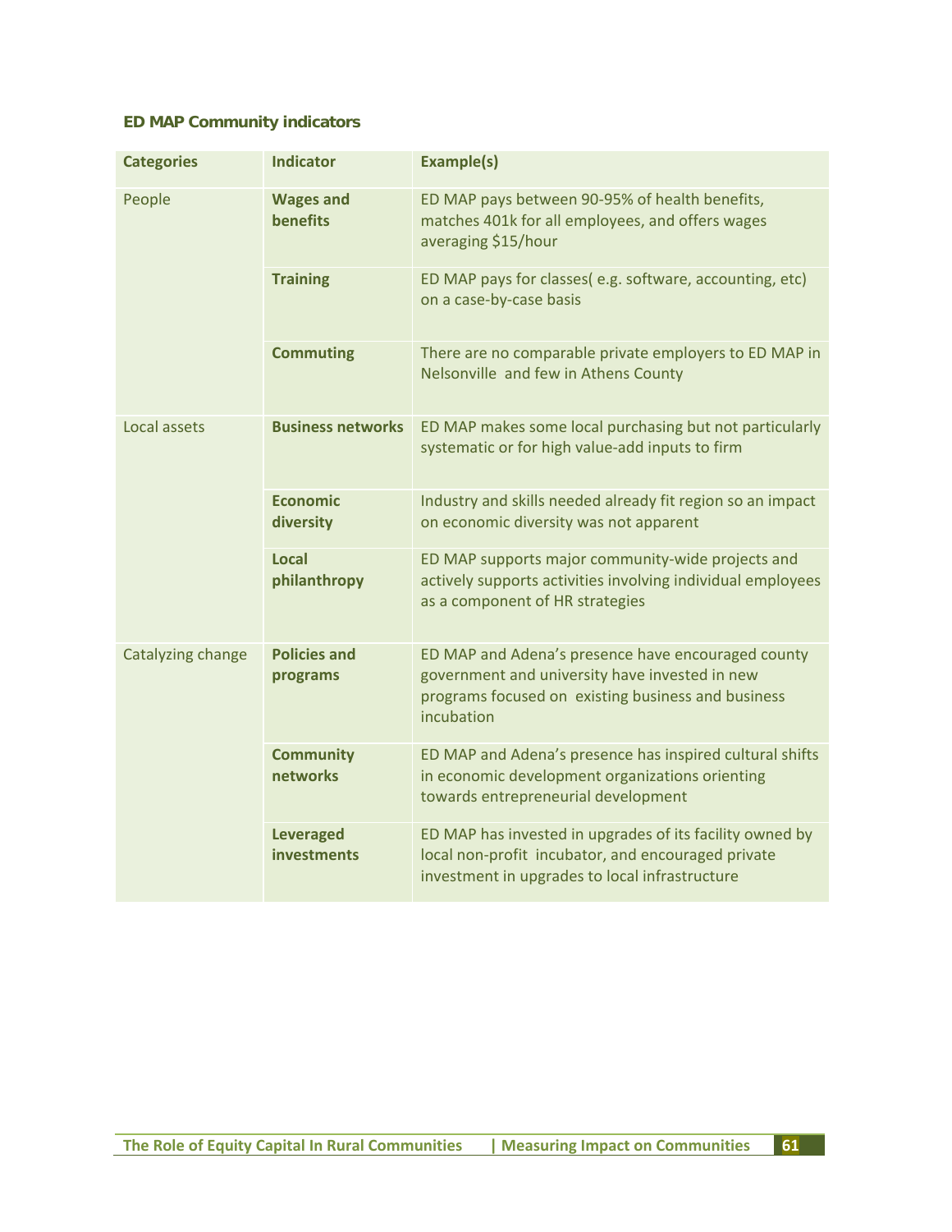**ED MAP Community indicators**

| Categories | Indicator | Example(s) |
|---|---|---|
| People | **Wages and benefits** | ED MAP pays between 90-95% of health benefits, matches 401k for all employees, and offers wages averaging $15/hour |
| | **Training** | ED MAP pays for classes( e.g. software, accounting, etc) on a case-by-case basis |
| | **Commuting** | There are no comparable private employers to ED MAP in Nelsonville and few in Athens County |
| Local assets | **Business networks** | ED MAP makes some local purchasing but not particularly systematic or for high value-add inputs to firm |
| | **Economic diversity** | Industry and skills needed already fit region so an impact on economic diversity was not apparent |
| | **Local philanthropy** | ED MAP supports major community-wide projects and actively supports activities involving individual employees as a component of HR strategies |
| Catalyzing change | **Policies and programs** | ED MAP and Adena's presence have encouraged county government and university have invested in new programs focused on existing business and business incubation |
| | **Community networks** | ED MAP and Adena's presence has inspired cultural shifts in economic development organizations orienting towards entrepreneurial development |
| | **Leveraged investments** | ED MAP has invested in upgrades of its facility owned by local non-profit incubator, and encouraged private investment in upgrades to local infrastructure |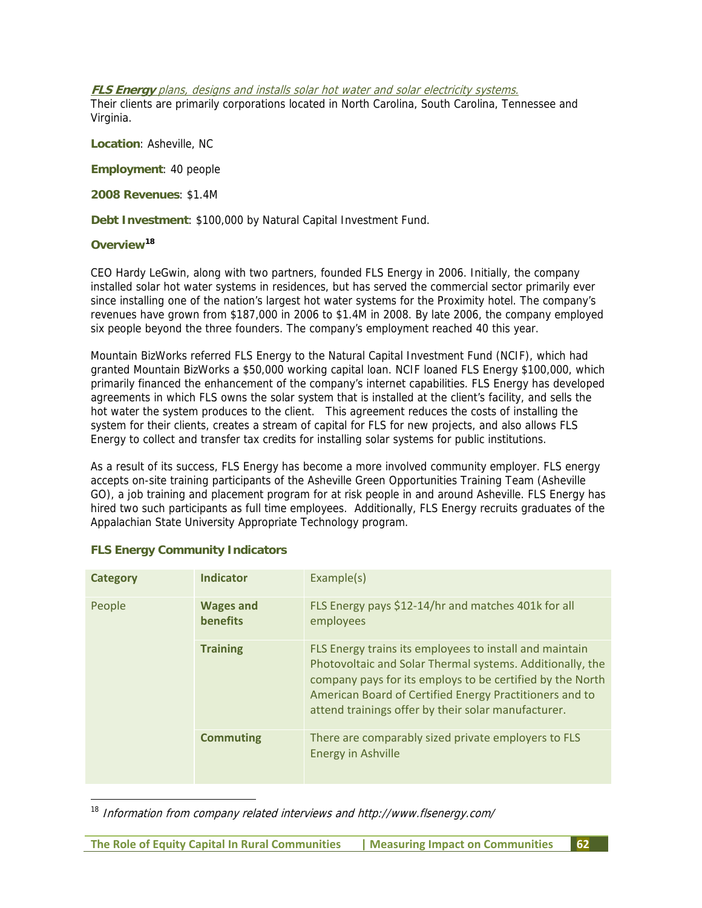***FLS Energy*** *plans, designs and installs solar hot water and solar electricity systems.*
Their clients are primarily corporations located in North Carolina, South Carolina, Tennessee and Virginia.

**Location**: Asheville, NC

**Employment**: 40 people

**2008 Revenues**: $1.4M

**Debt Investment**: $100,000 by Natural Capital Investment Fund.

**Overview**[18]

CEO Hardy LeGwin, along with two partners, founded FLS Energy in 2006. Initially, the company installed solar hot water systems in residences, but has served the commercial sector primarily ever since installing one of the nation's largest hot water systems for the Proximity hotel. The company's revenues have grown from $187,000 in 2006 to $1.4M in 2008. By late 2006, the company employed six people beyond the three founders. The company's employment reached 40 this year.

Mountain BizWorks referred FLS Energy to the Natural Capital Investment Fund (NCIF), which had granted Mountain BizWorks a $50,000 working capital loan. NCIF loaned FLS Energy $100,000, which primarily financed the enhancement of the company's internet capabilities. FLS Energy has developed agreements in which FLS owns the solar system that is installed at the client's facility, and sells the hot water the system produces to the client. This agreement reduces the costs of installing the system for their clients, creates a stream of capital for FLS for new projects, and also allows FLS Energy to collect and transfer tax credits for installing solar systems for public institutions.

As a result of its success, FLS Energy has become a more involved community employer. FLS energy accepts on-site training participants of the Asheville Green Opportunities Training Team (Asheville GO), a job training and placement program for at risk people in and around Asheville. FLS Energy has hired two such participants as full time employees. Additionally, FLS Energy recruits graduates of the Appalachian State University Appropriate Technology program.

**FLS Energy Community Indicators**

| Category | Indicator | Example(s) |
|---|---|---|
| People | **Wages and benefits** | FLS Energy pays $12-14/hr and matches 401k for all employees |
| | **Training** | FLS Energy trains its employees to install and maintain Photovoltaic and Solar Thermal systems. Additionally, the company pays for its employs to be certified by the North American Board of Certified Energy Practitioners and to attend trainings offer by their solar manufacturer. |
| | **Commuting** | There are comparably sized private employers to FLS Energy in Ashville |

[18] *Information from company related interviews and http://www.flsenergy.com/*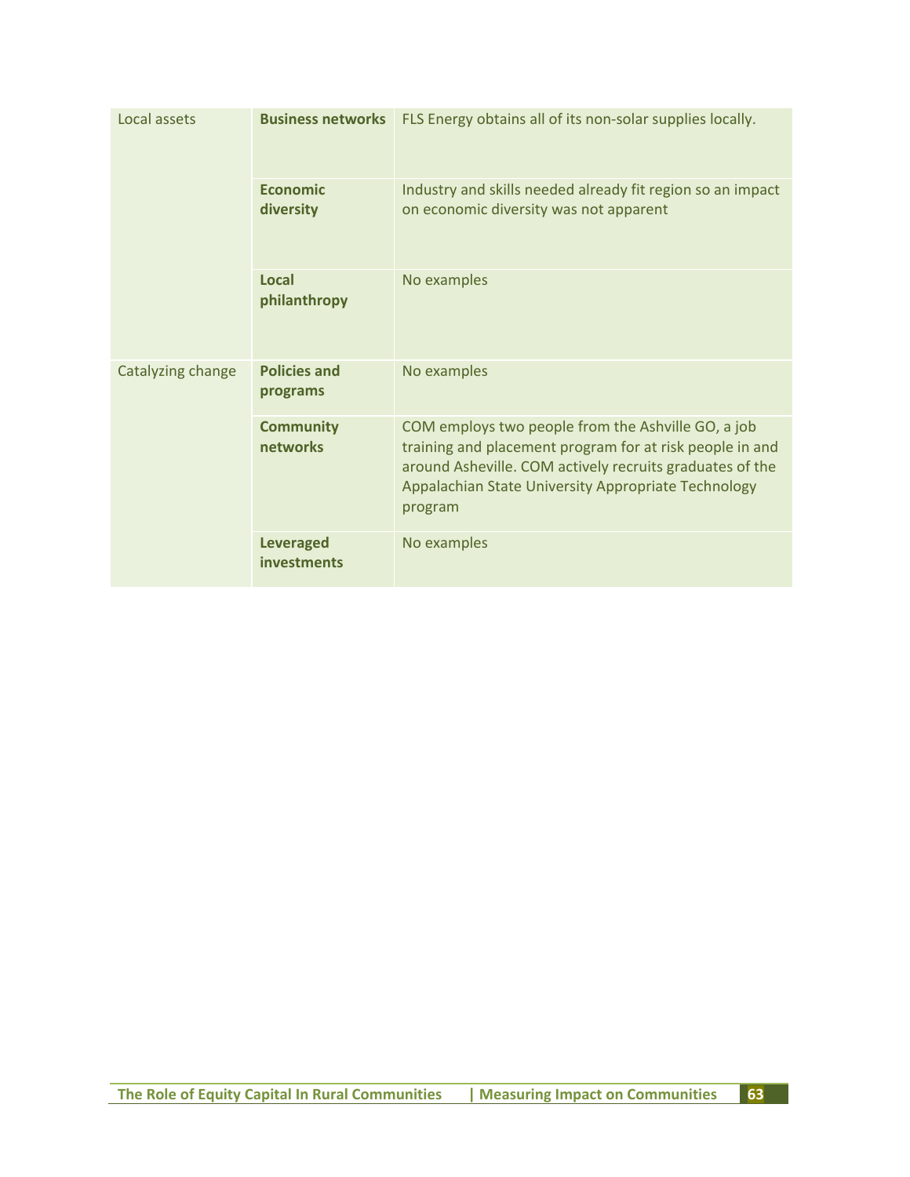| | | |
|---|---|---|
| Local assets | **Business networks** | FLS Energy obtains all of its non-solar supplies locally. |
| | **Economic diversity** | Industry and skills needed already fit region so an impact on economic diversity was not apparent |
| | **Local philanthropy** | No examples |
| Catalyzing change | **Policies and programs** | No examples |
| | **Community networks** | COM employs two people from the Ashville GO, a job training and placement program for at risk people in and around Asheville. COM actively recruits graduates of the Appalachian State University Appropriate Technology program |
| | **Leveraged investments** | No examples |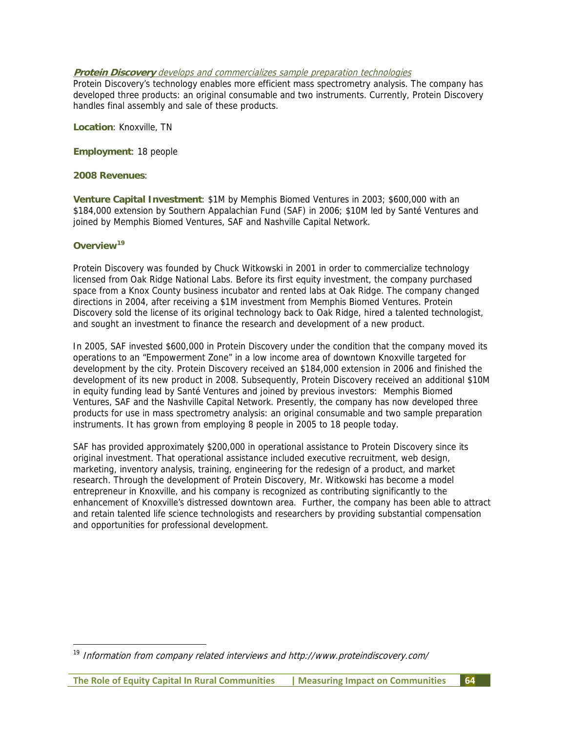***Protein Discovery*** *develops and commercializes sample preparation technologies*

Protein Discovery's technology enables more efficient mass spectrometry analysis. The company has developed three products: an original consumable and two instruments. Currently, Protein Discovery handles final assembly and sale of these products.

**Location**: Knoxville, TN

**Employment**: 18 people

**2008 Revenues**:

**Venture Capital Investment**: $1M by Memphis Biomed Ventures in 2003; $600,000 with an $184,000 extension by Southern Appalachian Fund (SAF) in 2006; $10M led by Santé Ventures and joined by Memphis Biomed Ventures, SAF and Nashville Capital Network.

## Overview[19]

Protein Discovery was founded by Chuck Witkowski in 2001 in order to commercialize technology licensed from Oak Ridge National Labs. Before its first equity investment, the company purchased space from a Knox County business incubator and rented labs at Oak Ridge. The company changed directions in 2004, after receiving a $1M investment from Memphis Biomed Ventures. Protein Discovery sold the license of its original technology back to Oak Ridge, hired a talented technologist, and sought an investment to finance the research and development of a new product.

In 2005, SAF invested $600,000 in Protein Discovery under the condition that the company moved its operations to an "Empowerment Zone" in a low income area of downtown Knoxville targeted for development by the city. Protein Discovery received an $184,000 extension in 2006 and finished the development of its new product in 2008. Subsequently, Protein Discovery received an additional $10M in equity funding lead by Santé Ventures and joined by previous investors: Memphis Biomed Ventures, SAF and the Nashville Capital Network. Presently, the company has now developed three products for use in mass spectrometry analysis: an original consumable and two sample preparation instruments. It has grown from employing 8 people in 2005 to 18 people today.

SAF has provided approximately $200,000 in operational assistance to Protein Discovery since its original investment. That operational assistance included executive recruitment, web design, marketing, inventory analysis, training, engineering for the redesign of a product, and market research. Through the development of Protein Discovery, Mr. Witkowski has become a model entrepreneur in Knoxville, and his company is recognized as contributing significantly to the enhancement of Knoxville's distressed downtown area. Further, the company has been able to attract and retain talented life science technologists and researchers by providing substantial compensation and opportunities for professional development.

---

[19] *Information from company related interviews and http://www.proteindiscovery.com/*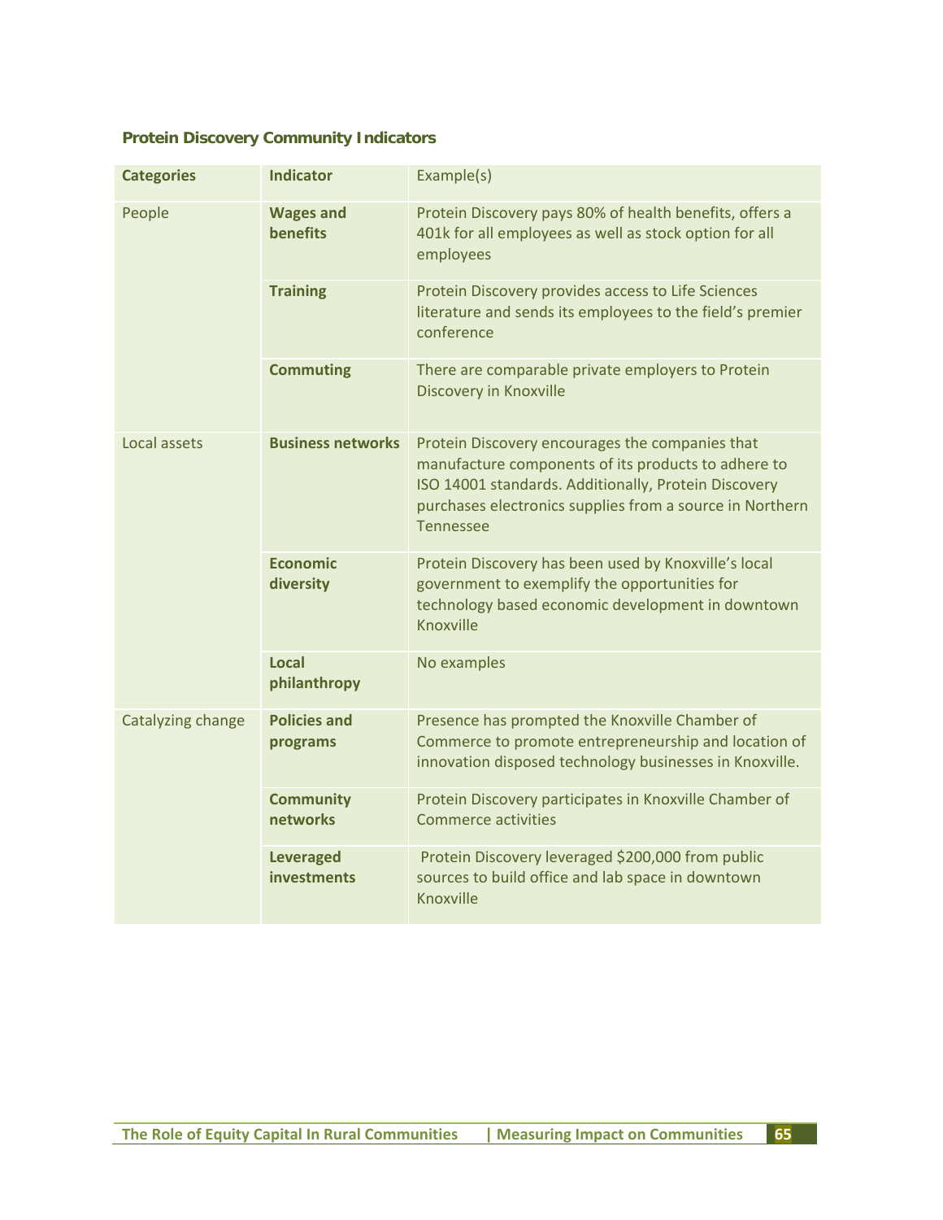**Protein Discovery Community Indicators**

| Categories | Indicator | Example(s) |
|---|---|---|
| People | **Wages and benefits** | Protein Discovery pays 80% of health benefits, offers a 401k for all employees as well as stock option for all employees |
| | **Training** | Protein Discovery provides access to Life Sciences literature and sends its employees to the field's premier conference |
| | **Commuting** | There are comparable private employers to Protein Discovery in Knoxville |
| Local assets | **Business networks** | Protein Discovery encourages the companies that manufacture components of its products to adhere to ISO 14001 standards. Additionally, Protein Discovery purchases electronics supplies from a source in Northern Tennessee |
| | **Economic diversity** | Protein Discovery has been used by Knoxville's local government to exemplify the opportunities for technology based economic development in downtown Knoxville |
| | **Local philanthropy** | No examples |
| Catalyzing change | **Policies and programs** | Presence has prompted the Knoxville Chamber of Commerce to promote entrepreneurship and location of innovation disposed technology businesses in Knoxville. |
| | **Community networks** | Protein Discovery participates in Knoxville Chamber of Commerce activities |
| | **Leveraged investments** | Protein Discovery leveraged $200,000 from public sources to build office and lab space in downtown Knoxville |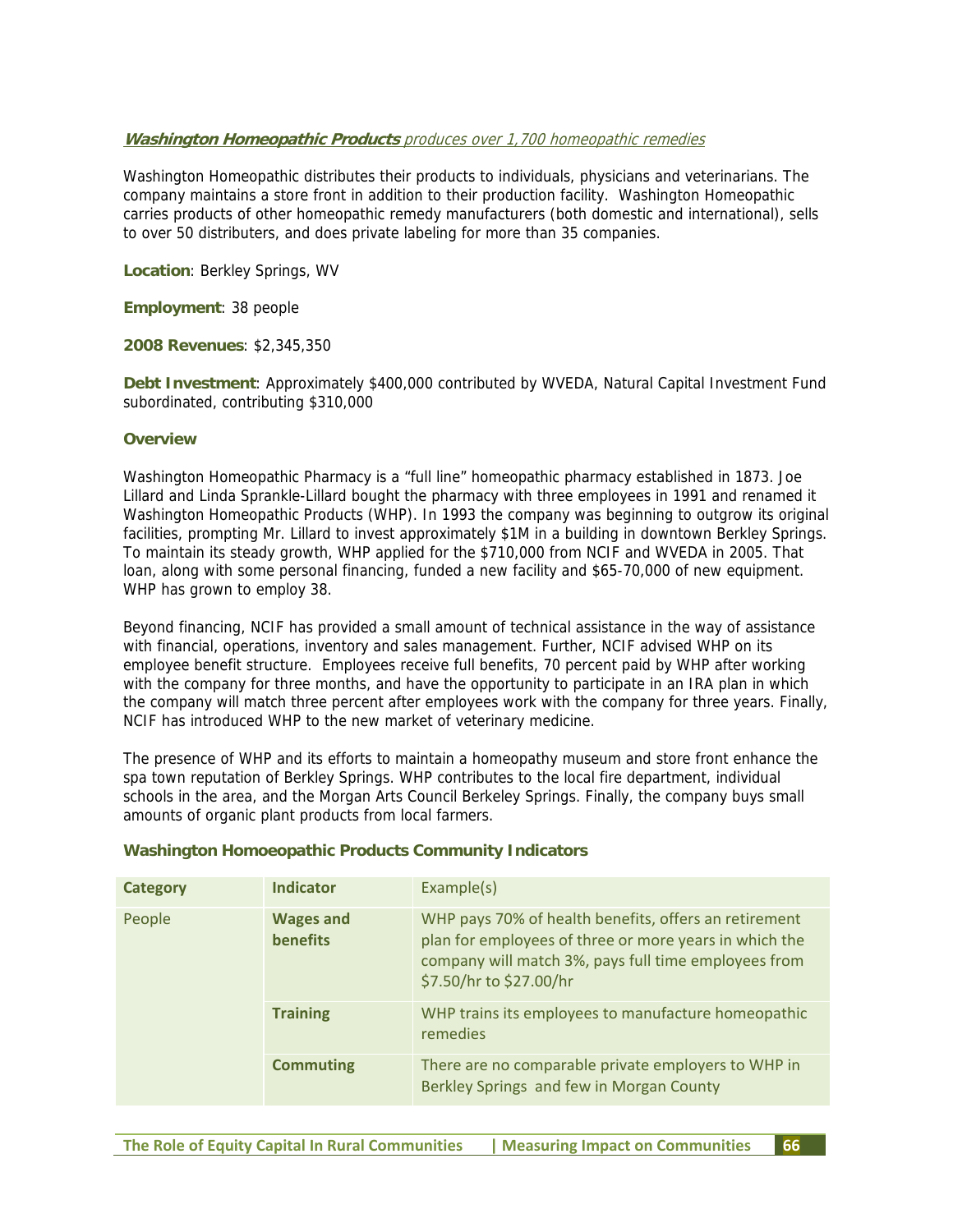***Washington Homeopathic Products*** *produces over 1,700 homeopathic remedies*

Washington Homeopathic distributes their products to individuals, physicians and veterinarians. The company maintains a store front in addition to their production facility. Washington Homeopathic carries products of other homeopathic remedy manufacturers (both domestic and international), sells to over 50 distributers, and does private labeling for more than 35 companies.

**Location**: Berkley Springs, WV

**Employment**: 38 people

**2008 Revenues**: $2,345,350

**Debt Investment**: Approximately $400,000 contributed by WVEDA, Natural Capital Investment Fund subordinated, contributing $310,000

**Overview**

Washington Homeopathic Pharmacy is a "full line" homeopathic pharmacy established in 1873. Joe Lillard and Linda Sprankle-Lillard bought the pharmacy with three employees in 1991 and renamed it Washington Homeopathic Products (WHP). In 1993 the company was beginning to outgrow its original facilities, prompting Mr. Lillard to invest approximately $1M in a building in downtown Berkley Springs. To maintain its steady growth, WHP applied for the $710,000 from NCIF and WVEDA in 2005. That loan, along with some personal financing, funded a new facility and $65-70,000 of new equipment. WHP has grown to employ 38.

Beyond financing, NCIF has provided a small amount of technical assistance in the way of assistance with financial, operations, inventory and sales management. Further, NCIF advised WHP on its employee benefit structure. Employees receive full benefits, 70 percent paid by WHP after working with the company for three months, and have the opportunity to participate in an IRA plan in which the company will match three percent after employees work with the company for three years. Finally, NCIF has introduced WHP to the new market of veterinary medicine.

The presence of WHP and its efforts to maintain a homeopathy museum and store front enhance the spa town reputation of Berkley Springs. WHP contributes to the local fire department, individual schools in the area, and the Morgan Arts Council Berkeley Springs. Finally, the company buys small amounts of organic plant products from local farmers.

**Washington Homoeopathic Products Community Indicators**

| Category | Indicator | Example(s) |
|---|---|---|
| People | **Wages and benefits** | WHP pays 70% of health benefits, offers an retirement plan for employees of three or more years in which the company will match 3%, pays full time employees from $7.50/hr to $27.00/hr |
| | **Training** | WHP trains its employees to manufacture homeopathic remedies |
| | **Commuting** | There are no comparable private employers to WHP in Berkley Springs and few in Morgan County |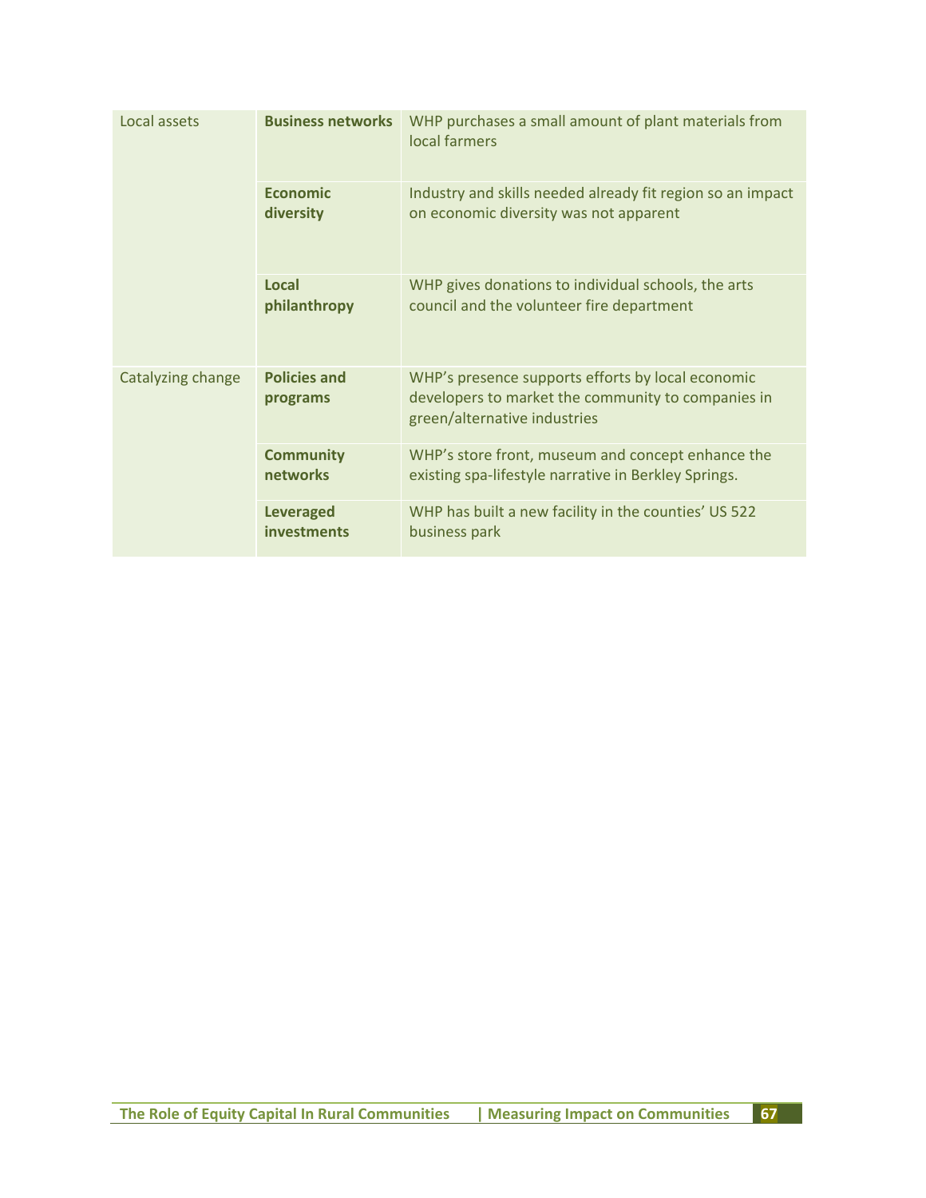| | | |
|---|---|---|
| Local assets | **Business networks** | WHP purchases a small amount of plant materials from local farmers |
| | **Economic diversity** | Industry and skills needed already fit region so an impact on economic diversity was not apparent |
| | **Local philanthropy** | WHP gives donations to individual schools, the arts council and the volunteer fire department |
| Catalyzing change | **Policies and programs** | WHP's presence supports efforts by local economic developers to market the community to companies in green/alternative industries |
| | **Community networks** | WHP's store front, museum and concept enhance the existing spa-lifestyle narrative in Berkley Springs. |
| | **Leveraged investments** | WHP has built a new facility in the counties' US 522 business park |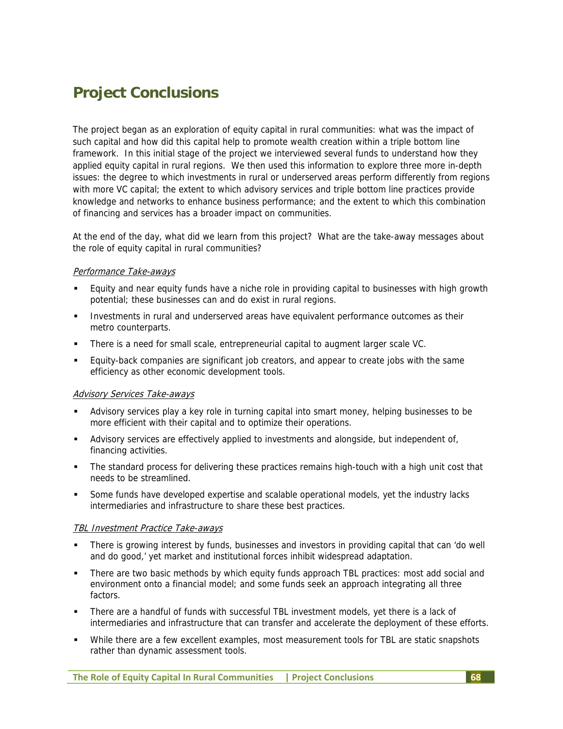# Project Conclusions

The project began as an exploration of equity capital in rural communities: what was the impact of such capital and how did this capital help to promote wealth creation within a triple bottom line framework. In this initial stage of the project we interviewed several funds to understand how they applied equity capital in rural regions. We then used this information to explore three more in-depth issues: the degree to which investments in rural or underserved areas perform differently from regions with more VC capital; the extent to which advisory services and triple bottom line practices provide knowledge and networks to enhance business performance; and the extent to which this combination of financing and services has a broader impact on communities.

At the end of the day, what did we learn from this project? What are the take-away messages about the role of equity capital in rural communities?

### *Performance Take-aways*

- Equity and near equity funds have a niche role in providing capital to businesses with high growth potential; these businesses can and do exist in rural regions.
- Investments in rural and underserved areas have equivalent performance outcomes as their metro counterparts.
- There is a need for small scale, entrepreneurial capital to augment larger scale VC.
- Equity-back companies are significant job creators, and appear to create jobs with the same efficiency as other economic development tools.

### *Advisory Services Take-aways*

- Advisory services play a key role in turning capital into smart money, helping businesses to be more efficient with their capital and to optimize their operations.
- Advisory services are effectively applied to investments and alongside, but independent of, financing activities.
- The standard process for delivering these practices remains high-touch with a high unit cost that needs to be streamlined.
- Some funds have developed expertise and scalable operational models, yet the industry lacks intermediaries and infrastructure to share these best practices.

### *TBL Investment Practice Take-aways*

- There is growing interest by funds, businesses and investors in providing capital that can 'do well and do good,' yet market and institutional forces inhibit widespread adaptation.
- There are two basic methods by which equity funds approach TBL practices: most add social and environment onto a financial model; and some funds seek an approach integrating all three factors.
- There are a handful of funds with successful TBL investment models, yet there is a lack of intermediaries and infrastructure that can transfer and accelerate the deployment of these efforts.
- While there are a few excellent examples, most measurement tools for TBL are static snapshots rather than dynamic assessment tools.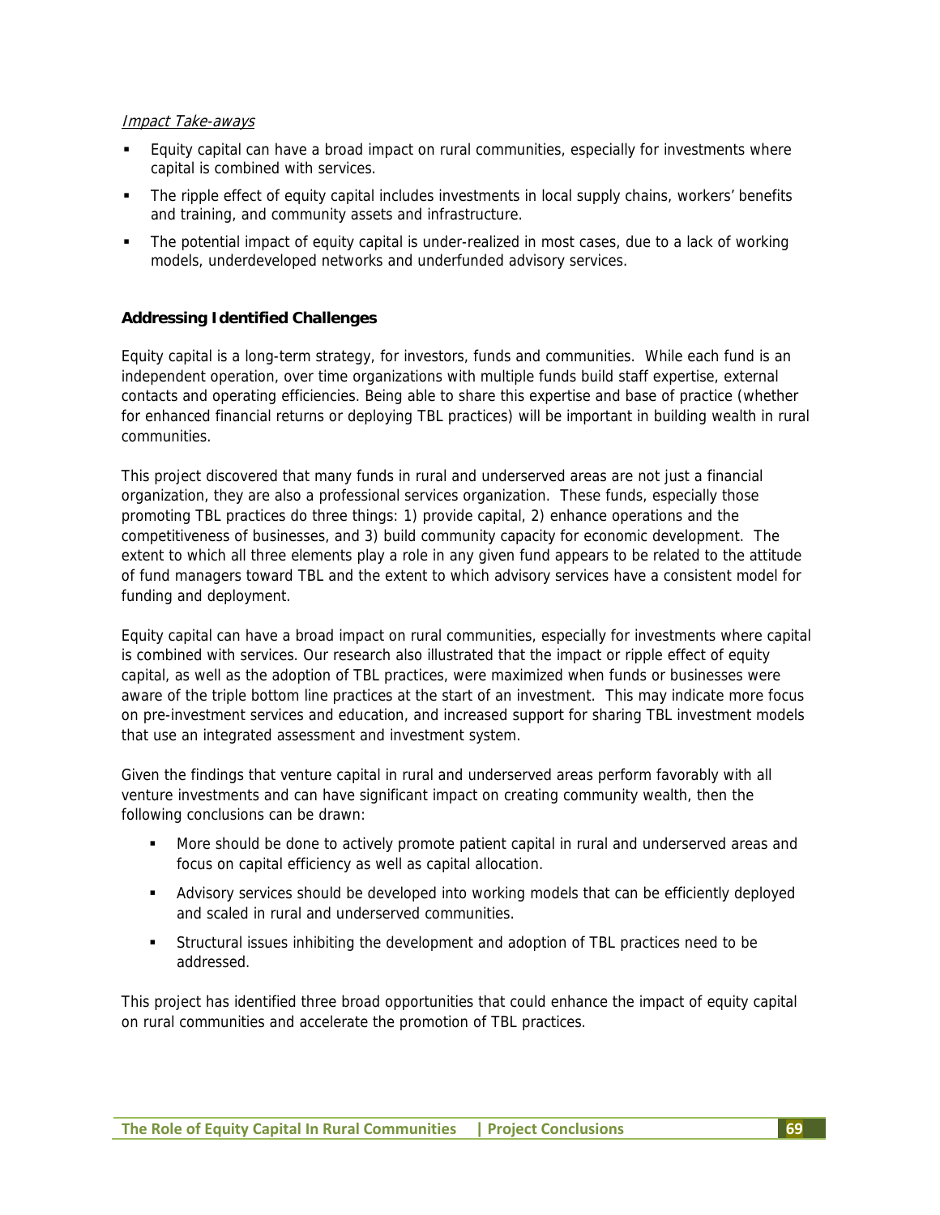*Impact Take-aways*

- Equity capital can have a broad impact on rural communities, especially for investments where capital is combined with services.
- The ripple effect of equity capital includes investments in local supply chains, workers' benefits and training, and community assets and infrastructure.
- The potential impact of equity capital is under-realized in most cases, due to a lack of working models, underdeveloped networks and underfunded advisory services.

**Addressing Identified Challenges**

Equity capital is a long-term strategy, for investors, funds and communities. While each fund is an independent operation, over time organizations with multiple funds build staff expertise, external contacts and operating efficiencies. Being able to share this expertise and base of practice (whether for enhanced financial returns or deploying TBL practices) will be important in building wealth in rural communities.

This project discovered that many funds in rural and underserved areas are not just a financial organization, they are also a professional services organization. These funds, especially those promoting TBL practices do three things: 1) provide capital, 2) enhance operations and the competitiveness of businesses, and 3) build community capacity for economic development. The extent to which all three elements play a role in any given fund appears to be related to the attitude of fund managers toward TBL and the extent to which advisory services have a consistent model for funding and deployment.

Equity capital can have a broad impact on rural communities, especially for investments where capital is combined with services. Our research also illustrated that the impact or ripple effect of equity capital, as well as the adoption of TBL practices, were maximized when funds or businesses were aware of the triple bottom line practices at the start of an investment. This may indicate more focus on pre-investment services and education, and increased support for sharing TBL investment models that use an integrated assessment and investment system.

Given the findings that venture capital in rural and underserved areas perform favorably with all venture investments and can have significant impact on creating community wealth, then the following conclusions can be drawn:

- More should be done to actively promote patient capital in rural and underserved areas and focus on capital efficiency as well as capital allocation.
- Advisory services should be developed into working models that can be efficiently deployed and scaled in rural and underserved communities.
- Structural issues inhibiting the development and adoption of TBL practices need to be addressed.

This project has identified three broad opportunities that could enhance the impact of equity capital on rural communities and accelerate the promotion of TBL practices.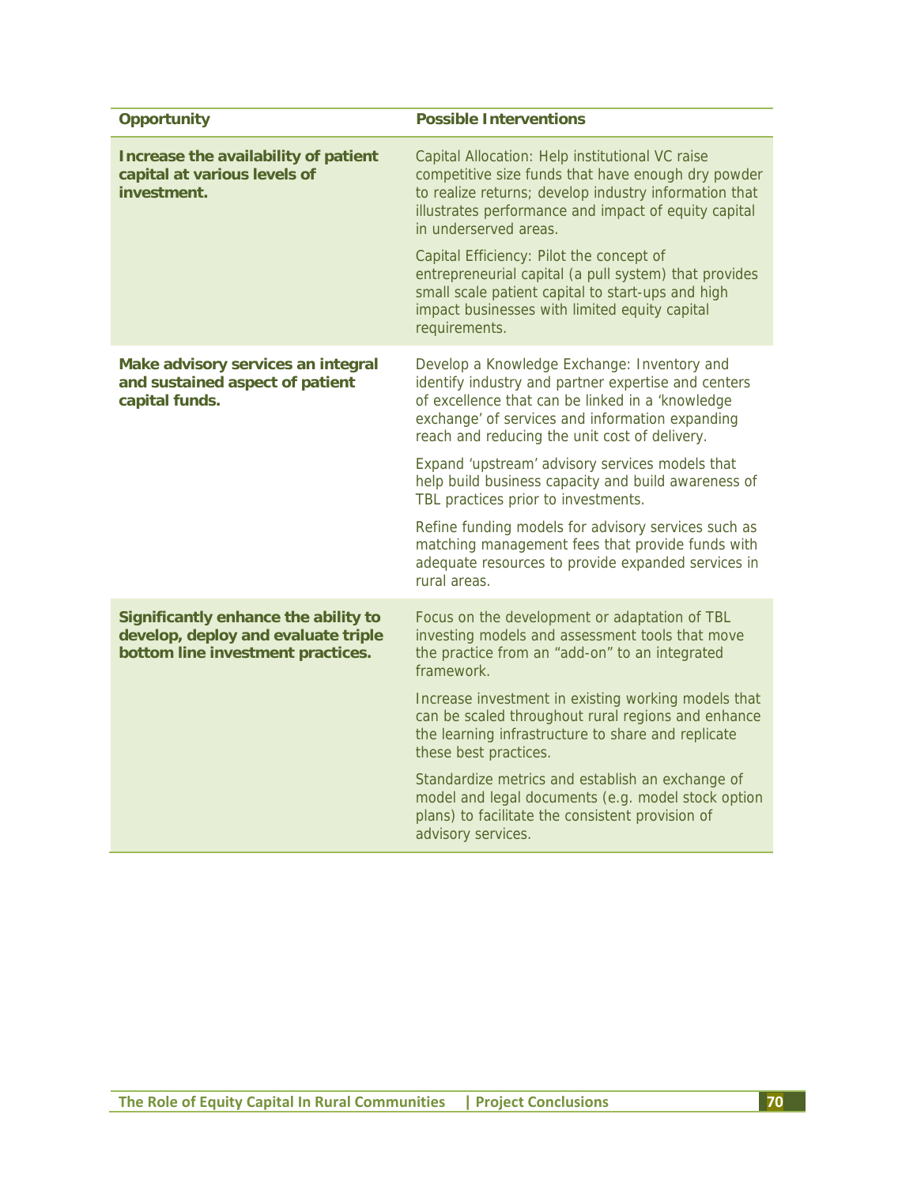| Opportunity | Possible Interventions |
|---|---|
| **Increase the availability of patient capital at various levels of investment.** | Capital Allocation: Help institutional VC raise competitive size funds that have enough dry powder to realize returns; develop industry information that illustrates performance and impact of equity capital in underserved areas. |
| | Capital Efficiency: Pilot the concept of entrepreneurial capital (a pull system) that provides small scale patient capital to start-ups and high impact businesses with limited equity capital requirements. |
| **Make advisory services an integral and sustained aspect of patient capital funds.** | Develop a Knowledge Exchange: Inventory and identify industry and partner expertise and centers of excellence that can be linked in a 'knowledge exchange' of services and information expanding reach and reducing the unit cost of delivery. |
| | Expand 'upstream' advisory services models that help build business capacity and build awareness of TBL practices prior to investments. |
| | Refine funding models for advisory services such as matching management fees that provide funds with adequate resources to provide expanded services in rural areas. |
| **Significantly enhance the ability to develop, deploy and evaluate triple bottom line investment practices.** | Focus on the development or adaptation of TBL investing models and assessment tools that move the practice from an "add-on" to an integrated framework. |
| | Increase investment in existing working models that can be scaled throughout rural regions and enhance the learning infrastructure to share and replicate these best practices. |
| | Standardize metrics and establish an exchange of model and legal documents (e.g. model stock option plans) to facilitate the consistent provision of advisory services. |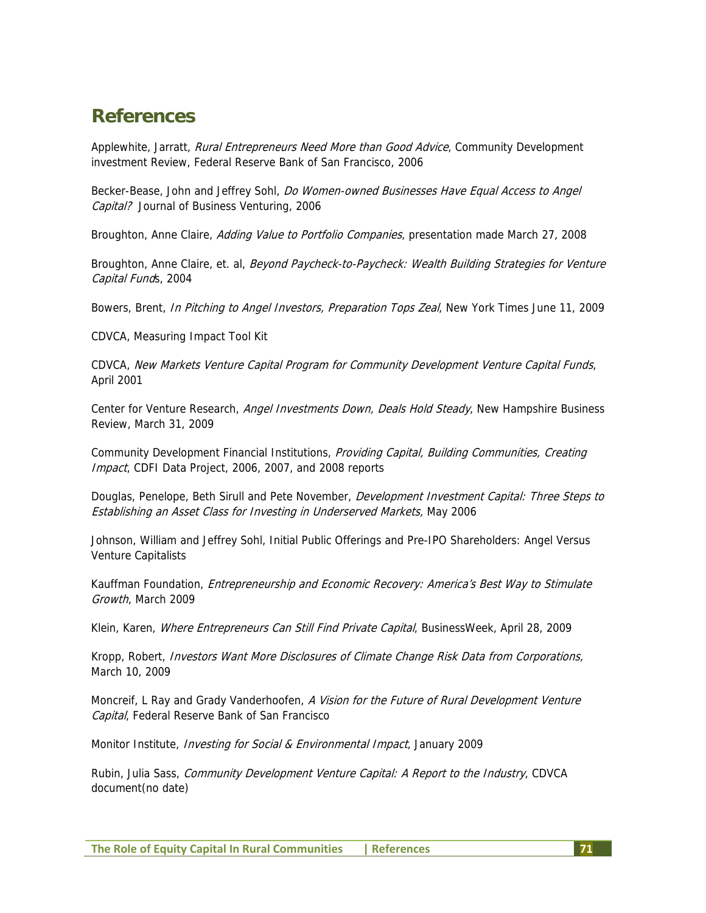## References

Applewhite, Jarratt, *Rural Entrepreneurs Need More than Good Advice*, Community Development investment Review, Federal Reserve Bank of San Francisco, 2006

Becker-Bease, John and Jeffrey Sohl, *Do Women-owned Businesses Have Equal Access to Angel Capital?* Journal of Business Venturing, 2006

Broughton, Anne Claire, *Adding Value to Portfolio Companies*, presentation made March 27, 2008

Broughton, Anne Claire, et. al, *Beyond Paycheck-to-Paycheck: Wealth Building Strategies for Venture Capital Funds*, 2004

Bowers, Brent, *In Pitching to Angel Investors, Preparation Tops Zeal*, New York Times June 11, 2009

CDVCA, Measuring Impact Tool Kit

CDVCA, *New Markets Venture Capital Program for Community Development Venture Capital Funds*, April 2001

Center for Venture Research, *Angel Investments Down, Deals Hold Steady*, New Hampshire Business Review, March 31, 2009

Community Development Financial Institutions, *Providing Capital, Building Communities, Creating Impact*, CDFI Data Project, 2006, 2007, and 2008 reports

Douglas, Penelope, Beth Sirull and Pete November, *Development Investment Capital: Three Steps to Establishing an Asset Class for Investing in Underserved Markets,* May 2006

Johnson, William and Jeffrey Sohl, Initial Public Offerings and Pre-IPO Shareholders: Angel Versus Venture Capitalists

Kauffman Foundation, *Entrepreneurship and Economic Recovery: America's Best Way to Stimulate Growth*, March 2009

Klein, Karen, *Where Entrepreneurs Can Still Find Private Capital*, BusinessWeek, April 28, 2009

Kropp, Robert, *Investors Want More Disclosures of Climate Change Risk Data from Corporations,* March 10, 2009

Moncreif, L Ray and Grady Vanderhoofen, *A Vision for the Future of Rural Development Venture Capital*, Federal Reserve Bank of San Francisco

Monitor Institute, *Investing for Social & Environmental Impact*, January 2009

Rubin, Julia Sass, *Community Development Venture Capital: A Report to the Industry*, CDVCA document(no date)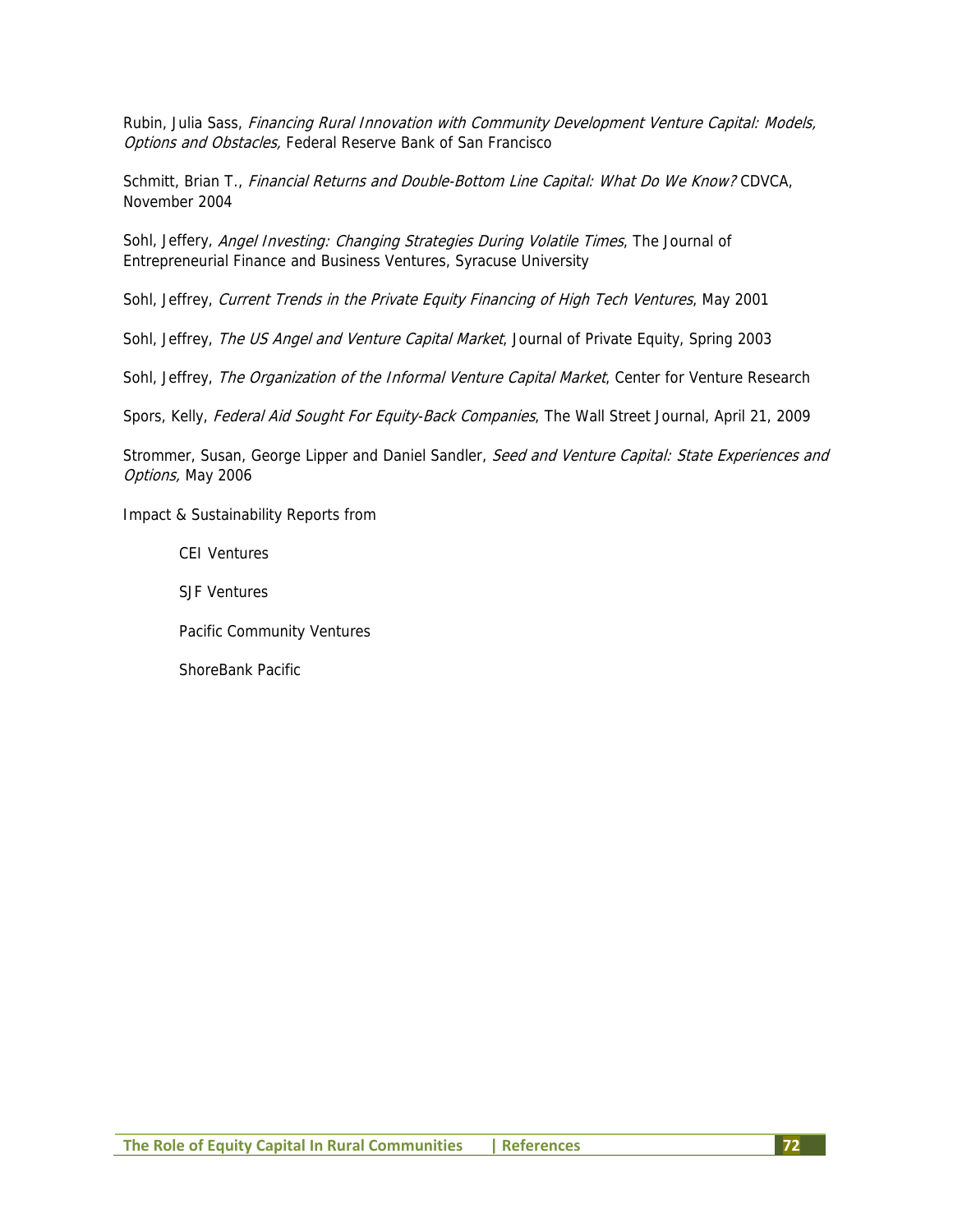Rubin, Julia Sass, *Financing Rural Innovation with Community Development Venture Capital: Models, Options and Obstacles,* Federal Reserve Bank of San Francisco

Schmitt, Brian T., *Financial Returns and Double-Bottom Line Capital: What Do We Know?* CDVCA, November 2004

Sohl, Jeffery, *Angel Investing: Changing Strategies During Volatile Times*, The Journal of Entrepreneurial Finance and Business Ventures, Syracuse University

Sohl, Jeffrey, *Current Trends in the Private Equity Financing of High Tech Ventures*, May 2001

Sohl, Jeffrey, *The US Angel and Venture Capital Market*, Journal of Private Equity, Spring 2003

Sohl, Jeffrey, *The Organization of the Informal Venture Capital Market*, Center for Venture Research

Spors, Kelly, *Federal Aid Sought For Equity-Back Companies*, The Wall Street Journal, April 21, 2009

Strommer, Susan, George Lipper and Daniel Sandler, *Seed and Venture Capital: State Experiences and Options,* May 2006

Impact & Sustainability Reports from

- CEI Ventures
- SJF Ventures
- Pacific Community Ventures
- ShoreBank Pacific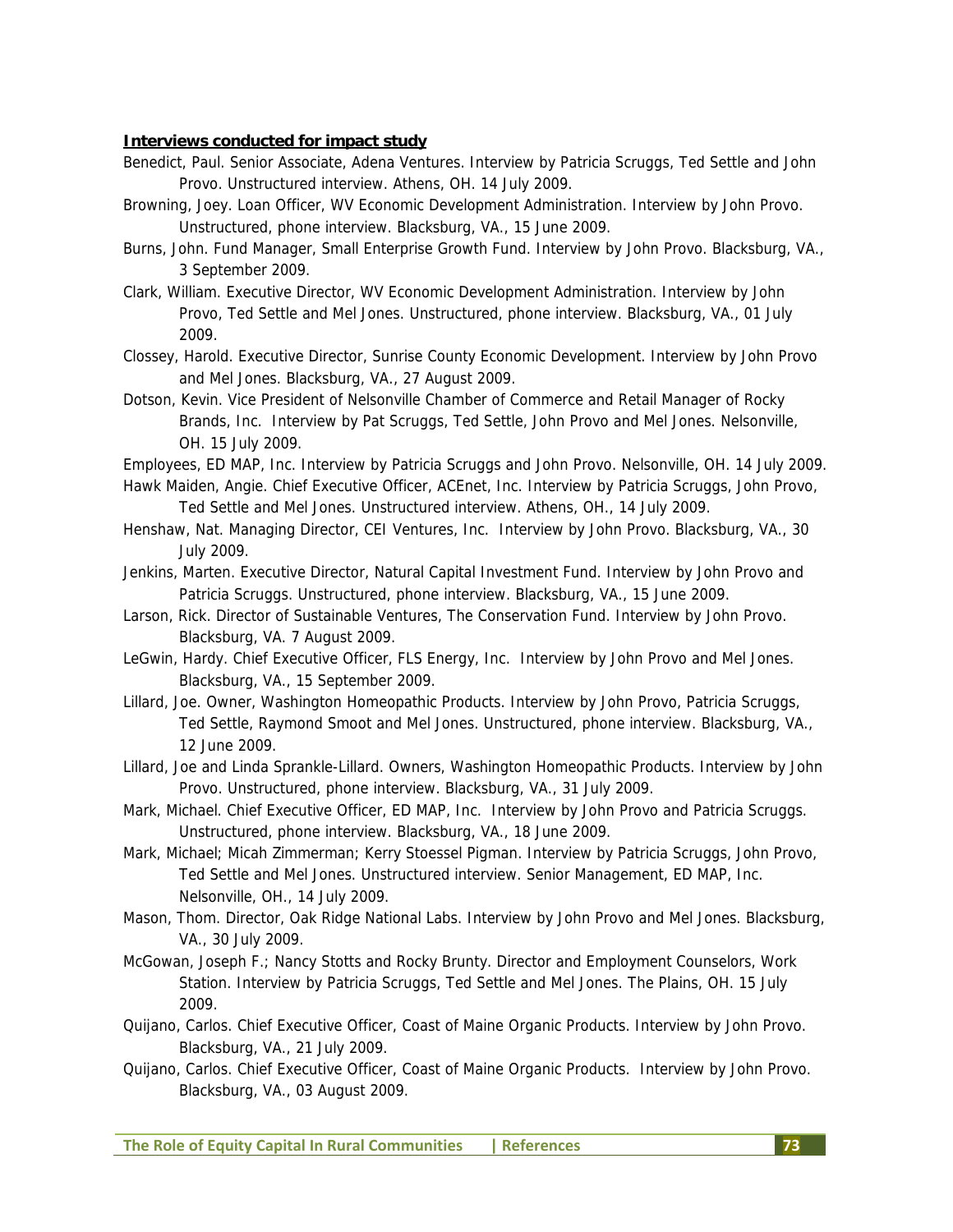**Interviews conducted for impact study**

Benedict, Paul. Senior Associate, Adena Ventures. Interview by Patricia Scruggs, Ted Settle and John Provo. Unstructured interview. Athens, OH. 14 July 2009.

Browning, Joey. Loan Officer, WV Economic Development Administration. Interview by John Provo. Unstructured, phone interview. Blacksburg, VA., 15 June 2009.

Burns, John. Fund Manager, Small Enterprise Growth Fund. Interview by John Provo. Blacksburg, VA., 3 September 2009.

Clark, William. Executive Director, WV Economic Development Administration. Interview by John Provo, Ted Settle and Mel Jones. Unstructured, phone interview. Blacksburg, VA., 01 July 2009.

Clossey, Harold. Executive Director, Sunrise County Economic Development. Interview by John Provo and Mel Jones. Blacksburg, VA., 27 August 2009.

Dotson, Kevin. Vice President of Nelsonville Chamber of Commerce and Retail Manager of Rocky Brands, Inc. Interview by Pat Scruggs, Ted Settle, John Provo and Mel Jones. Nelsonville, OH. 15 July 2009.

Employees, ED MAP, Inc. Interview by Patricia Scruggs and John Provo. Nelsonville, OH. 14 July 2009.

Hawk Maiden, Angie. Chief Executive Officer, ACEnet, Inc. Interview by Patricia Scruggs, John Provo, Ted Settle and Mel Jones. Unstructured interview. Athens, OH., 14 July 2009.

Henshaw, Nat. Managing Director, CEI Ventures, Inc. Interview by John Provo. Blacksburg, VA., 30 July 2009.

Jenkins, Marten. Executive Director, Natural Capital Investment Fund. Interview by John Provo and Patricia Scruggs. Unstructured, phone interview. Blacksburg, VA., 15 June 2009.

Larson, Rick. Director of Sustainable Ventures, The Conservation Fund. Interview by John Provo. Blacksburg, VA. 7 August 2009.

LeGwin, Hardy. Chief Executive Officer, FLS Energy, Inc. Interview by John Provo and Mel Jones. Blacksburg, VA., 15 September 2009.

Lillard, Joe. Owner, Washington Homeopathic Products. Interview by John Provo, Patricia Scruggs, Ted Settle, Raymond Smoot and Mel Jones. Unstructured, phone interview. Blacksburg, VA., 12 June 2009.

Lillard, Joe and Linda Sprankle-Lillard. Owners, Washington Homeopathic Products. Interview by John Provo. Unstructured, phone interview. Blacksburg, VA., 31 July 2009.

Mark, Michael. Chief Executive Officer, ED MAP, Inc. Interview by John Provo and Patricia Scruggs. Unstructured, phone interview. Blacksburg, VA., 18 June 2009.

Mark, Michael; Micah Zimmerman; Kerry Stoessel Pigman. Interview by Patricia Scruggs, John Provo, Ted Settle and Mel Jones. Unstructured interview. Senior Management, ED MAP, Inc. Nelsonville, OH., 14 July 2009.

Mason, Thom. Director, Oak Ridge National Labs. Interview by John Provo and Mel Jones. Blacksburg, VA., 30 July 2009.

McGowan, Joseph F.; Nancy Stotts and Rocky Brunty. Director and Employment Counselors, Work Station. Interview by Patricia Scruggs, Ted Settle and Mel Jones. The Plains, OH. 15 July 2009.

Quijano, Carlos. Chief Executive Officer, Coast of Maine Organic Products. Interview by John Provo. Blacksburg, VA., 21 July 2009.

Quijano, Carlos. Chief Executive Officer, Coast of Maine Organic Products. Interview by John Provo. Blacksburg, VA., 03 August 2009.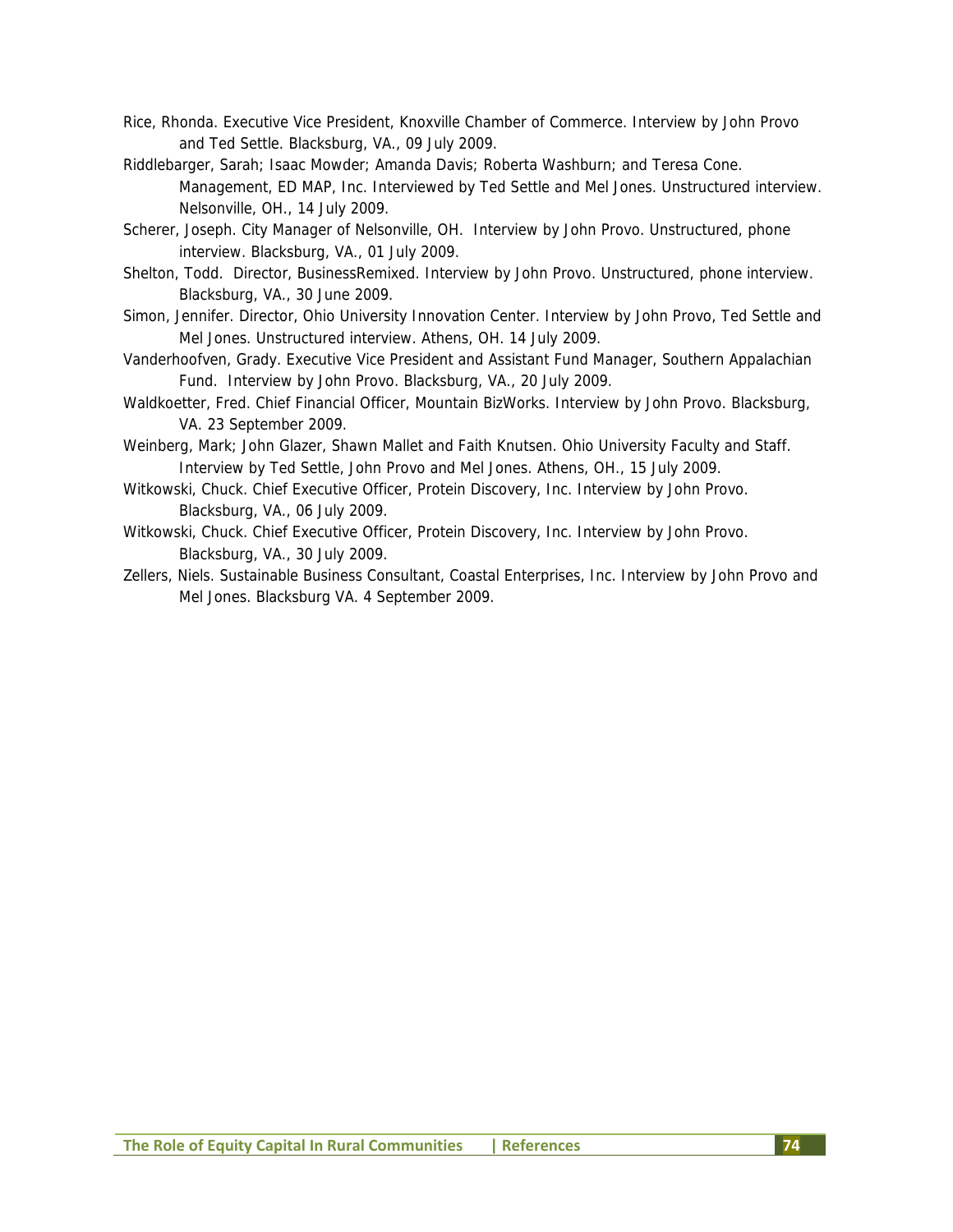Rice, Rhonda. Executive Vice President, Knoxville Chamber of Commerce. Interview by John Provo and Ted Settle. Blacksburg, VA., 09 July 2009.

Riddlebarger, Sarah; Isaac Mowder; Amanda Davis; Roberta Washburn; and Teresa Cone. Management, ED MAP, Inc. Interviewed by Ted Settle and Mel Jones. Unstructured interview. Nelsonville, OH., 14 July 2009.

Scherer, Joseph. City Manager of Nelsonville, OH. Interview by John Provo. Unstructured, phone interview. Blacksburg, VA., 01 July 2009.

Shelton, Todd. Director, BusinessRemixed. Interview by John Provo. Unstructured, phone interview. Blacksburg, VA., 30 June 2009.

Simon, Jennifer. Director, Ohio University Innovation Center. Interview by John Provo, Ted Settle and Mel Jones. Unstructured interview. Athens, OH. 14 July 2009.

Vanderhoofven, Grady. Executive Vice President and Assistant Fund Manager, Southern Appalachian Fund. Interview by John Provo. Blacksburg, VA., 20 July 2009.

Waldkoetter, Fred. Chief Financial Officer, Mountain BizWorks. Interview by John Provo. Blacksburg, VA. 23 September 2009.

Weinberg, Mark; John Glazer, Shawn Mallet and Faith Knutsen. Ohio University Faculty and Staff. Interview by Ted Settle, John Provo and Mel Jones. Athens, OH., 15 July 2009.

Witkowski, Chuck. Chief Executive Officer, Protein Discovery, Inc. Interview by John Provo. Blacksburg, VA., 06 July 2009.

Witkowski, Chuck. Chief Executive Officer, Protein Discovery, Inc. Interview by John Provo. Blacksburg, VA., 30 July 2009.

Zellers, Niels. Sustainable Business Consultant, Coastal Enterprises, Inc. Interview by John Provo and Mel Jones. Blacksburg VA. 4 September 2009.